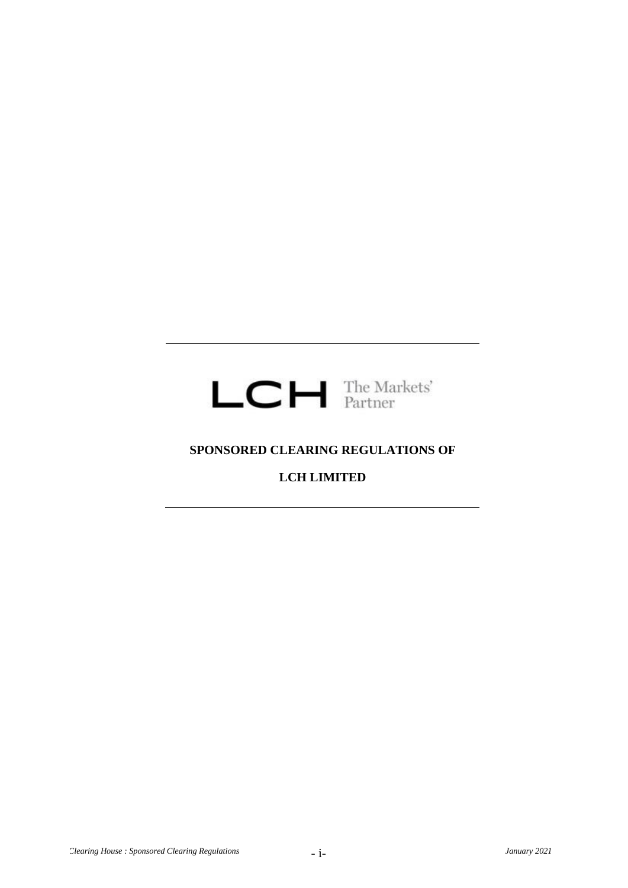LCH The Markets' Partner

# SPONSORED CLEARING REGULATIONS OF

# LCH LIMITED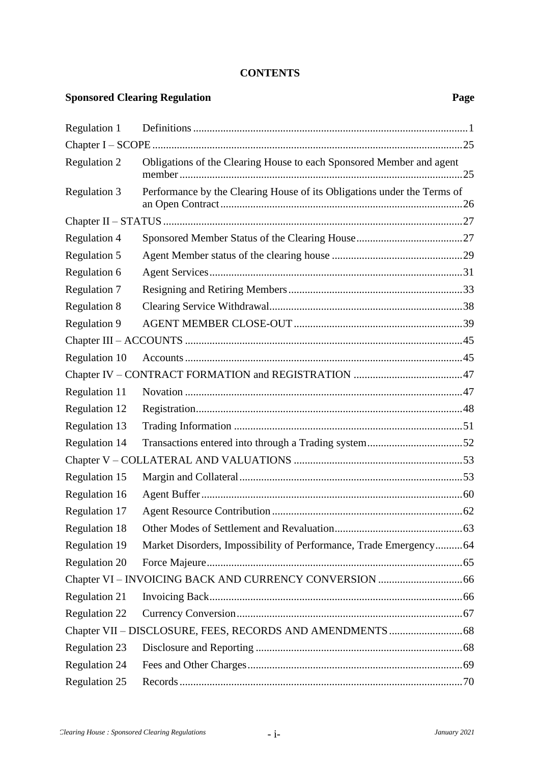**CONTENTS**

| **Sponsored Clearing Regulation** | | **Page** |
|---|---|---|
| Regulation 1 | Definitions | 1 |
| Chapter I – SCOPE | | 25 |
| Regulation 2 | Obligations of the Clearing House to each Sponsored Member and agent member | 25 |
| Regulation 3 | Performance by the Clearing House of its Obligations under the Terms of an Open Contract | 26 |
| Chapter II – STATUS | | 27 |
| Regulation 4 | Sponsored Member Status of the Clearing House | 27 |
| Regulation 5 | Agent Member status of the clearing house | 29 |
| Regulation 6 | Agent Services | 31 |
| Regulation 7 | Resigning and Retiring Members | 33 |
| Regulation 8 | Clearing Service Withdrawal | 38 |
| Regulation 9 | AGENT MEMBER CLOSE-OUT | 39 |
| Chapter III – ACCOUNTS | | 45 |
| Regulation 10 | Accounts | 45 |
| Chapter IV – CONTRACT FORMATION and REGISTRATION | | 47 |
| Regulation 11 | Novation | 47 |
| Regulation 12 | Registration | 48 |
| Regulation 13 | Trading Information | 51 |
| Regulation 14 | Transactions entered into through a Trading system | 52 |
| Chapter V – COLLATERAL AND VALUATIONS | | 53 |
| Regulation 15 | Margin and Collateral | 53 |
| Regulation 16 | Agent Buffer | 60 |
| Regulation 17 | Agent Resource Contribution | 62 |
| Regulation 18 | Other Modes of Settlement and Revaluation | 63 |
| Regulation 19 | Market Disorders, Impossibility of Performance, Trade Emergency | 64 |
| Regulation 20 | Force Majeure | 65 |
| Chapter VI – INVOICING BACK AND CURRENCY CONVERSION | | 66 |
| Regulation 21 | Invoicing Back | 66 |
| Regulation 22 | Currency Conversion | 67 |
| Chapter VII – DISCLOSURE, FEES, RECORDS AND AMENDMENTS | | 68 |
| Regulation 23 | Disclosure and Reporting | 68 |
| Regulation 24 | Fees and Other Charges | 69 |
| Regulation 25 | Records | 70 |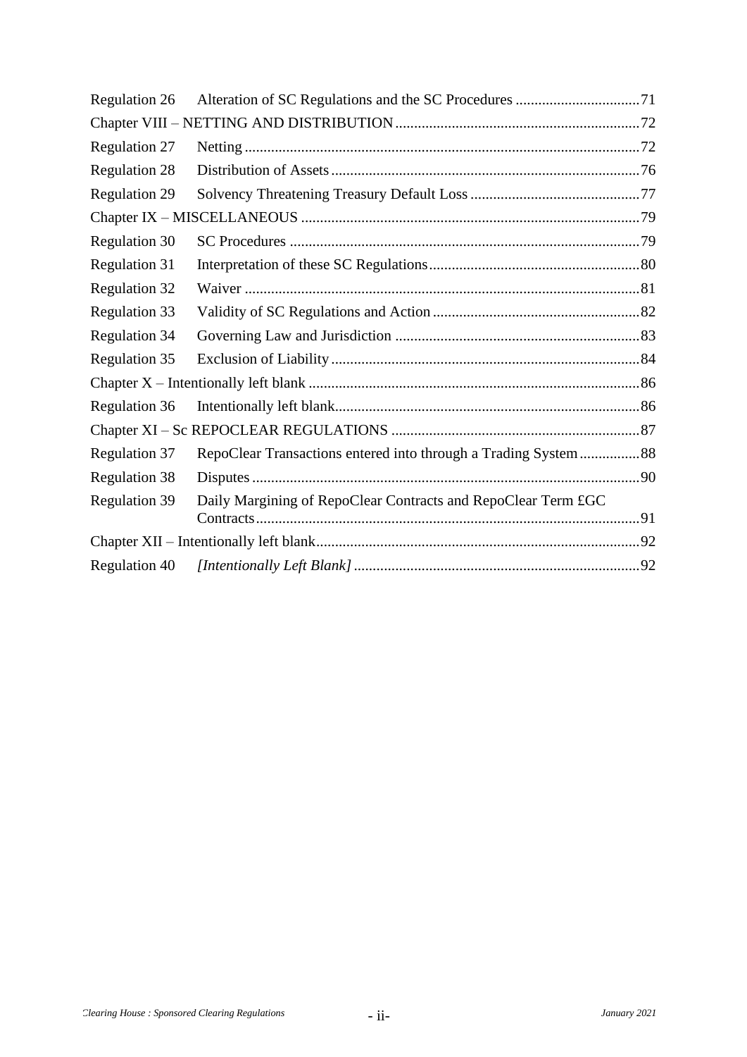| | | |
|---|---|---|
| Regulation 26 | Alteration of SC Regulations and the SC Procedures | 71 |
| Chapter VIII – NETTING AND DISTRIBUTION | | 72 |
| Regulation 27 | Netting | 72 |
| Regulation 28 | Distribution of Assets | 76 |
| Regulation 29 | Solvency Threatening Treasury Default Loss | 77 |
| Chapter IX – MISCELLANEOUS | | 79 |
| Regulation 30 | SC Procedures | 79 |
| Regulation 31 | Interpretation of these SC Regulations | 80 |
| Regulation 32 | Waiver | 81 |
| Regulation 33 | Validity of SC Regulations and Action | 82 |
| Regulation 34 | Governing Law and Jurisdiction | 83 |
| Regulation 35 | Exclusion of Liability | 84 |
| Chapter X – Intentionally left blank | | 86 |
| Regulation 36 | Intentionally left blank | 86 |
| Chapter XI – Sc REPOCLEAR REGULATIONS | | 87 |
| Regulation 37 | RepoClear Transactions entered into through a Trading System | 88 |
| Regulation 38 | Disputes | 90 |
| Regulation 39 | Daily Margining of RepoClear Contracts and RepoClear Term £GC Contracts | 91 |
| Chapter XII – Intentionally left blank | | 92 |
| Regulation 40 | *[Intentionally Left Blank]* | 92 |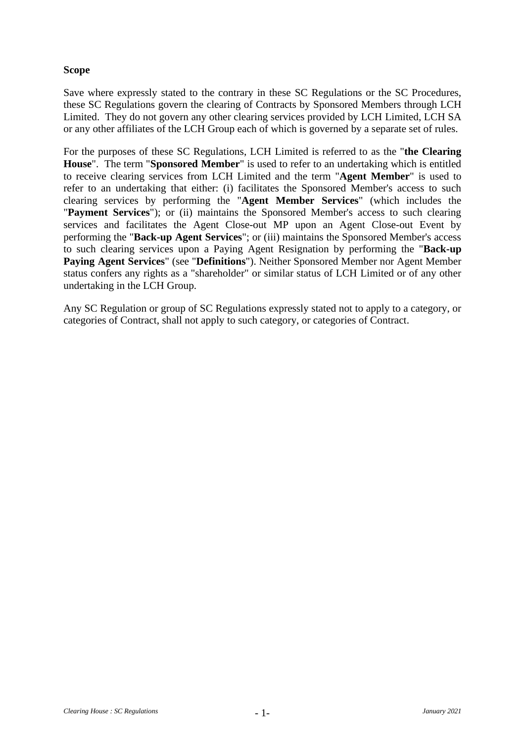**Scope**

Save where expressly stated to the contrary in these SC Regulations or the SC Procedures, these SC Regulations govern the clearing of Contracts by Sponsored Members through LCH Limited. They do not govern any other clearing services provided by LCH Limited, LCH SA or any other affiliates of the LCH Group each of which is governed by a separate set of rules.

For the purposes of these SC Regulations, LCH Limited is referred to as the "**the Clearing House**". The term "**Sponsored Member**" is used to refer to an undertaking which is entitled to receive clearing services from LCH Limited and the term "**Agent Member**" is used to refer to an undertaking that either: (i) facilitates the Sponsored Member's access to such clearing services by performing the "**Agent Member Services**" (which includes the "**Payment Services**"); or (ii) maintains the Sponsored Member's access to such clearing services and facilitates the Agent Close-out MP upon an Agent Close-out Event by performing the "**Back-up Agent Services**"; or (iii) maintains the Sponsored Member's access to such clearing services upon a Paying Agent Resignation by performing the "**Back-up Paying Agent Services**" (see "**Definitions**"). Neither Sponsored Member nor Agent Member status confers any rights as a "shareholder" or similar status of LCH Limited or of any other undertaking in the LCH Group.

Any SC Regulation or group of SC Regulations expressly stated not to apply to a category, or categories of Contract, shall not apply to such category, or categories of Contract.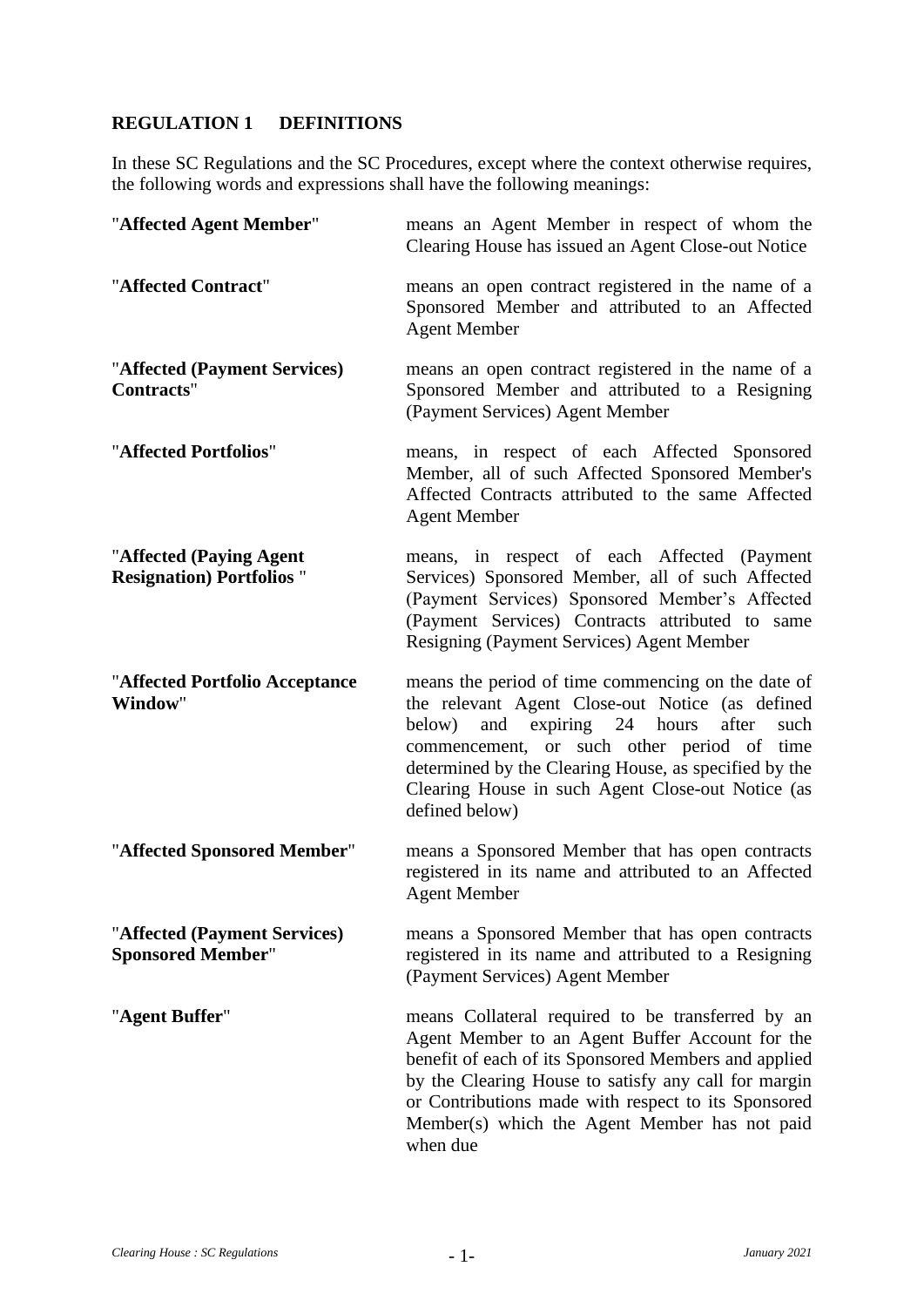## REGULATION 1 DEFINITIONS

In these SC Regulations and the SC Procedures, except where the context otherwise requires, the following words and expressions shall have the following meanings:

| | |
|---|---|
| "**Affected Agent Member**" | means an Agent Member in respect of whom the Clearing House has issued an Agent Close-out Notice |
| "**Affected Contract**" | means an open contract registered in the name of a Sponsored Member and attributed to an Affected Agent Member |
| "**Affected (Payment Services) Contracts**" | means an open contract registered in the name of a Sponsored Member and attributed to a Resigning (Payment Services) Agent Member |
| "**Affected Portfolios**" | means, in respect of each Affected Sponsored Member, all of such Affected Sponsored Member's Affected Contracts attributed to the same Affected Agent Member |
| "**Affected (Paying Agent Resignation) Portfolios** " | means, in respect of each Affected (Payment Services) Sponsored Member, all of such Affected (Payment Services) Sponsored Member's Affected (Payment Services) Contracts attributed to same Resigning (Payment Services) Agent Member |
| "**Affected Portfolio Acceptance Window**" | means the period of time commencing on the date of the relevant Agent Close-out Notice (as defined below) and expiring 24 hours after such commencement, or such other period of time determined by the Clearing House, as specified by the Clearing House in such Agent Close-out Notice (as defined below) |
| "**Affected Sponsored Member**" | means a Sponsored Member that has open contracts registered in its name and attributed to an Affected Agent Member |
| "**Affected (Payment Services) Sponsored Member**" | means a Sponsored Member that has open contracts registered in its name and attributed to a Resigning (Payment Services) Agent Member |
| "**Agent Buffer**" | means Collateral required to be transferred by an Agent Member to an Agent Buffer Account for the benefit of each of its Sponsored Members and applied by the Clearing House to satisfy any call for margin or Contributions made with respect to its Sponsored Member(s) which the Agent Member has not paid when due |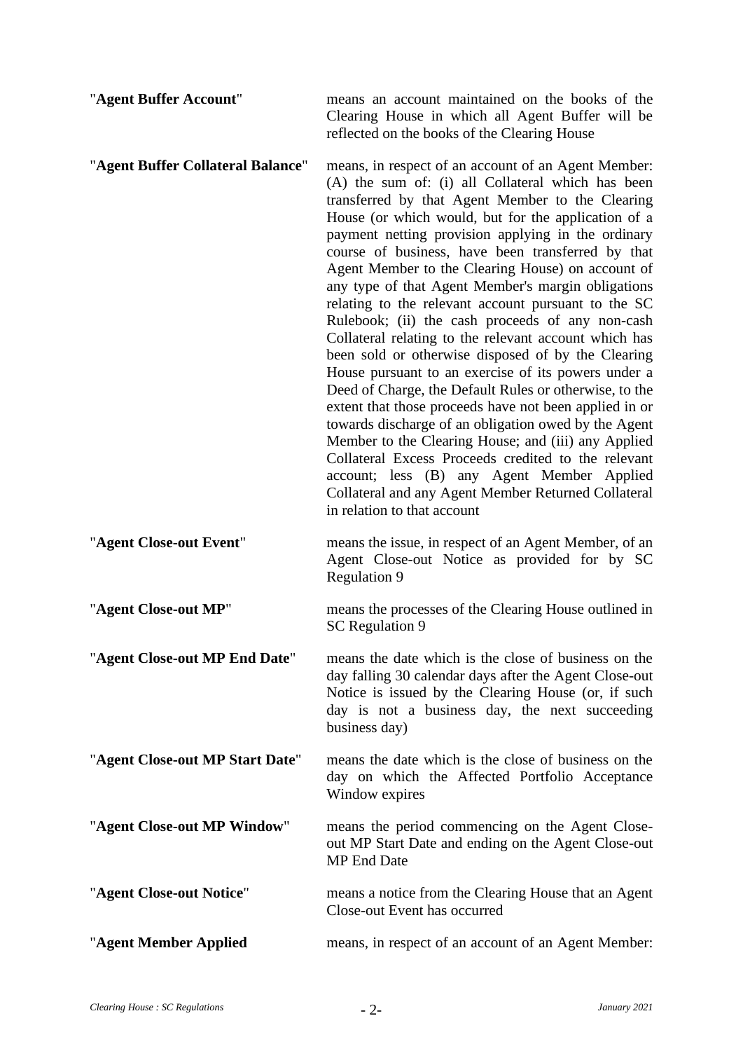| | |
|---|---|
| "**Agent Buffer Account**" | means an account maintained on the books of the Clearing House in which all Agent Buffer will be reflected on the books of the Clearing House |
| "**Agent Buffer Collateral Balance**" | means, in respect of an account of an Agent Member: (A) the sum of: (i) all Collateral which has been transferred by that Agent Member to the Clearing House (or which would, but for the application of a payment netting provision applying in the ordinary course of business, have been transferred by that Agent Member to the Clearing House) on account of any type of that Agent Member's margin obligations relating to the relevant account pursuant to the SC Rulebook; (ii) the cash proceeds of any non-cash Collateral relating to the relevant account which has been sold or otherwise disposed of by the Clearing House pursuant to an exercise of its powers under a Deed of Charge, the Default Rules or otherwise, to the extent that those proceeds have not been applied in or towards discharge of an obligation owed by the Agent Member to the Clearing House; and (iii) any Applied Collateral Excess Proceeds credited to the relevant account; less (B) any Agent Member Applied Collateral and any Agent Member Returned Collateral in relation to that account |
| "**Agent Close-out Event**" | means the issue, in respect of an Agent Member, of an Agent Close-out Notice as provided for by SC Regulation 9 |
| "**Agent Close-out MP**" | means the processes of the Clearing House outlined in SC Regulation 9 |
| "**Agent Close-out MP End Date**" | means the date which is the close of business on the day falling 30 calendar days after the Agent Close-out Notice is issued by the Clearing House (or, if such day is not a business day, the next succeeding business day) |
| "**Agent Close-out MP Start Date**" | means the date which is the close of business on the day on which the Affected Portfolio Acceptance Window expires |
| "**Agent Close-out MP Window**" | means the period commencing on the Agent Close-out MP Start Date and ending on the Agent Close-out MP End Date |
| "**Agent Close-out Notice**" | means a notice from the Clearing House that an Agent Close-out Event has occurred |
| "**Agent Member Applied** | means, in respect of an account of an Agent Member: |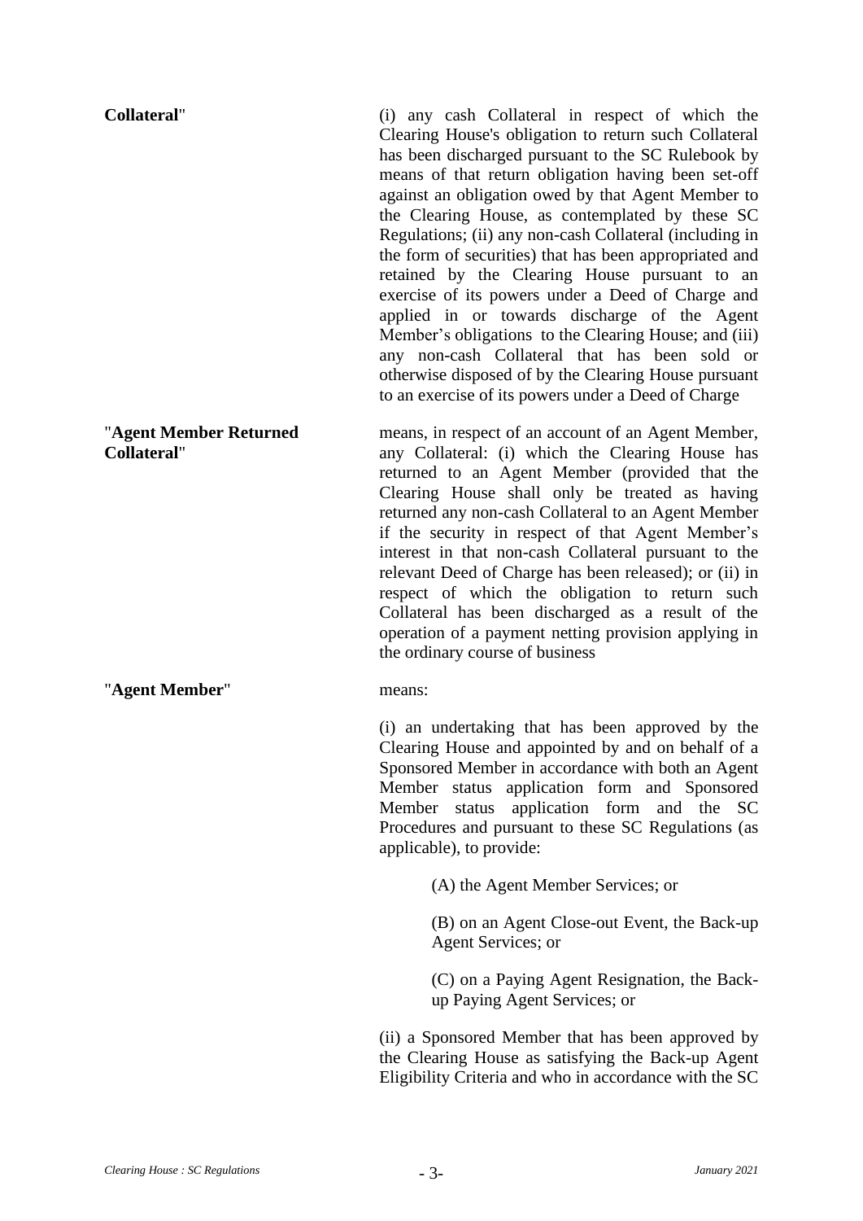**Collateral**" (i) any cash Collateral in respect of which the Clearing House's obligation to return such Collateral has been discharged pursuant to the SC Rulebook by means of that return obligation having been set-off against an obligation owed by that Agent Member to the Clearing House, as contemplated by these SC Regulations; (ii) any non-cash Collateral (including in the form of securities) that has been appropriated and retained by the Clearing House pursuant to an exercise of its powers under a Deed of Charge and applied in or towards discharge of the Agent Member's obligations to the Clearing House; and (iii) any non-cash Collateral that has been sold or otherwise disposed of by the Clearing House pursuant to an exercise of its powers under a Deed of Charge

"**Agent Member Returned Collateral**" means, in respect of an account of an Agent Member, any Collateral: (i) which the Clearing House has returned to an Agent Member (provided that the Clearing House shall only be treated as having returned any non-cash Collateral to an Agent Member if the security in respect of that Agent Member's interest in that non-cash Collateral pursuant to the relevant Deed of Charge has been released); or (ii) in respect of which the obligation to return such Collateral has been discharged as a result of the operation of a payment netting provision applying in the ordinary course of business

"**Agent Member**" means:

(i) an undertaking that has been approved by the Clearing House and appointed by and on behalf of a Sponsored Member in accordance with both an Agent Member status application form and Sponsored Member status application form and the SC Procedures and pursuant to these SC Regulations (as applicable), to provide:

(A) the Agent Member Services; or

(B) on an Agent Close-out Event, the Back-up Agent Services; or

(C) on a Paying Agent Resignation, the Back-up Paying Agent Services; or

(ii) a Sponsored Member that has been approved by the Clearing House as satisfying the Back-up Agent Eligibility Criteria and who in accordance with the SC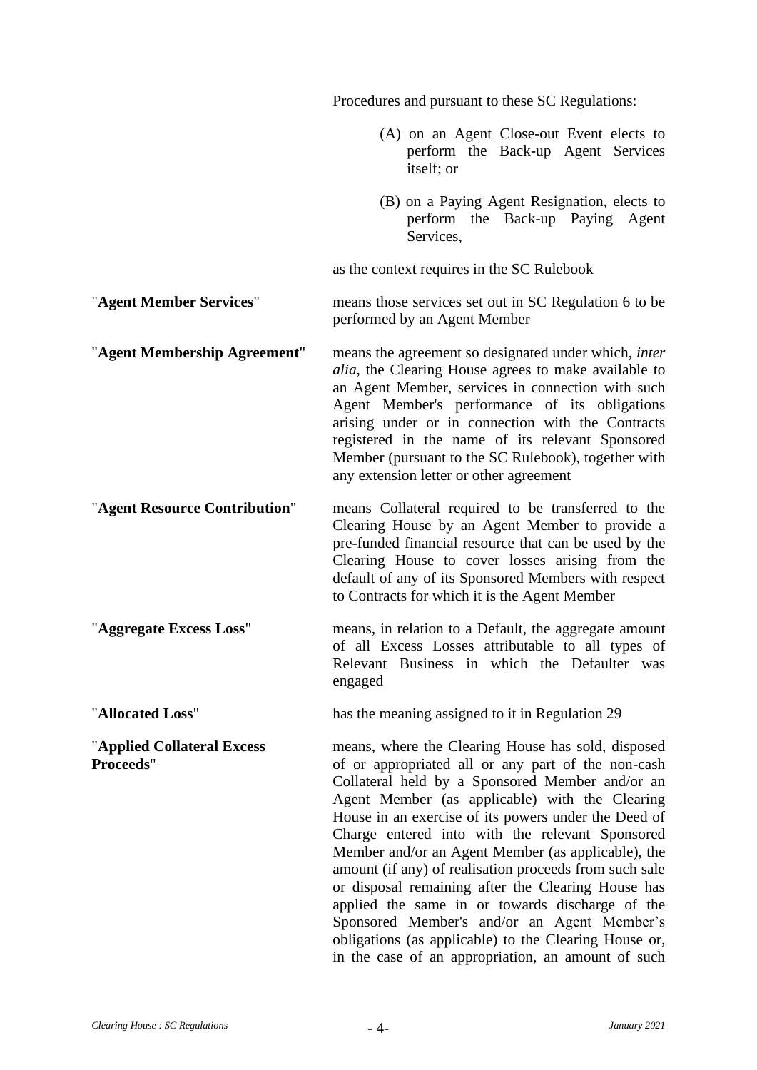Procedures and pursuant to these SC Regulations:

(A) on an Agent Close-out Event elects to perform the Back-up Agent Services itself; or

(B) on a Paying Agent Resignation, elects to perform the Back-up Paying Agent Services,

as the context requires in the SC Rulebook

| | |
|---|---|
| "**Agent Member Services**" | means those services set out in SC Regulation 6 to be performed by an Agent Member |
| "**Agent Membership Agreement**" | means the agreement so designated under which, *inter alia*, the Clearing House agrees to make available to an Agent Member, services in connection with such Agent Member's performance of its obligations arising under or in connection with the Contracts registered in the name of its relevant Sponsored Member (pursuant to the SC Rulebook), together with any extension letter or other agreement |
| "**Agent Resource Contribution**" | means Collateral required to be transferred to the Clearing House by an Agent Member to provide a pre-funded financial resource that can be used by the Clearing House to cover losses arising from the default of any of its Sponsored Members with respect to Contracts for which it is the Agent Member |
| "**Aggregate Excess Loss**" | means, in relation to a Default, the aggregate amount of all Excess Losses attributable to all types of Relevant Business in which the Defaulter was engaged |
| "**Allocated Loss**" | has the meaning assigned to it in Regulation 29 |
| "**Applied Collateral Excess Proceeds**" | means, where the Clearing House has sold, disposed of or appropriated all or any part of the non-cash Collateral held by a Sponsored Member and/or an Agent Member (as applicable) with the Clearing House in an exercise of its powers under the Deed of Charge entered into with the relevant Sponsored Member and/or an Agent Member (as applicable), the amount (if any) of realisation proceeds from such sale or disposal remaining after the Clearing House has applied the same in or towards discharge of the Sponsored Member's and/or an Agent Member's obligations (as applicable) to the Clearing House or, in the case of an appropriation, an amount of such |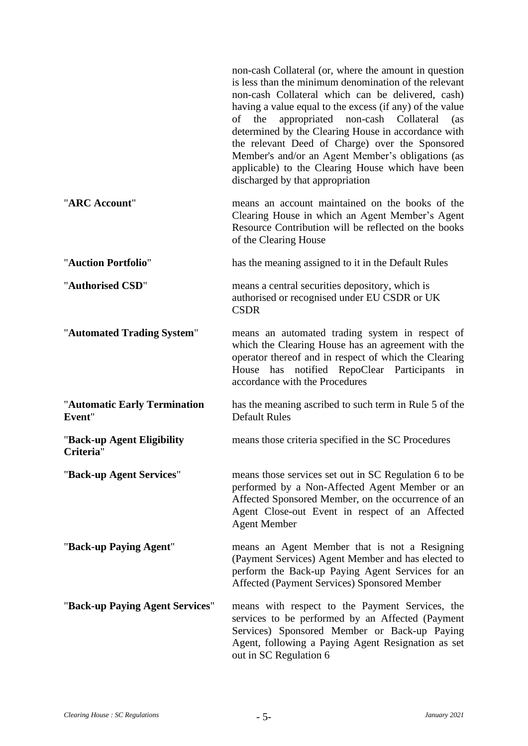non-cash Collateral (or, where the amount in question is less than the minimum denomination of the relevant non-cash Collateral which can be delivered, cash) having a value equal to the excess (if any) of the value of the appropriated non-cash Collateral (as determined by the Clearing House in accordance with the relevant Deed of Charge) over the Sponsored Member's and/or an Agent Member's obligations (as applicable) to the Clearing House which have been discharged by that appropriation

| | |
|---|---|
| "**ARC Account**" | means an account maintained on the books of the Clearing House in which an Agent Member's Agent Resource Contribution will be reflected on the books of the Clearing House |
| "**Auction Portfolio**" | has the meaning assigned to it in the Default Rules |
| "**Authorised CSD**" | means a central securities depository, which is authorised or recognised under EU CSDR or UK CSDR |
| "**Automated Trading System**" | means an automated trading system in respect of which the Clearing House has an agreement with the operator thereof and in respect of which the Clearing House has notified RepoClear Participants in accordance with the Procedures |
| "**Automatic Early Termination Event**" | has the meaning ascribed to such term in Rule 5 of the Default Rules |
| "**Back-up Agent Eligibility Criteria**" | means those criteria specified in the SC Procedures |
| "**Back-up Agent Services**" | means those services set out in SC Regulation 6 to be performed by a Non-Affected Agent Member or an Affected Sponsored Member, on the occurrence of an Agent Close-out Event in respect of an Affected Agent Member |
| "**Back-up Paying Agent**" | means an Agent Member that is not a Resigning (Payment Services) Agent Member and has elected to perform the Back-up Paying Agent Services for an Affected (Payment Services) Sponsored Member |
| "**Back-up Paying Agent Services**" | means with respect to the Payment Services, the services to be performed by an Affected (Payment Services) Sponsored Member or Back-up Paying Agent, following a Paying Agent Resignation as set out in SC Regulation 6 |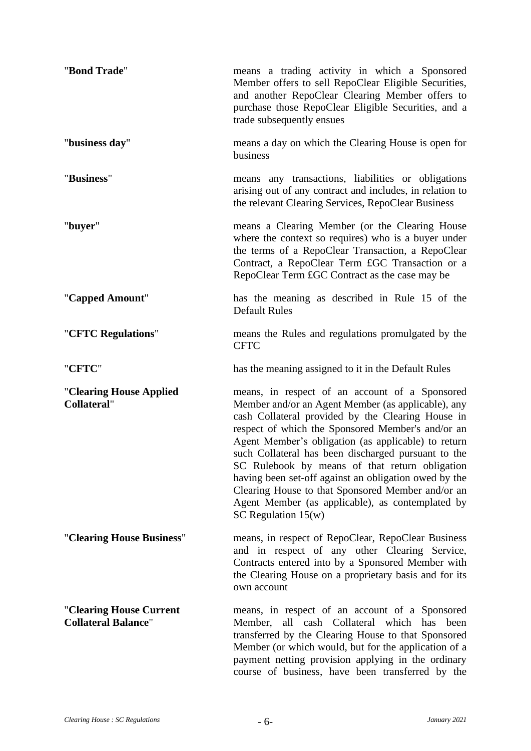| | |
|---|---|
| "**Bond Trade**" | means a trading activity in which a Sponsored Member offers to sell RepoClear Eligible Securities, and another RepoClear Clearing Member offers to purchase those RepoClear Eligible Securities, and a trade subsequently ensues |
| "**business day**" | means a day on which the Clearing House is open for business |
| "**Business**" | means any transactions, liabilities or obligations arising out of any contract and includes, in relation to the relevant Clearing Services, RepoClear Business |
| "**buyer**" | means a Clearing Member (or the Clearing House where the context so requires) who is a buyer under the terms of a RepoClear Transaction, a RepoClear Contract, a RepoClear Term £GC Transaction or a RepoClear Term £GC Contract as the case may be |
| "**Capped Amount**" | has the meaning as described in Rule 15 of the Default Rules |
| "**CFTC Regulations**" | means the Rules and regulations promulgated by the CFTC |
| "**CFTC**" | has the meaning assigned to it in the Default Rules |
| "**Clearing House Applied Collateral**" | means, in respect of an account of a Sponsored Member and/or an Agent Member (as applicable), any cash Collateral provided by the Clearing House in respect of which the Sponsored Member's and/or an Agent Member's obligation (as applicable) to return such Collateral has been discharged pursuant to the SC Rulebook by means of that return obligation having been set-off against an obligation owed by the Clearing House to that Sponsored Member and/or an Agent Member (as applicable), as contemplated by SC Regulation 15(w) |
| "**Clearing House Business**" | means, in respect of RepoClear, RepoClear Business and in respect of any other Clearing Service, Contracts entered into by a Sponsored Member with the Clearing House on a proprietary basis and for its own account |
| "**Clearing House Current Collateral Balance**" | means, in respect of an account of a Sponsored Member, all cash Collateral which has been transferred by the Clearing House to that Sponsored Member (or which would, but for the application of a payment netting provision applying in the ordinary course of business, have been transferred by the |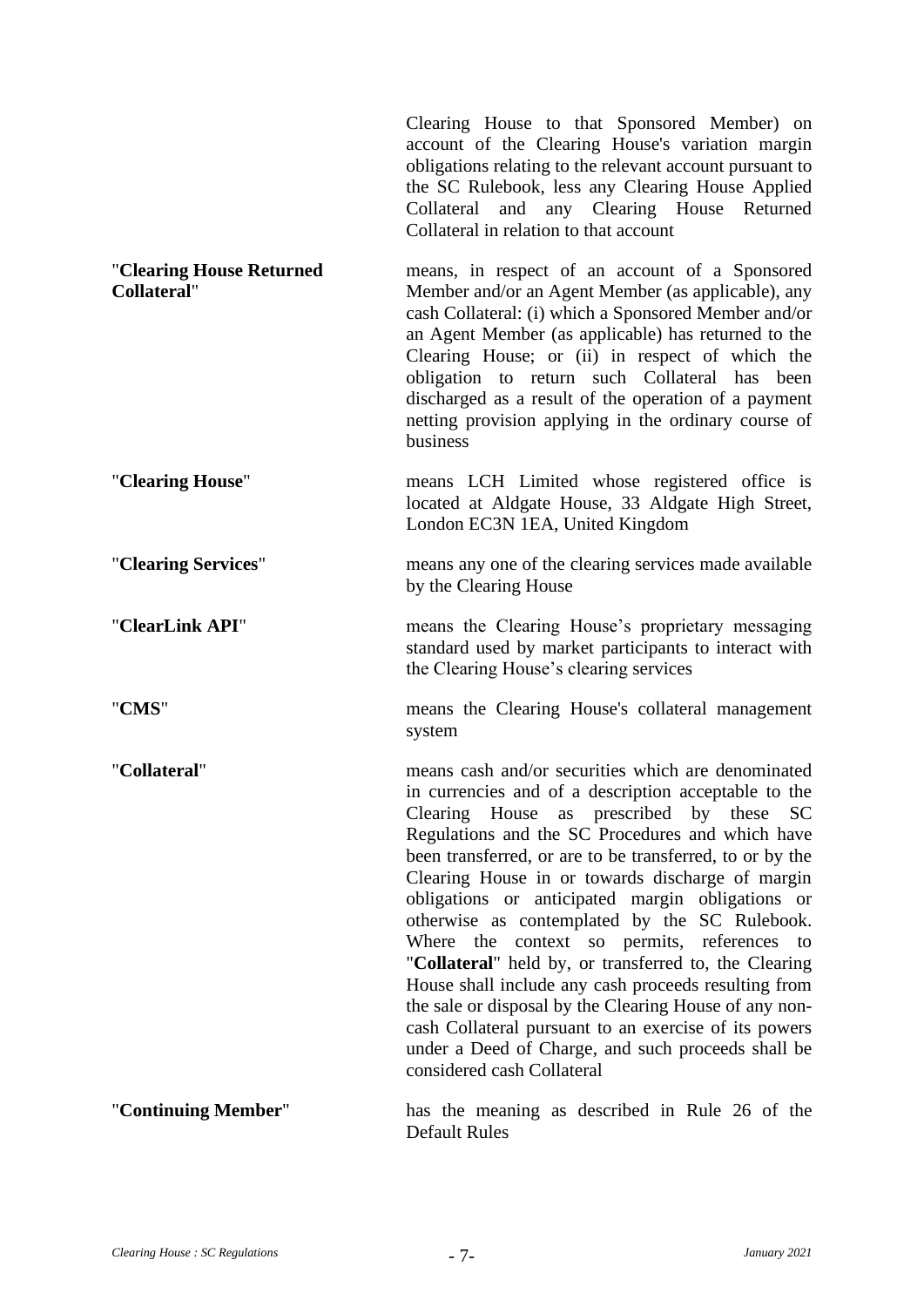Clearing House to that Sponsored Member) on account of the Clearing House's variation margin obligations relating to the relevant account pursuant to the SC Rulebook, less any Clearing House Applied Collateral and any Clearing House Returned Collateral in relation to that account

| | |
|---|---|
| "**Clearing House Returned Collateral**" | means, in respect of an account of a Sponsored Member and/or an Agent Member (as applicable), any cash Collateral: (i) which a Sponsored Member and/or an Agent Member (as applicable) has returned to the Clearing House; or (ii) in respect of which the obligation to return such Collateral has been discharged as a result of the operation of a payment netting provision applying in the ordinary course of business |
| "**Clearing House**" | means LCH Limited whose registered office is located at Aldgate House, 33 Aldgate High Street, London EC3N 1EA, United Kingdom |
| "**Clearing Services**" | means any one of the clearing services made available by the Clearing House |
| "**ClearLink API**" | means the Clearing House's proprietary messaging standard used by market participants to interact with the Clearing House's clearing services |
| "**CMS**" | means the Clearing House's collateral management system |
| "**Collateral**" | means cash and/or securities which are denominated in currencies and of a description acceptable to the Clearing House as prescribed by these SC Regulations and the SC Procedures and which have been transferred, or are to be transferred, to or by the Clearing House in or towards discharge of margin obligations or anticipated margin obligations or otherwise as contemplated by the SC Rulebook. Where the context so permits, references to "**Collateral**" held by, or transferred to, the Clearing House shall include any cash proceeds resulting from the sale or disposal by the Clearing House of any non-cash Collateral pursuant to an exercise of its powers under a Deed of Charge, and such proceeds shall be considered cash Collateral |
| "**Continuing Member**" | has the meaning as described in Rule 26 of the Default Rules |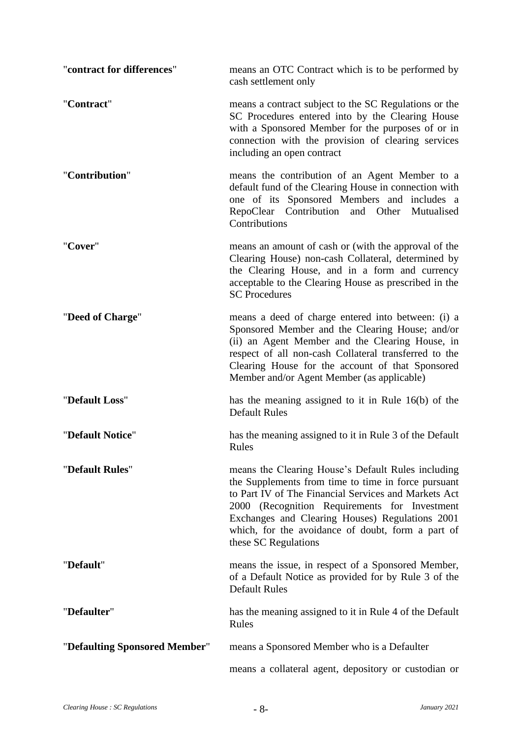| | |
|---|---|
| "**contract for differences**" | means an OTC Contract which is to be performed by cash settlement only |
| "**Contract**" | means a contract subject to the SC Regulations or the SC Procedures entered into by the Clearing House with a Sponsored Member for the purposes of or in connection with the provision of clearing services including an open contract |
| "**Contribution**" | means the contribution of an Agent Member to a default fund of the Clearing House in connection with one of its Sponsored Members and includes a RepoClear Contribution and Other Mutualised Contributions |
| "**Cover**" | means an amount of cash or (with the approval of the Clearing House) non-cash Collateral, determined by the Clearing House, and in a form and currency acceptable to the Clearing House as prescribed in the SC Procedures |
| "**Deed of Charge**" | means a deed of charge entered into between: (i) a Sponsored Member and the Clearing House; and/or (ii) an Agent Member and the Clearing House, in respect of all non-cash Collateral transferred to the Clearing House for the account of that Sponsored Member and/or Agent Member (as applicable) |
| "**Default Loss**" | has the meaning assigned to it in Rule 16(b) of the Default Rules |
| "**Default Notice**" | has the meaning assigned to it in Rule 3 of the Default Rules |
| "**Default Rules**" | means the Clearing House's Default Rules including the Supplements from time to time in force pursuant to Part IV of The Financial Services and Markets Act 2000 (Recognition Requirements for Investment Exchanges and Clearing Houses) Regulations 2001 which, for the avoidance of doubt, form a part of these SC Regulations |
| "**Default**" | means the issue, in respect of a Sponsored Member, of a Default Notice as provided for by Rule 3 of the Default Rules |
| "**Defaulter**" | has the meaning assigned to it in Rule 4 of the Default Rules |
| "**Defaulting Sponsored Member**" | means a Sponsored Member who is a Defaulter |
| | means a collateral agent, depository or custodian or |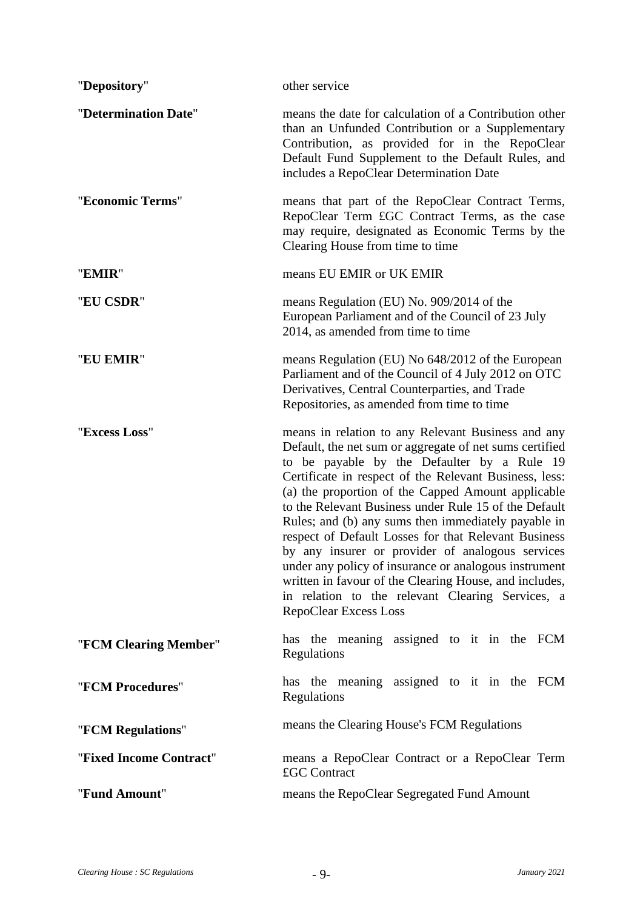| | |
|---|---|
| "**Depository**" | other service |
| "**Determination Date**" | means the date for calculation of a Contribution other than an Unfunded Contribution or a Supplementary Contribution, as provided for in the RepoClear Default Fund Supplement to the Default Rules, and includes a RepoClear Determination Date |
| "**Economic Terms**" | means that part of the RepoClear Contract Terms, RepoClear Term £GC Contract Terms, as the case may require, designated as Economic Terms by the Clearing House from time to time |
| "**EMIR**" | means EU EMIR or UK EMIR |
| "**EU CSDR**" | means Regulation (EU) No. 909/2014 of the European Parliament and of the Council of 23 July 2014, as amended from time to time |
| "**EU EMIR**" | means Regulation (EU) No 648/2012 of the European Parliament and of the Council of 4 July 2012 on OTC Derivatives, Central Counterparties, and Trade Repositories, as amended from time to time |
| "**Excess Loss**" | means in relation to any Relevant Business and any Default, the net sum or aggregate of net sums certified to be payable by the Defaulter by a Rule 19 Certificate in respect of the Relevant Business, less: (a) the proportion of the Capped Amount applicable to the Relevant Business under Rule 15 of the Default Rules; and (b) any sums then immediately payable in respect of Default Losses for that Relevant Business by any insurer or provider of analogous services under any policy of insurance or analogous instrument written in favour of the Clearing House, and includes, in relation to the relevant Clearing Services, a RepoClear Excess Loss |
| "**FCM Clearing Member**" | has the meaning assigned to it in the FCM Regulations |
| "**FCM Procedures**" | has the meaning assigned to it in the FCM Regulations |
| "**FCM Regulations**" | means the Clearing House's FCM Regulations |
| "**Fixed Income Contract**" | means a RepoClear Contract or a RepoClear Term £GC Contract |
| "**Fund Amount**" | means the RepoClear Segregated Fund Amount |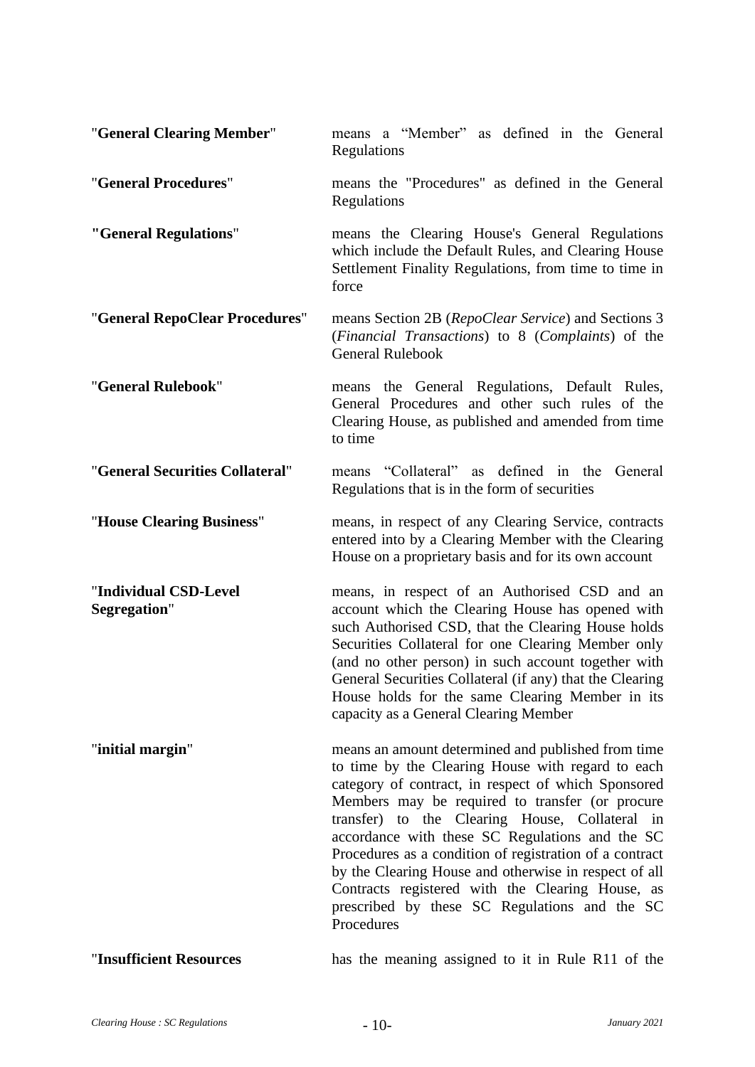| | |
|---|---|
| "**General Clearing Member**" | means a "Member" as defined in the General Regulations |
| "**General Procedures**" | means the "Procedures" as defined in the General Regulations |
| **"General Regulations**" | means the Clearing House's General Regulations which include the Default Rules, and Clearing House Settlement Finality Regulations, from time to time in force |
| "**General RepoClear Procedures**" | means Section 2B (*RepoClear Service*) and Sections 3 (*Financial Transactions*) to 8 (*Complaints*) of the General Rulebook |
| "**General Rulebook**" | means the General Regulations, Default Rules, General Procedures and other such rules of the Clearing House, as published and amended from time to time |
| "**General Securities Collateral**" | means "Collateral" as defined in the General Regulations that is in the form of securities |
| "**House Clearing Business**" | means, in respect of any Clearing Service, contracts entered into by a Clearing Member with the Clearing House on a proprietary basis and for its own account |
| "**Individual CSD-Level Segregation**" | means, in respect of an Authorised CSD and an account which the Clearing House has opened with such Authorised CSD, that the Clearing House holds Securities Collateral for one Clearing Member only (and no other person) in such account together with General Securities Collateral (if any) that the Clearing House holds for the same Clearing Member in its capacity as a General Clearing Member |
| "**initial margin**" | means an amount determined and published from time to time by the Clearing House with regard to each category of contract, in respect of which Sponsored Members may be required to transfer (or procure transfer) to the Clearing House, Collateral in accordance with these SC Regulations and the SC Procedures as a condition of registration of a contract by the Clearing House and otherwise in respect of all Contracts registered with the Clearing House, as prescribed by these SC Regulations and the SC Procedures |
| "**Insufficient Resources** | has the meaning assigned to it in Rule R11 of the |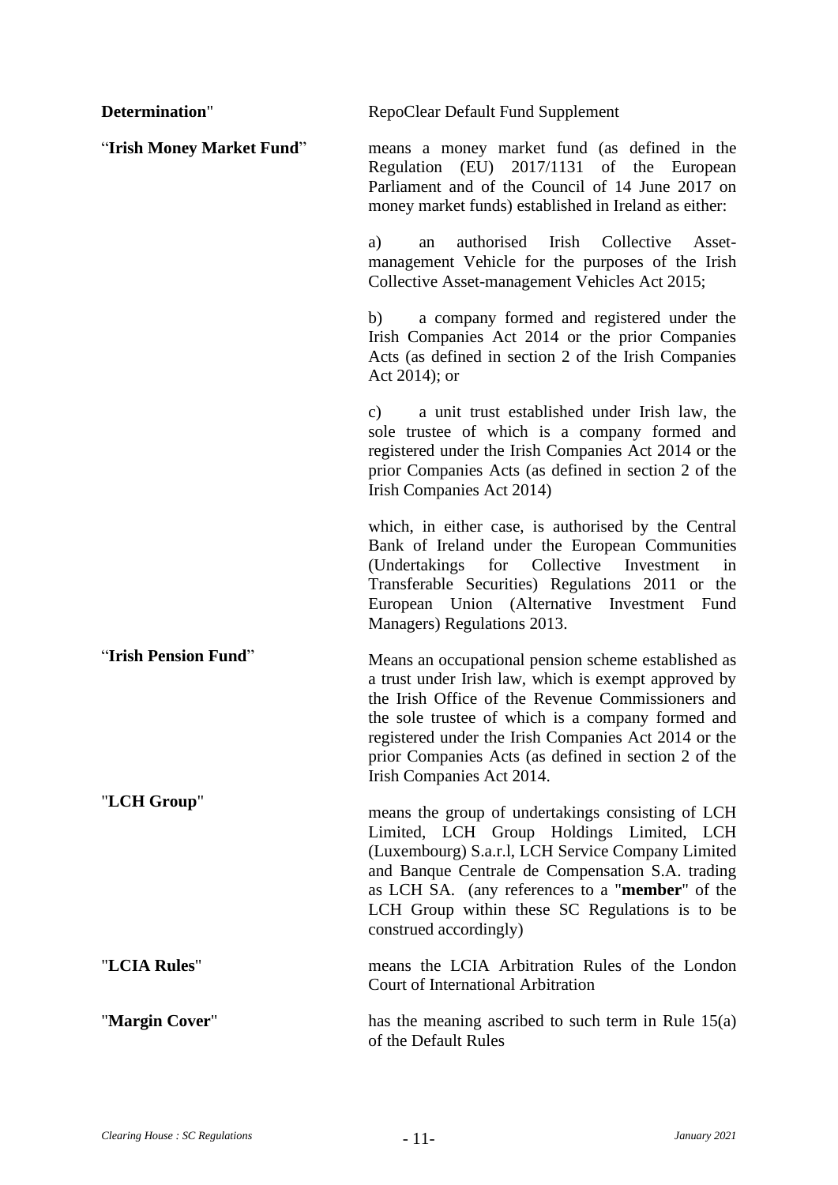**Determination**" RepoClear Default Fund Supplement

"**Irish Money Market Fund**" means a money market fund (as defined in the Regulation (EU) 2017/1131 of the European Parliament and of the Council of 14 June 2017 on money market funds) established in Ireland as either:

a) an authorised Irish Collective Asset-management Vehicle for the purposes of the Irish Collective Asset-management Vehicles Act 2015;

b) a company formed and registered under the Irish Companies Act 2014 or the prior Companies Acts (as defined in section 2 of the Irish Companies Act 2014); or

c) a unit trust established under Irish law, the sole trustee of which is a company formed and registered under the Irish Companies Act 2014 or the prior Companies Acts (as defined in section 2 of the Irish Companies Act 2014)

which, in either case, is authorised by the Central Bank of Ireland under the European Communities (Undertakings for Collective Investment in Transferable Securities) Regulations 2011 or the European Union (Alternative Investment Fund Managers) Regulations 2013.

"**Irish Pension Fund**" Means an occupational pension scheme established as a trust under Irish law, which is exempt approved by the Irish Office of the Revenue Commissioners and the sole trustee of which is a company formed and registered under the Irish Companies Act 2014 or the prior Companies Acts (as defined in section 2 of the Irish Companies Act 2014.

"**LCH Group**" means the group of undertakings consisting of LCH Limited, LCH Group Holdings Limited, LCH (Luxembourg) S.a.r.l, LCH Service Company Limited and Banque Centrale de Compensation S.A. trading as LCH SA. (any references to a "**member**" of the LCH Group within these SC Regulations is to be construed accordingly)

"**LCIA Rules**" means the LCIA Arbitration Rules of the London Court of International Arbitration

"**Margin Cover**" has the meaning ascribed to such term in Rule 15(a) of the Default Rules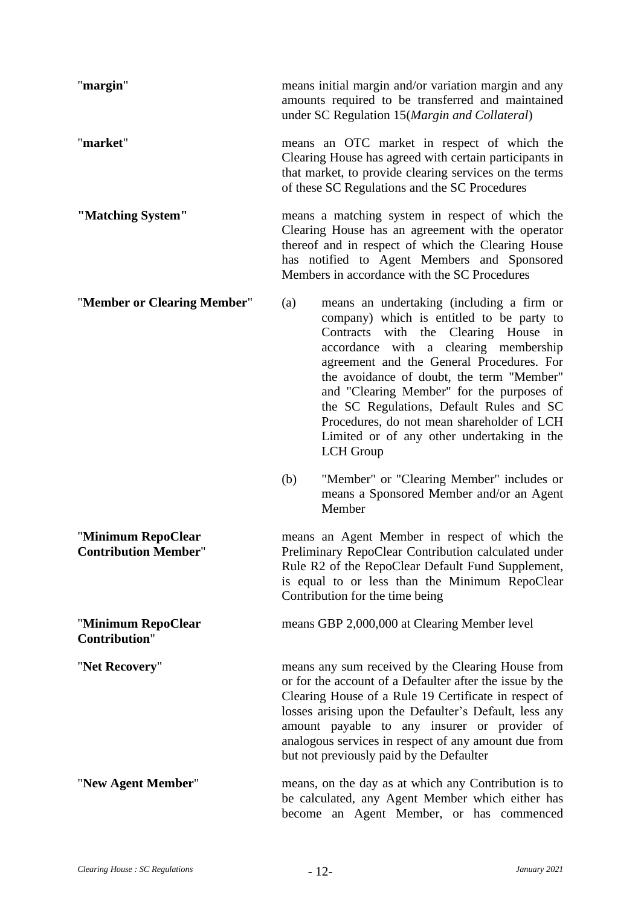"**margin**" means initial margin and/or variation margin and any amounts required to be transferred and maintained under SC Regulation 15(*Margin and Collateral*)

"**market**" means an OTC market in respect of which the Clearing House has agreed with certain participants in that market, to provide clearing services on the terms of these SC Regulations and the SC Procedures

**"Matching System"** means a matching system in respect of which the Clearing House has an agreement with the operator thereof and in respect of which the Clearing House has notified to Agent Members and Sponsored Members in accordance with the SC Procedures

"**Member or Clearing Member**"

(a) means an undertaking (including a firm or company) which is entitled to be party to Contracts with the Clearing House in accordance with a clearing membership agreement and the General Procedures. For the avoidance of doubt, the term "Member" and "Clearing Member" for the purposes of the SC Regulations, Default Rules and SC Procedures, do not mean shareholder of LCH Limited or of any other undertaking in the LCH Group

(b) "Member" or "Clearing Member" includes or means a Sponsored Member and/or an Agent Member

"**Minimum RepoClear Contribution Member**" means an Agent Member in respect of which the Preliminary RepoClear Contribution calculated under Rule R2 of the RepoClear Default Fund Supplement, is equal to or less than the Minimum RepoClear Contribution for the time being

"**Minimum RepoClear Contribution**" means GBP 2,000,000 at Clearing Member level

"**Net Recovery**" means any sum received by the Clearing House from or for the account of a Defaulter after the issue by the Clearing House of a Rule 19 Certificate in respect of losses arising upon the Defaulter's Default, less any amount payable to any insurer or provider of analogous services in respect of any amount due from but not previously paid by the Defaulter

"**New Agent Member**" means, on the day as at which any Contribution is to be calculated, any Agent Member which either has become an Agent Member, or has commenced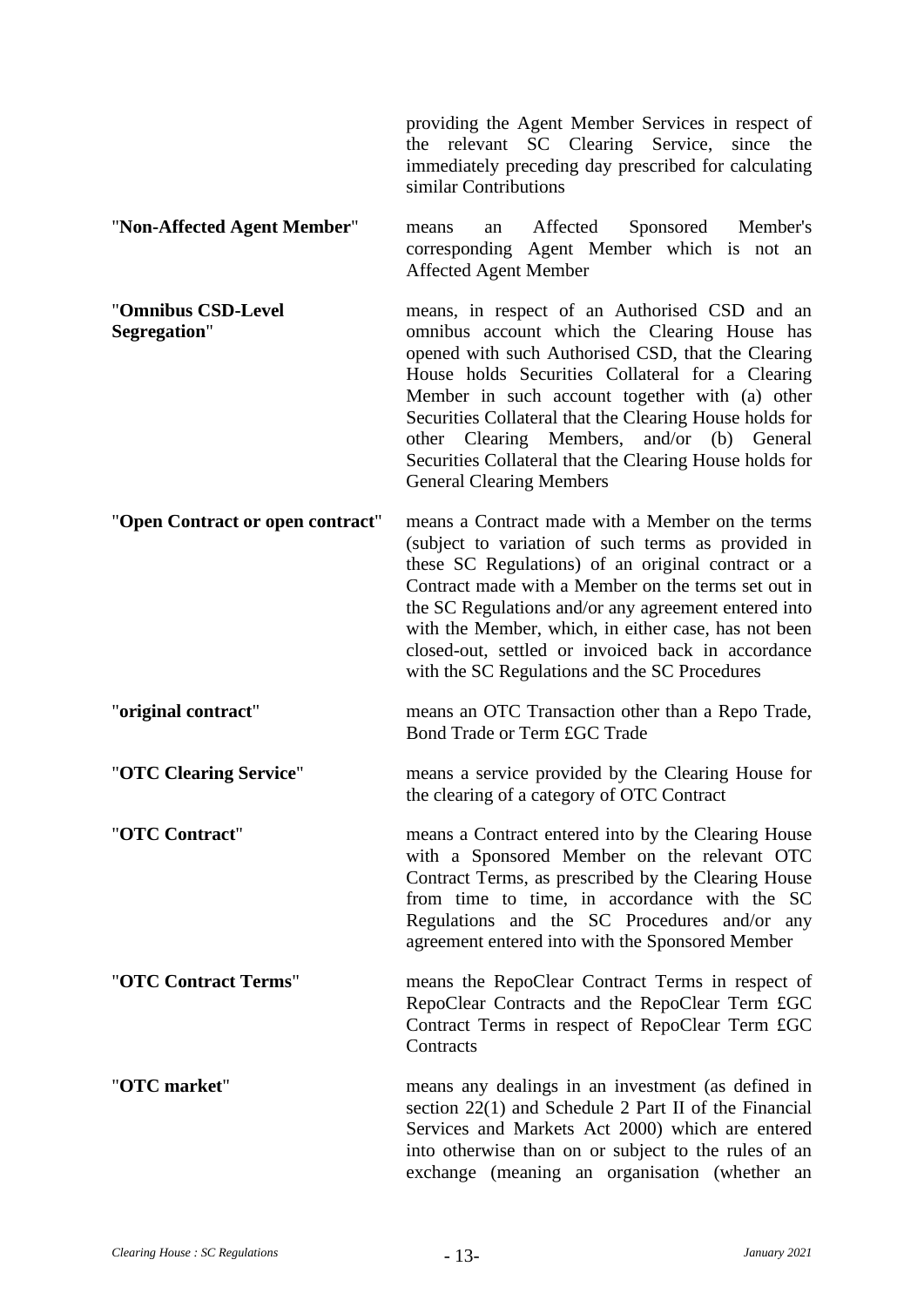providing the Agent Member Services in respect of the relevant SC Clearing Service, since the immediately preceding day prescribed for calculating similar Contributions

| | |
|---|---|
| "**Non-Affected Agent Member**" | means an Affected Sponsored Member's corresponding Agent Member which is not an Affected Agent Member |
| "**Omnibus CSD-Level Segregation**" | means, in respect of an Authorised CSD and an omnibus account which the Clearing House has opened with such Authorised CSD, that the Clearing House holds Securities Collateral for a Clearing Member in such account together with (a) other Securities Collateral that the Clearing House holds for other Clearing Members, and/or (b) General Securities Collateral that the Clearing House holds for General Clearing Members |
| "**Open Contract or open contract**" | means a Contract made with a Member on the terms (subject to variation of such terms as provided in these SC Regulations) of an original contract or a Contract made with a Member on the terms set out in the SC Regulations and/or any agreement entered into with the Member, which, in either case, has not been closed-out, settled or invoiced back in accordance with the SC Regulations and the SC Procedures |
| "**original contract**" | means an OTC Transaction other than a Repo Trade, Bond Trade or Term £GC Trade |
| "**OTC Clearing Service**" | means a service provided by the Clearing House for the clearing of a category of OTC Contract |
| "**OTC Contract**" | means a Contract entered into by the Clearing House with a Sponsored Member on the relevant OTC Contract Terms, as prescribed by the Clearing House from time to time, in accordance with the SC Regulations and the SC Procedures and/or any agreement entered into with the Sponsored Member |
| "**OTC Contract Terms**" | means the RepoClear Contract Terms in respect of RepoClear Contracts and the RepoClear Term £GC Contract Terms in respect of RepoClear Term £GC Contracts |
| "**OTC market**" | means any dealings in an investment (as defined in section 22(1) and Schedule 2 Part II of the Financial Services and Markets Act 2000) which are entered into otherwise than on or subject to the rules of an exchange (meaning an organisation (whether an |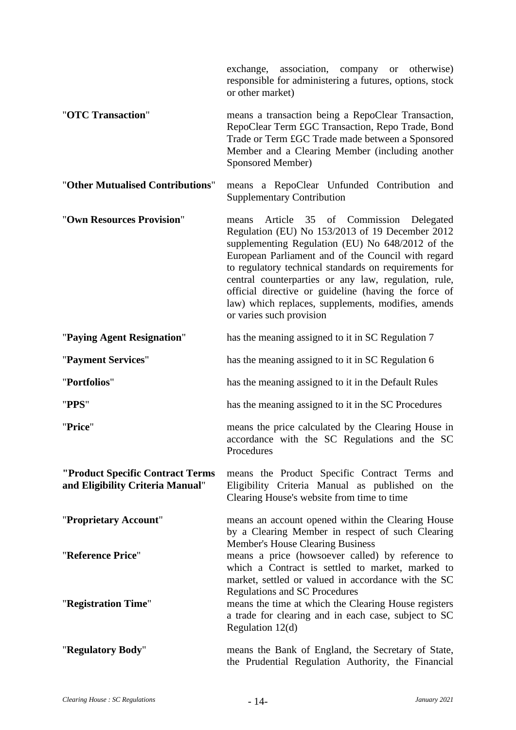exchange, association, company or otherwise) responsible for administering a futures, options, stock or other market)

| | |
|---|---|
| "**OTC Transaction**" | means a transaction being a RepoClear Transaction, RepoClear Term £GC Transaction, Repo Trade, Bond Trade or Term £GC Trade made between a Sponsored Member and a Clearing Member (including another Sponsored Member) |
| "**Other Mutualised Contributions**" | means a RepoClear Unfunded Contribution and Supplementary Contribution |
| "**Own Resources Provision**" | means Article 35 of Commission Delegated Regulation (EU) No 153/2013 of 19 December 2012 supplementing Regulation (EU) No 648/2012 of the European Parliament and of the Council with regard to regulatory technical standards on requirements for central counterparties or any law, regulation, rule, official directive or guideline (having the force of law) which replaces, supplements, modifies, amends or varies such provision |
| "**Paying Agent Resignation**" | has the meaning assigned to it in SC Regulation 7 |
| "**Payment Services**" | has the meaning assigned to it in SC Regulation 6 |
| "**Portfolios**" | has the meaning assigned to it in the Default Rules |
| "**PPS**" | has the meaning assigned to it in the SC Procedures |
| "**Price**" | means the price calculated by the Clearing House in accordance with the SC Regulations and the SC Procedures |
| "**Product Specific Contract Terms and Eligibility Criteria Manual**" | means the Product Specific Contract Terms and Eligibility Criteria Manual as published on the Clearing House's website from time to time |
| "**Proprietary Account**" | means an account opened within the Clearing House by a Clearing Member in respect of such Clearing Member's House Clearing Business |
| "**Reference Price**" | means a price (howsoever called) by reference to which a Contract is settled to market, marked to market, settled or valued in accordance with the SC Regulations and SC Procedures |
| "**Registration Time**" | means the time at which the Clearing House registers a trade for clearing and in each case, subject to SC Regulation 12(d) |
| "**Regulatory Body**" | means the Bank of England, the Secretary of State, the Prudential Regulation Authority, the Financial |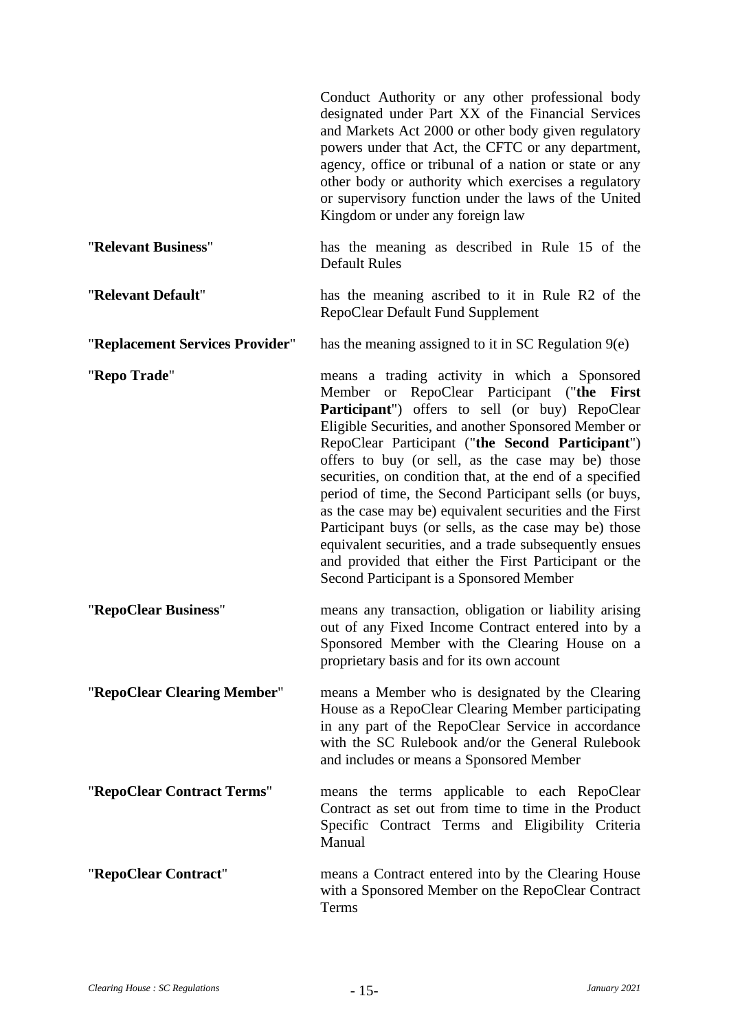Conduct Authority or any other professional body designated under Part XX of the Financial Services and Markets Act 2000 or other body given regulatory powers under that Act, the CFTC or any department, agency, office or tribunal of a nation or state or any other body or authority which exercises a regulatory or supervisory function under the laws of the United Kingdom or under any foreign law

"**Relevant Business**" has the meaning as described in Rule 15 of the Default Rules

"**Relevant Default**" has the meaning ascribed to it in Rule R2 of the RepoClear Default Fund Supplement

"**Replacement Services Provider**" has the meaning assigned to it in SC Regulation 9(e)

"**Repo Trade**" means a trading activity in which a Sponsored Member or RepoClear Participant ("**the First Participant**") offers to sell (or buy) RepoClear Eligible Securities, and another Sponsored Member or RepoClear Participant ("**the Second Participant**") offers to buy (or sell, as the case may be) those securities, on condition that, at the end of a specified period of time, the Second Participant sells (or buys, as the case may be) equivalent securities and the First Participant buys (or sells, as the case may be) those equivalent securities, and a trade subsequently ensues and provided that either the First Participant or the Second Participant is a Sponsored Member

"**RepoClear Business**" means any transaction, obligation or liability arising out of any Fixed Income Contract entered into by a Sponsored Member with the Clearing House on a proprietary basis and for its own account

"**RepoClear Clearing Member**" means a Member who is designated by the Clearing House as a RepoClear Clearing Member participating in any part of the RepoClear Service in accordance with the SC Rulebook and/or the General Rulebook and includes or means a Sponsored Member

"**RepoClear Contract Terms**" means the terms applicable to each RepoClear Contract as set out from time to time in the Product Specific Contract Terms and Eligibility Criteria Manual

"**RepoClear Contract**" means a Contract entered into by the Clearing House with a Sponsored Member on the RepoClear Contract Terms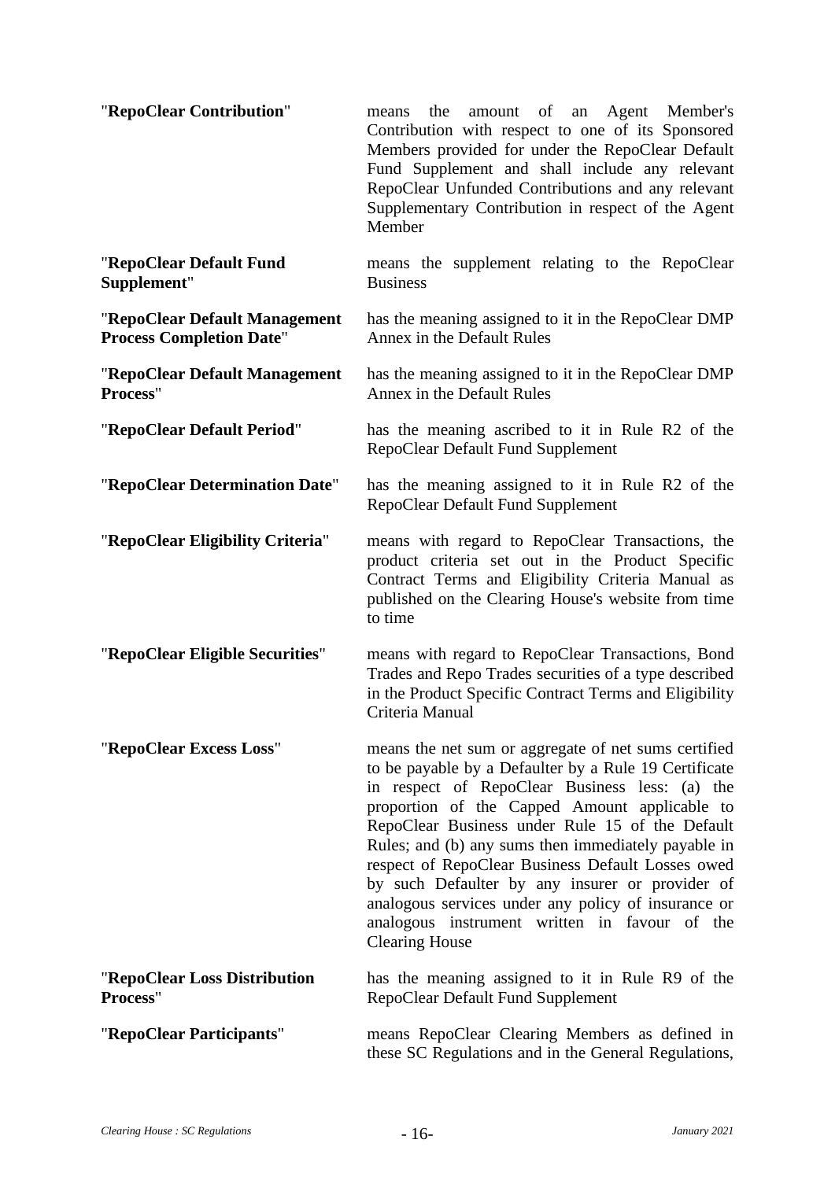| | |
|---|---|
| "**RepoClear Contribution**" | means the amount of an Agent Member's Contribution with respect to one of its Sponsored Members provided for under the RepoClear Default Fund Supplement and shall include any relevant RepoClear Unfunded Contributions and any relevant Supplementary Contribution in respect of the Agent Member |
| "**RepoClear Default Fund Supplement**" | means the supplement relating to the RepoClear Business |
| "**RepoClear Default Management Process Completion Date**" | has the meaning assigned to it in the RepoClear DMP Annex in the Default Rules |
| "**RepoClear Default Management Process**" | has the meaning assigned to it in the RepoClear DMP Annex in the Default Rules |
| "**RepoClear Default Period**" | has the meaning ascribed to it in Rule R2 of the RepoClear Default Fund Supplement |
| "**RepoClear Determination Date**" | has the meaning assigned to it in Rule R2 of the RepoClear Default Fund Supplement |
| "**RepoClear Eligibility Criteria**" | means with regard to RepoClear Transactions, the product criteria set out in the Product Specific Contract Terms and Eligibility Criteria Manual as published on the Clearing House's website from time to time |
| "**RepoClear Eligible Securities**" | means with regard to RepoClear Transactions, Bond Trades and Repo Trades securities of a type described in the Product Specific Contract Terms and Eligibility Criteria Manual |
| "**RepoClear Excess Loss**" | means the net sum or aggregate of net sums certified to be payable by a Defaulter by a Rule 19 Certificate in respect of RepoClear Business less: (a) the proportion of the Capped Amount applicable to RepoClear Business under Rule 15 of the Default Rules; and (b) any sums then immediately payable in respect of RepoClear Business Default Losses owed by such Defaulter by any insurer or provider of analogous services under any policy of insurance or analogous instrument written in favour of the Clearing House |
| "**RepoClear Loss Distribution Process**" | has the meaning assigned to it in Rule R9 of the RepoClear Default Fund Supplement |
| "**RepoClear Participants**" | means RepoClear Clearing Members as defined in these SC Regulations and in the General Regulations, |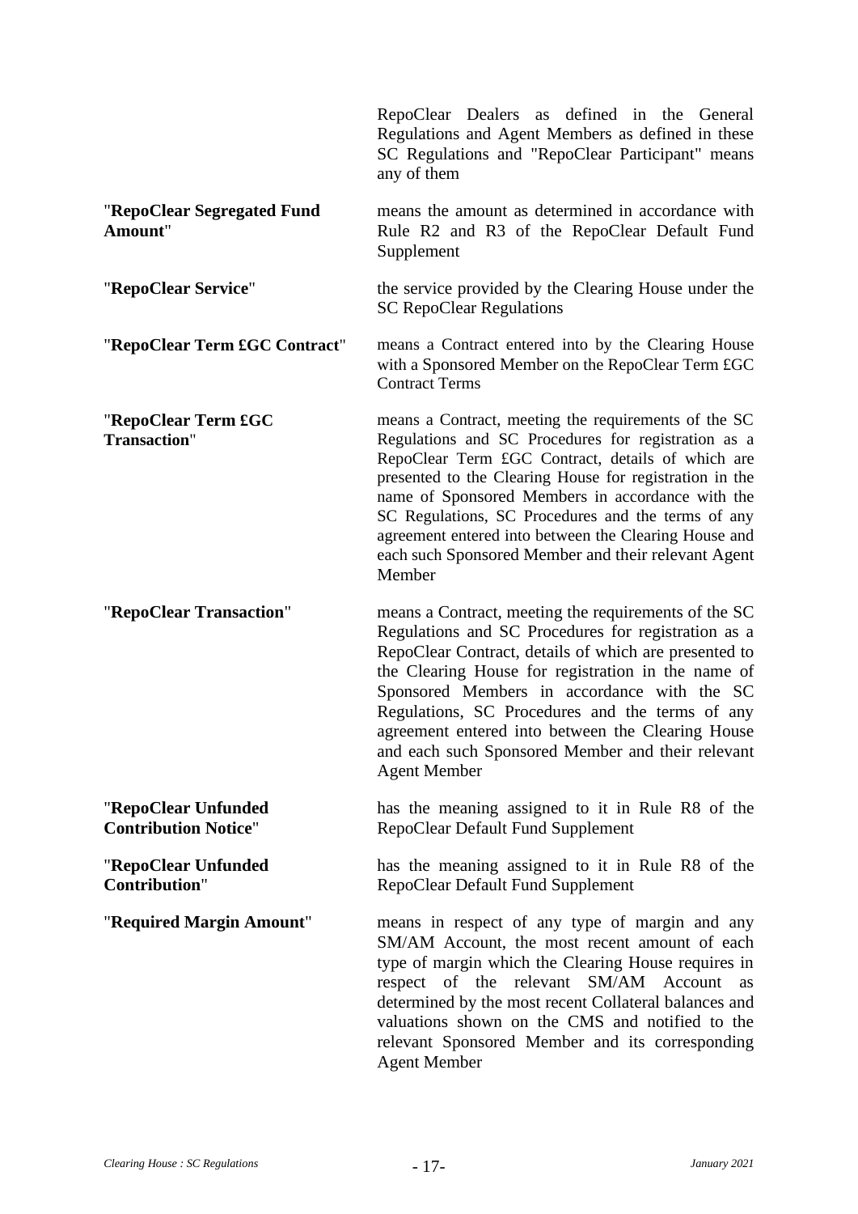RepoClear Dealers as defined in the General Regulations and Agent Members as defined in these SC Regulations and "RepoClear Participant" means any of them

"**RepoClear Segregated Fund Amount**" means the amount as determined in accordance with Rule R2 and R3 of the RepoClear Default Fund Supplement

"**RepoClear Service**" the service provided by the Clearing House under the SC RepoClear Regulations

"**RepoClear Term £GC Contract**" means a Contract entered into by the Clearing House with a Sponsored Member on the RepoClear Term £GC Contract Terms

"**RepoClear Term £GC Transaction**" means a Contract, meeting the requirements of the SC Regulations and SC Procedures for registration as a RepoClear Term £GC Contract, details of which are presented to the Clearing House for registration in the name of Sponsored Members in accordance with the SC Regulations, SC Procedures and the terms of any agreement entered into between the Clearing House and each such Sponsored Member and their relevant Agent Member

"**RepoClear Transaction**" means a Contract, meeting the requirements of the SC Regulations and SC Procedures for registration as a RepoClear Contract, details of which are presented to the Clearing House for registration in the name of Sponsored Members in accordance with the SC Regulations, SC Procedures and the terms of any agreement entered into between the Clearing House and each such Sponsored Member and their relevant Agent Member

"**RepoClear Unfunded Contribution Notice**" has the meaning assigned to it in Rule R8 of the RepoClear Default Fund Supplement

"**RepoClear Unfunded Contribution**" has the meaning assigned to it in Rule R8 of the RepoClear Default Fund Supplement

"**Required Margin Amount**" means in respect of any type of margin and any SM/AM Account, the most recent amount of each type of margin which the Clearing House requires in respect of the relevant SM/AM Account as determined by the most recent Collateral balances and valuations shown on the CMS and notified to the relevant Sponsored Member and its corresponding Agent Member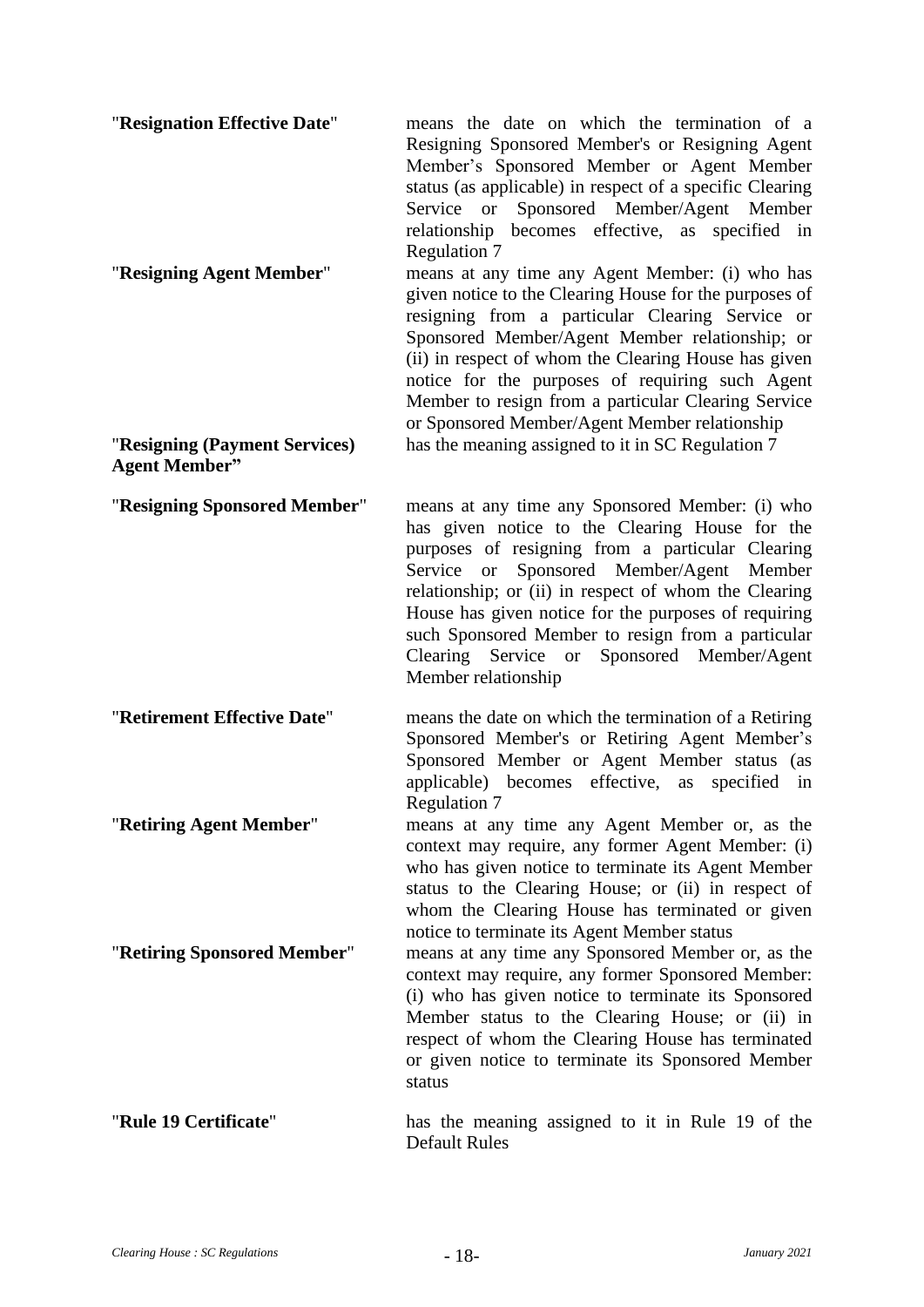| | |
|---|---|
| "**Resignation Effective Date**" | means the date on which the termination of a Resigning Sponsored Member's or Resigning Agent Member's Sponsored Member or Agent Member status (as applicable) in respect of a specific Clearing Service or Sponsored Member/Agent Member relationship becomes effective, as specified in Regulation 7 |
| "**Resigning Agent Member**" | means at any time any Agent Member: (i) who has given notice to the Clearing House for the purposes of resigning from a particular Clearing Service or Sponsored Member/Agent Member relationship; or (ii) in respect of whom the Clearing House has given notice for the purposes of requiring such Agent Member to resign from a particular Clearing Service or Sponsored Member/Agent Member relationship |
| "**Resigning (Payment Services) Agent Member**" | has the meaning assigned to it in SC Regulation 7 |
| "**Resigning Sponsored Member**" | means at any time any Sponsored Member: (i) who has given notice to the Clearing House for the purposes of resigning from a particular Clearing Service or Sponsored Member/Agent Member relationship; or (ii) in respect of whom the Clearing House has given notice for the purposes of requiring such Sponsored Member to resign from a particular Clearing Service or Sponsored Member/Agent Member relationship |
| "**Retirement Effective Date**" | means the date on which the termination of a Retiring Sponsored Member's or Retiring Agent Member's Sponsored Member or Agent Member status (as applicable) becomes effective, as specified in Regulation 7 |
| "**Retiring Agent Member**" | means at any time any Agent Member or, as the context may require, any former Agent Member: (i) who has given notice to terminate its Agent Member status to the Clearing House; or (ii) in respect of whom the Clearing House has terminated or given notice to terminate its Agent Member status |
| "**Retiring Sponsored Member**" | means at any time any Sponsored Member or, as the context may require, any former Sponsored Member: (i) who has given notice to terminate its Sponsored Member status to the Clearing House; or (ii) in respect of whom the Clearing House has terminated or given notice to terminate its Sponsored Member status |
| "**Rule 19 Certificate**" | has the meaning assigned to it in Rule 19 of the Default Rules |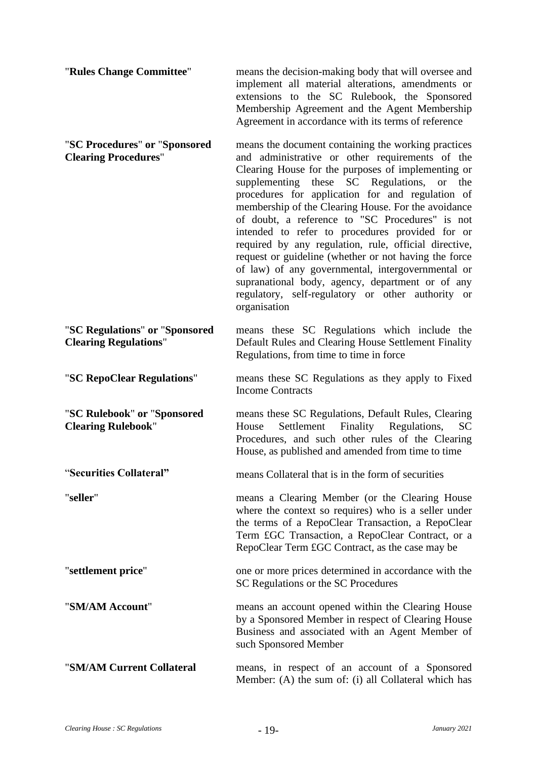"**Rules Change Committee**" means the decision-making body that will oversee and implement all material alterations, amendments or extensions to the SC Rulebook, the Sponsored Membership Agreement and the Agent Membership Agreement in accordance with its terms of reference

"**SC Procedures**" or "**Sponsored Clearing Procedures**" means the document containing the working practices and administrative or other requirements of the Clearing House for the purposes of implementing or supplementing these SC Regulations, or the procedures for application for and regulation of membership of the Clearing House. For the avoidance of doubt, a reference to "SC Procedures" is not intended to refer to procedures provided for or required by any regulation, rule, official directive, request or guideline (whether or not having the force of law) of any governmental, intergovernmental or supranational body, agency, department or of any regulatory, self-regulatory or other authority or organisation

"**SC Regulations**" or "**Sponsored Clearing Regulations**" means these SC Regulations which include the Default Rules and Clearing House Settlement Finality Regulations, from time to time in force

"**SC RepoClear Regulations**" means these SC Regulations as they apply to Fixed Income Contracts

"**SC Rulebook**" or "**Sponsored Clearing Rulebook**" means these SC Regulations, Default Rules, Clearing House Settlement Finality Regulations, SC Procedures, and such other rules of the Clearing House, as published and amended from time to time

"**Securities Collateral**" means Collateral that is in the form of securities

"**seller**" means a Clearing Member (or the Clearing House where the context so requires) who is a seller under the terms of a RepoClear Transaction, a RepoClear Term £GC Transaction, a RepoClear Contract, or a RepoClear Term £GC Contract, as the case may be

"**settlement price**" one or more prices determined in accordance with the SC Regulations or the SC Procedures

"**SM/AM Account**" means an account opened within the Clearing House by a Sponsored Member in respect of Clearing House Business and associated with an Agent Member of such Sponsored Member

"**SM/AM Current Collateral** means, in respect of an account of a Sponsored Member: (A) the sum of: (i) all Collateral which has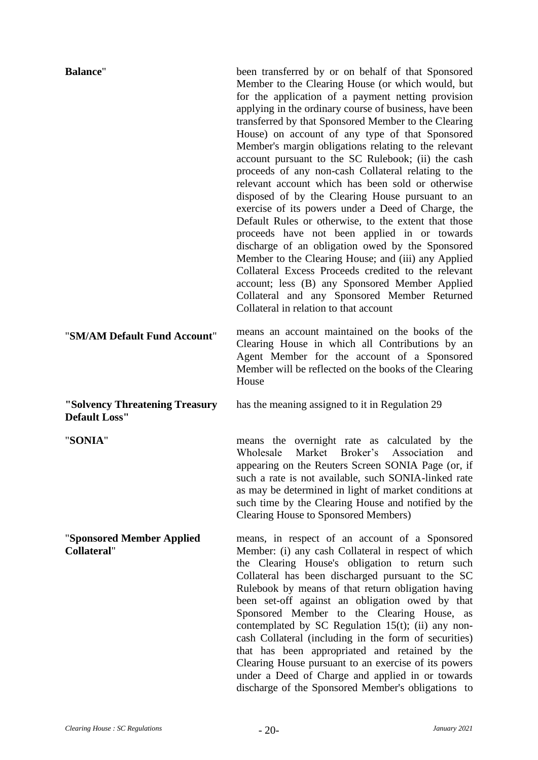**Balance**" been transferred by or on behalf of that Sponsored Member to the Clearing House (or which would, but for the application of a payment netting provision applying in the ordinary course of business, have been transferred by that Sponsored Member to the Clearing House) on account of any type of that Sponsored Member's margin obligations relating to the relevant account pursuant to the SC Rulebook; (ii) the cash proceeds of any non-cash Collateral relating to the relevant account which has been sold or otherwise disposed of by the Clearing House pursuant to an exercise of its powers under a Deed of Charge, the Default Rules or otherwise, to the extent that those proceeds have not been applied in or towards discharge of an obligation owed by the Sponsored Member to the Clearing House; and (iii) any Applied Collateral Excess Proceeds credited to the relevant account; less (B) any Sponsored Member Applied Collateral and any Sponsored Member Returned Collateral in relation to that account

"**SM/AM Default Fund Account**" means an account maintained on the books of the Clearing House in which all Contributions by an Agent Member for the account of a Sponsored Member will be reflected on the books of the Clearing House

**"Solvency Threatening Treasury Default Loss"** has the meaning assigned to it in Regulation 29

"**SONIA**" means the overnight rate as calculated by the Wholesale Market Broker's Association and appearing on the Reuters Screen SONIA Page (or, if such a rate is not available, such SONIA-linked rate as may be determined in light of market conditions at such time by the Clearing House and notified by the Clearing House to Sponsored Members)

"**Sponsored Member Applied Collateral**" means, in respect of an account of a Sponsored Member: (i) any cash Collateral in respect of which the Clearing House's obligation to return such Collateral has been discharged pursuant to the SC Rulebook by means of that return obligation having been set-off against an obligation owed by that Sponsored Member to the Clearing House, as contemplated by SC Regulation 15(t); (ii) any non-cash Collateral (including in the form of securities) that has been appropriated and retained by the Clearing House pursuant to an exercise of its powers under a Deed of Charge and applied in or towards discharge of the Sponsored Member's obligations to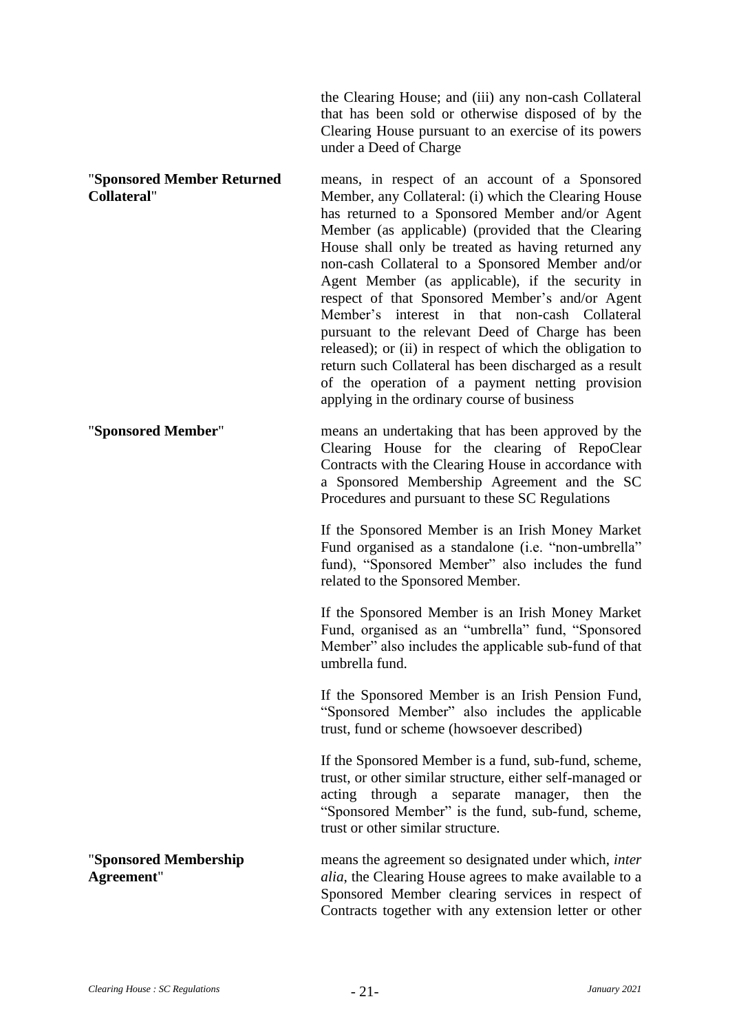the Clearing House; and (iii) any non-cash Collateral that has been sold or otherwise disposed of by the Clearing House pursuant to an exercise of its powers under a Deed of Charge

"**Sponsored Member Returned Collateral**" means, in respect of an account of a Sponsored Member, any Collateral: (i) which the Clearing House has returned to a Sponsored Member and/or Agent Member (as applicable) (provided that the Clearing House shall only be treated as having returned any non-cash Collateral to a Sponsored Member and/or Agent Member (as applicable), if the security in respect of that Sponsored Member's and/or Agent Member's interest in that non-cash Collateral pursuant to the relevant Deed of Charge has been released); or (ii) in respect of which the obligation to return such Collateral has been discharged as a result of the operation of a payment netting provision applying in the ordinary course of business

"**Sponsored Member**" means an undertaking that has been approved by the Clearing House for the clearing of RepoClear Contracts with the Clearing House in accordance with a Sponsored Membership Agreement and the SC Procedures and pursuant to these SC Regulations

If the Sponsored Member is an Irish Money Market Fund organised as a standalone (i.e. "non-umbrella" fund), "Sponsored Member" also includes the fund related to the Sponsored Member.

If the Sponsored Member is an Irish Money Market Fund, organised as an "umbrella" fund, "Sponsored Member" also includes the applicable sub-fund of that umbrella fund.

If the Sponsored Member is an Irish Pension Fund, "Sponsored Member" also includes the applicable trust, fund or scheme (howsoever described)

If the Sponsored Member is a fund, sub-fund, scheme, trust, or other similar structure, either self-managed or acting through a separate manager, then the "Sponsored Member" is the fund, sub-fund, scheme, trust or other similar structure.

"**Sponsored Membership Agreement**" means the agreement so designated under which, *inter alia*, the Clearing House agrees to make available to a Sponsored Member clearing services in respect of Contracts together with any extension letter or other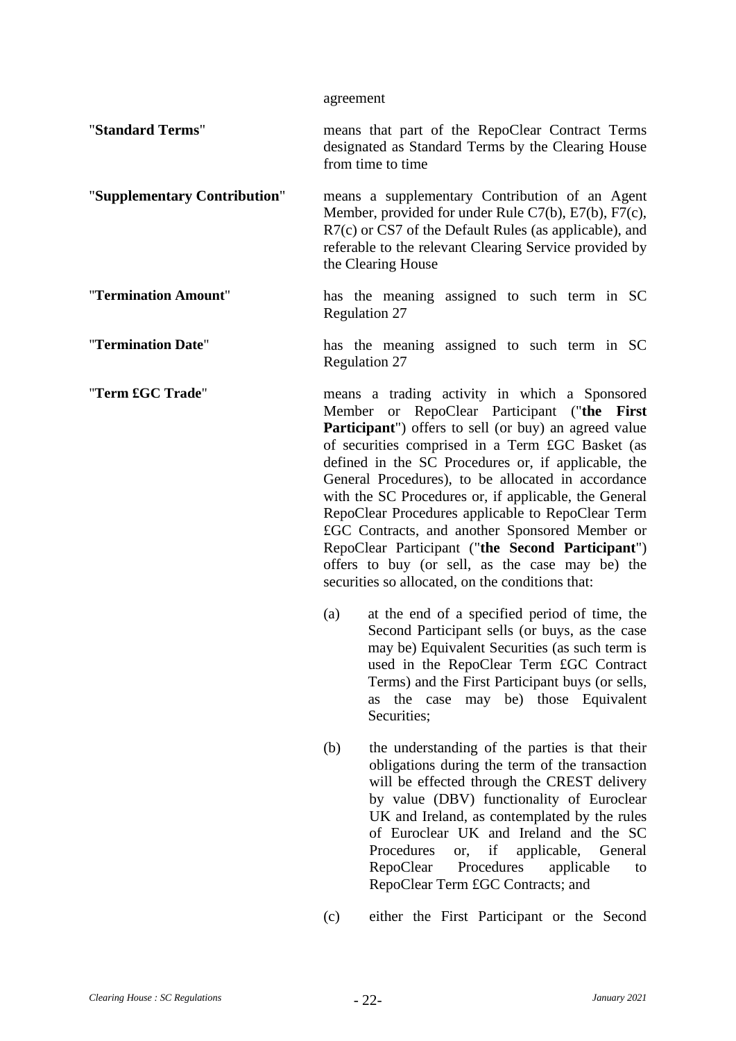agreement

"**Standard Terms**" means that part of the RepoClear Contract Terms designated as Standard Terms by the Clearing House from time to time

"**Supplementary Contribution**" means a supplementary Contribution of an Agent Member, provided for under Rule C7(b), E7(b), F7(c), R7(c) or CS7 of the Default Rules (as applicable), and referable to the relevant Clearing Service provided by the Clearing House

"**Termination Amount**" has the meaning assigned to such term in SC Regulation 27

"**Termination Date**" has the meaning assigned to such term in SC Regulation 27

"**Term £GC Trade**" means a trading activity in which a Sponsored Member or RepoClear Participant ("**the First Participant**") offers to sell (or buy) an agreed value of securities comprised in a Term £GC Basket (as defined in the SC Procedures or, if applicable, the General Procedures), to be allocated in accordance with the SC Procedures or, if applicable, the General RepoClear Procedures applicable to RepoClear Term £GC Contracts, and another Sponsored Member or RepoClear Participant ("**the Second Participant**") offers to buy (or sell, as the case may be) the securities so allocated, on the conditions that:

(a) at the end of a specified period of time, the Second Participant sells (or buys, as the case may be) Equivalent Securities (as such term is used in the RepoClear Term £GC Contract Terms) and the First Participant buys (or sells, as the case may be) those Equivalent Securities;

(b) the understanding of the parties is that their obligations during the term of the transaction will be effected through the CREST delivery by value (DBV) functionality of Euroclear UK and Ireland, as contemplated by the rules of Euroclear UK and Ireland and the SC Procedures or, if applicable, General RepoClear Procedures applicable to RepoClear Term £GC Contracts; and

(c) either the First Participant or the Second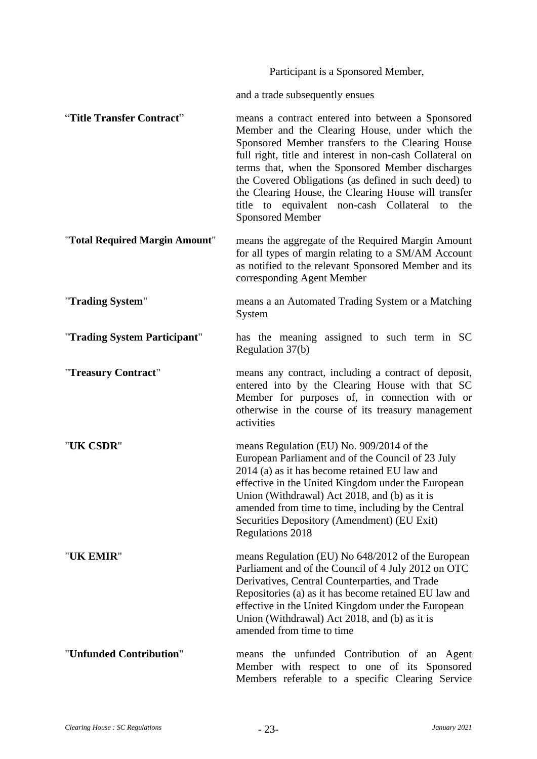Participant is a Sponsored Member,

and a trade subsequently ensues

| | |
|---|---|
| "**Title Transfer Contract**" | means a contract entered into between a Sponsored Member and the Clearing House, under which the Sponsored Member transfers to the Clearing House full right, title and interest in non-cash Collateral on terms that, when the Sponsored Member discharges the Covered Obligations (as defined in such deed) to the Clearing House, the Clearing House will transfer title to equivalent non-cash Collateral to the Sponsored Member |
| "**Total Required Margin Amount**" | means the aggregate of the Required Margin Amount for all types of margin relating to a SM/AM Account as notified to the relevant Sponsored Member and its corresponding Agent Member |
| "**Trading System**" | means a an Automated Trading System or a Matching System |
| "**Trading System Participant**" | has the meaning assigned to such term in SC Regulation 37(b) |
| "**Treasury Contract**" | means any contract, including a contract of deposit, entered into by the Clearing House with that SC Member for purposes of, in connection with or otherwise in the course of its treasury management activities |
| "**UK CSDR**" | means Regulation (EU) No. 909/2014 of the European Parliament and of the Council of 23 July 2014 (a) as it has become retained EU law and effective in the United Kingdom under the European Union (Withdrawal) Act 2018, and (b) as it is amended from time to time, including by the Central Securities Depository (Amendment) (EU Exit) Regulations 2018 |
| "**UK EMIR**" | means Regulation (EU) No 648/2012 of the European Parliament and of the Council of 4 July 2012 on OTC Derivatives, Central Counterparties, and Trade Repositories (a) as it has become retained EU law and effective in the United Kingdom under the European Union (Withdrawal) Act 2018, and (b) as it is amended from time to time |
| "**Unfunded Contribution**" | means the unfunded Contribution of an Agent Member with respect to one of its Sponsored Members referable to a specific Clearing Service |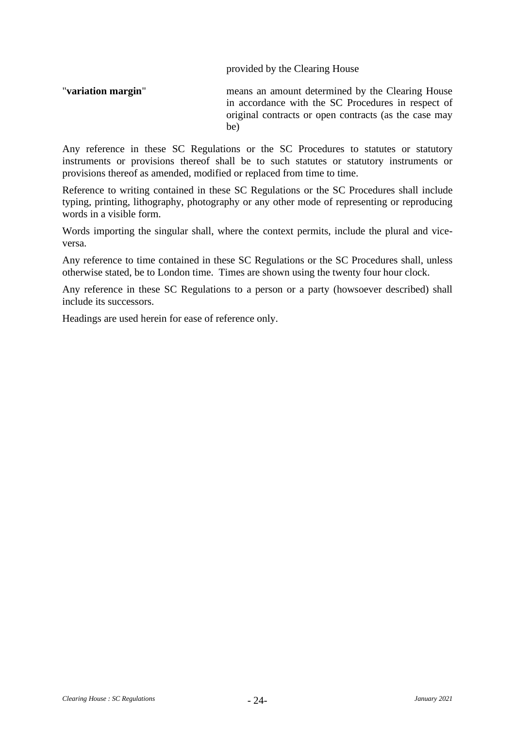provided by the Clearing House

"**variation margin**" means an amount determined by the Clearing House in accordance with the SC Procedures in respect of original contracts or open contracts (as the case may be)

Any reference in these SC Regulations or the SC Procedures to statutes or statutory instruments or provisions thereof shall be to such statutes or statutory instruments or provisions thereof as amended, modified or replaced from time to time.

Reference to writing contained in these SC Regulations or the SC Procedures shall include typing, printing, lithography, photography or any other mode of representing or reproducing words in a visible form.

Words importing the singular shall, where the context permits, include the plural and vice-versa.

Any reference to time contained in these SC Regulations or the SC Procedures shall, unless otherwise stated, be to London time. Times are shown using the twenty four hour clock.

Any reference in these SC Regulations to a person or a party (howsoever described) shall include its successors.

Headings are used herein for ease of reference only.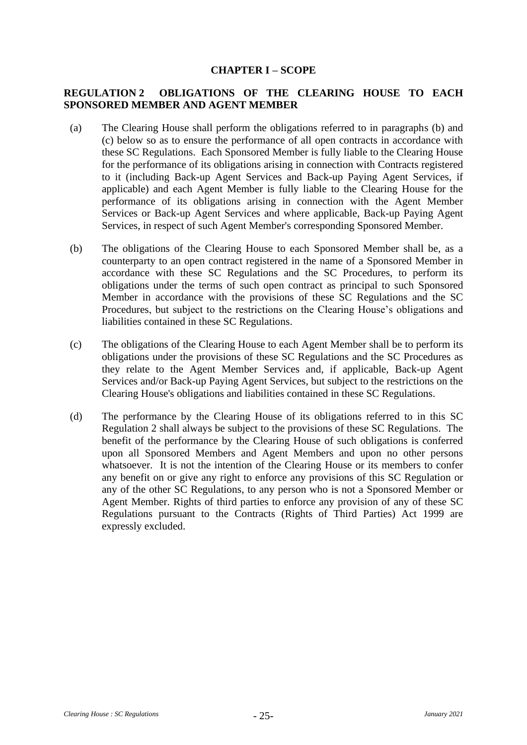## CHAPTER I – SCOPE

### REGULATION 2 OBLIGATIONS OF THE CLEARING HOUSE TO EACH SPONSORED MEMBER AND AGENT MEMBER

(a) The Clearing House shall perform the obligations referred to in paragraphs (b) and (c) below so as to ensure the performance of all open contracts in accordance with these SC Regulations. Each Sponsored Member is fully liable to the Clearing House for the performance of its obligations arising in connection with Contracts registered to it (including Back-up Agent Services and Back-up Paying Agent Services, if applicable) and each Agent Member is fully liable to the Clearing House for the performance of its obligations arising in connection with the Agent Member Services or Back-up Agent Services and where applicable, Back-up Paying Agent Services, in respect of such Agent Member's corresponding Sponsored Member.

(b) The obligations of the Clearing House to each Sponsored Member shall be, as a counterparty to an open contract registered in the name of a Sponsored Member in accordance with these SC Regulations and the SC Procedures, to perform its obligations under the terms of such open contract as principal to such Sponsored Member in accordance with the provisions of these SC Regulations and the SC Procedures, but subject to the restrictions on the Clearing House's obligations and liabilities contained in these SC Regulations.

(c) The obligations of the Clearing House to each Agent Member shall be to perform its obligations under the provisions of these SC Regulations and the SC Procedures as they relate to the Agent Member Services and, if applicable, Back-up Agent Services and/or Back-up Paying Agent Services, but subject to the restrictions on the Clearing House's obligations and liabilities contained in these SC Regulations.

(d) The performance by the Clearing House of its obligations referred to in this SC Regulation 2 shall always be subject to the provisions of these SC Regulations. The benefit of the performance by the Clearing House of such obligations is conferred upon all Sponsored Members and Agent Members and upon no other persons whatsoever. It is not the intention of the Clearing House or its members to confer any benefit on or give any right to enforce any provisions of this SC Regulation or any of the other SC Regulations, to any person who is not a Sponsored Member or Agent Member. Rights of third parties to enforce any provision of any of these SC Regulations pursuant to the Contracts (Rights of Third Parties) Act 1999 are expressly excluded.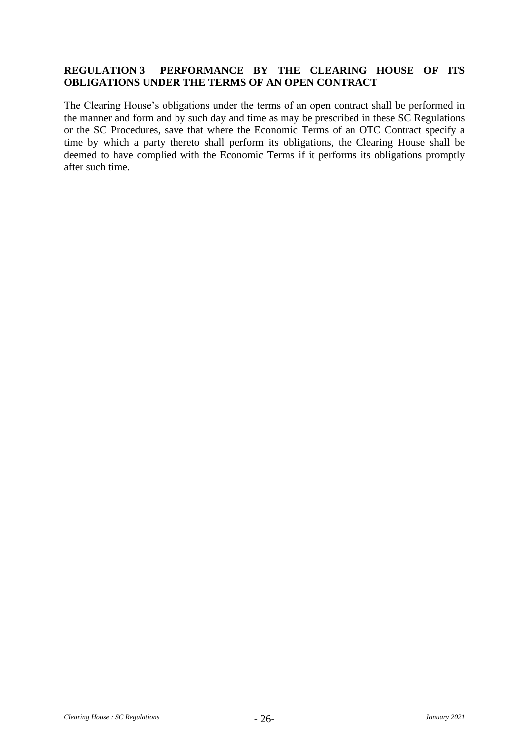## REGULATION 3 PERFORMANCE BY THE CLEARING HOUSE OF ITS OBLIGATIONS UNDER THE TERMS OF AN OPEN CONTRACT

The Clearing House's obligations under the terms of an open contract shall be performed in the manner and form and by such day and time as may be prescribed in these SC Regulations or the SC Procedures, save that where the Economic Terms of an OTC Contract specify a time by which a party thereto shall perform its obligations, the Clearing House shall be deemed to have complied with the Economic Terms if it performs its obligations promptly after such time.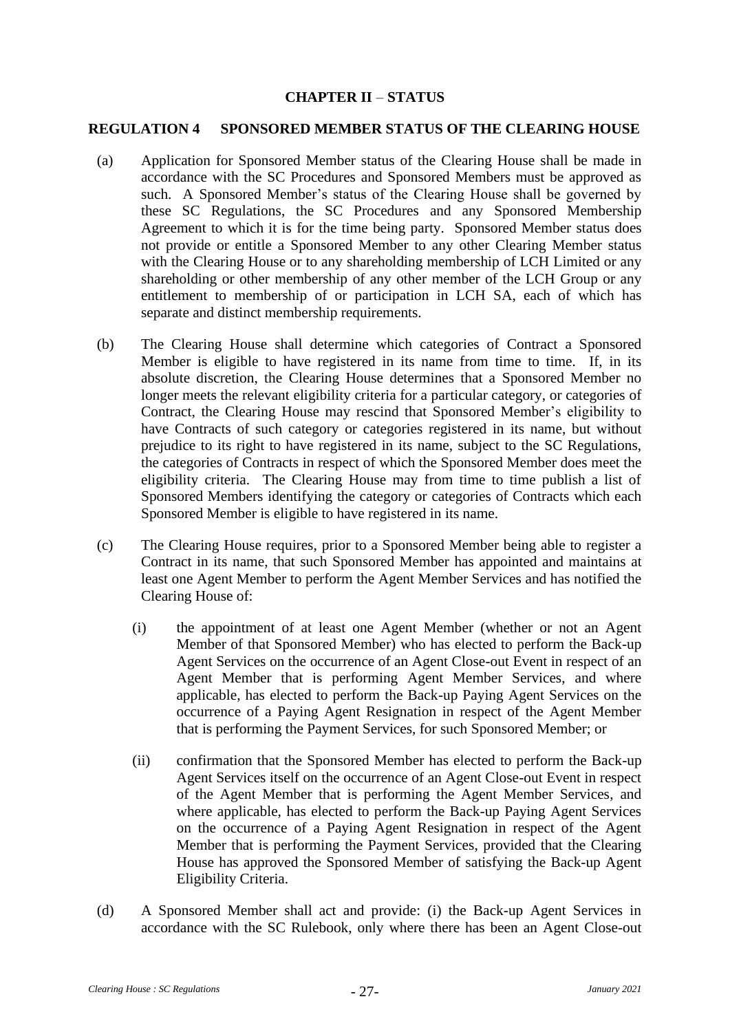# CHAPTER II – STATUS

## REGULATION 4 SPONSORED MEMBER STATUS OF THE CLEARING HOUSE

(a) Application for Sponsored Member status of the Clearing House shall be made in accordance with the SC Procedures and Sponsored Members must be approved as such. A Sponsored Member's status of the Clearing House shall be governed by these SC Regulations, the SC Procedures and any Sponsored Membership Agreement to which it is for the time being party. Sponsored Member status does not provide or entitle a Sponsored Member to any other Clearing Member status with the Clearing House or to any shareholding membership of LCH Limited or any shareholding or other membership of any other member of the LCH Group or any entitlement to membership of or participation in LCH SA, each of which has separate and distinct membership requirements.

(b) The Clearing House shall determine which categories of Contract a Sponsored Member is eligible to have registered in its name from time to time. If, in its absolute discretion, the Clearing House determines that a Sponsored Member no longer meets the relevant eligibility criteria for a particular category, or categories of Contract, the Clearing House may rescind that Sponsored Member's eligibility to have Contracts of such category or categories registered in its name, but without prejudice to its right to have registered in its name, subject to the SC Regulations, the categories of Contracts in respect of which the Sponsored Member does meet the eligibility criteria. The Clearing House may from time to time publish a list of Sponsored Members identifying the category or categories of Contracts which each Sponsored Member is eligible to have registered in its name.

(c) The Clearing House requires, prior to a Sponsored Member being able to register a Contract in its name, that such Sponsored Member has appointed and maintains at least one Agent Member to perform the Agent Member Services and has notified the Clearing House of:

(i) the appointment of at least one Agent Member (whether or not an Agent Member of that Sponsored Member) who has elected to perform the Back-up Agent Services on the occurrence of an Agent Close-out Event in respect of an Agent Member that is performing Agent Member Services, and where applicable, has elected to perform the Back-up Paying Agent Services on the occurrence of a Paying Agent Resignation in respect of the Agent Member that is performing the Payment Services, for such Sponsored Member; or

(ii) confirmation that the Sponsored Member has elected to perform the Back-up Agent Services itself on the occurrence of an Agent Close-out Event in respect of the Agent Member that is performing the Agent Member Services, and where applicable, has elected to perform the Back-up Paying Agent Services on the occurrence of a Paying Agent Resignation in respect of the Agent Member that is performing the Payment Services, provided that the Clearing House has approved the Sponsored Member of satisfying the Back-up Agent Eligibility Criteria.

(d) A Sponsored Member shall act and provide: (i) the Back-up Agent Services in accordance with the SC Rulebook, only where there has been an Agent Close-out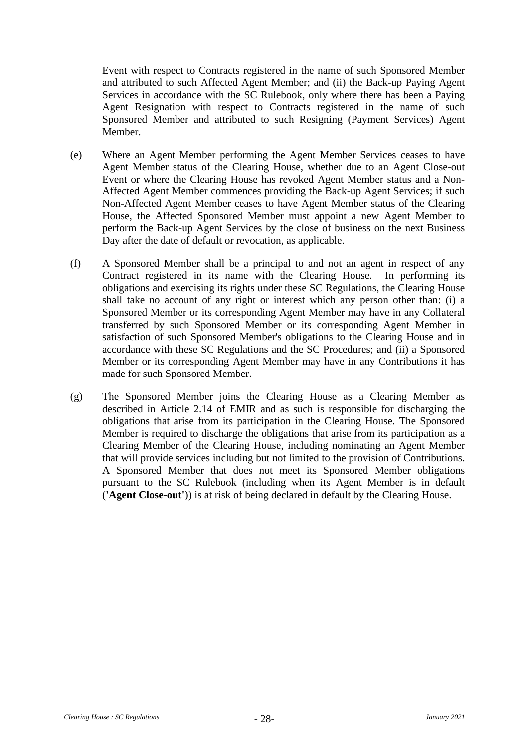Event with respect to Contracts registered in the name of such Sponsored Member and attributed to such Affected Agent Member; and (ii) the Back-up Paying Agent Services in accordance with the SC Rulebook, only where there has been a Paying Agent Resignation with respect to Contracts registered in the name of such Sponsored Member and attributed to such Resigning (Payment Services) Agent Member.

(e) Where an Agent Member performing the Agent Member Services ceases to have Agent Member status of the Clearing House, whether due to an Agent Close-out Event or where the Clearing House has revoked Agent Member status and a Non-Affected Agent Member commences providing the Back-up Agent Services; if such Non-Affected Agent Member ceases to have Agent Member status of the Clearing House, the Affected Sponsored Member must appoint a new Agent Member to perform the Back-up Agent Services by the close of business on the next Business Day after the date of default or revocation, as applicable.

(f) A Sponsored Member shall be a principal to and not an agent in respect of any Contract registered in its name with the Clearing House. In performing its obligations and exercising its rights under these SC Regulations, the Clearing House shall take no account of any right or interest which any person other than: (i) a Sponsored Member or its corresponding Agent Member may have in any Collateral transferred by such Sponsored Member or its corresponding Agent Member in satisfaction of such Sponsored Member's obligations to the Clearing House and in accordance with these SC Regulations and the SC Procedures; and (ii) a Sponsored Member or its corresponding Agent Member may have in any Contributions it has made for such Sponsored Member.

(g) The Sponsored Member joins the Clearing House as a Clearing Member as described in Article 2.14 of EMIR and as such is responsible for discharging the obligations that arise from its participation in the Clearing House. The Sponsored Member is required to discharge the obligations that arise from its participation as a Clearing Member of the Clearing House, including nominating an Agent Member that will provide services including but not limited to the provision of Contributions. A Sponsored Member that does not meet its Sponsored Member obligations pursuant to the SC Rulebook (including when its Agent Member is in default (**'Agent Close-out'**)) is at risk of being declared in default by the Clearing House.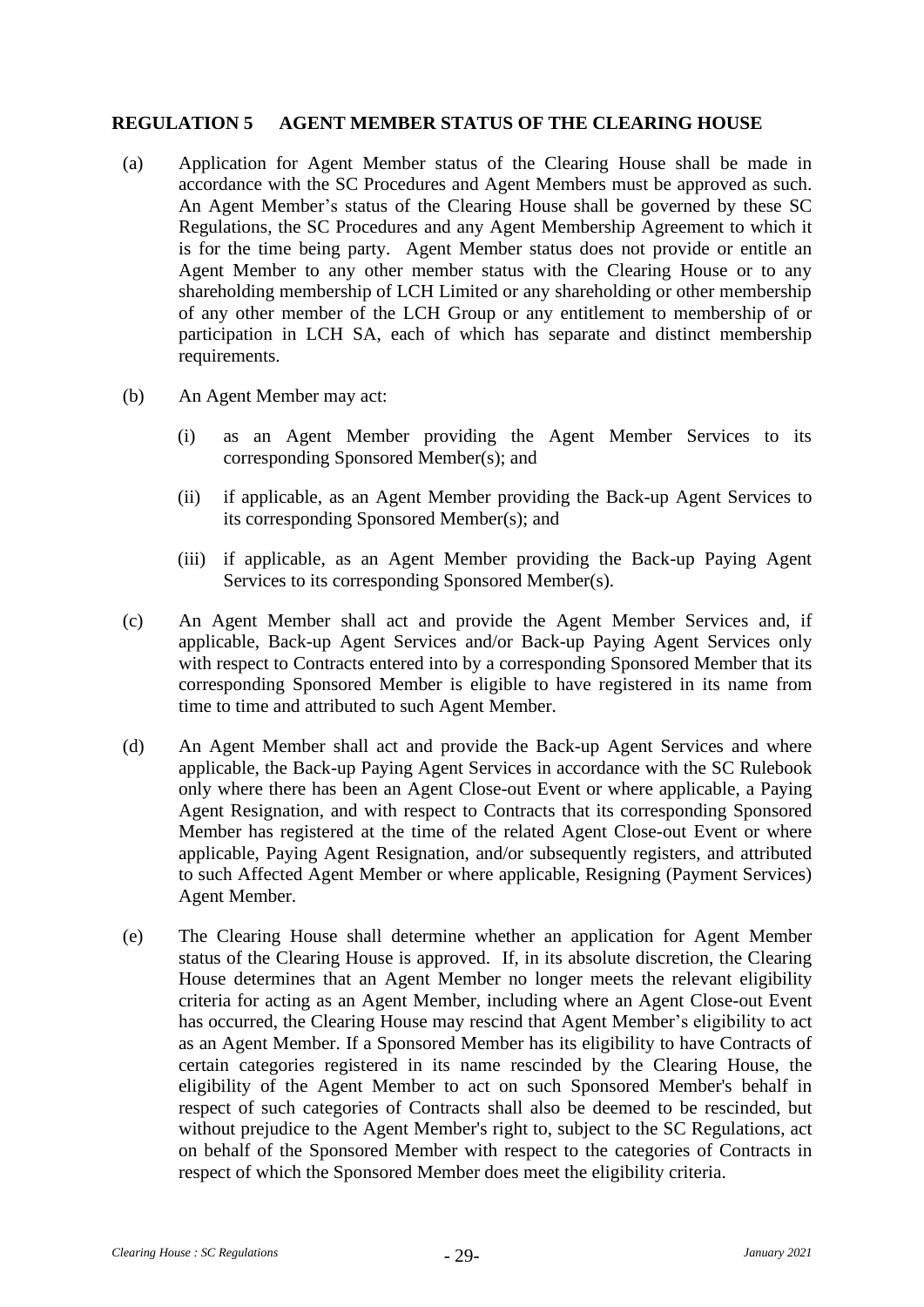## REGULATION 5 AGENT MEMBER STATUS OF THE CLEARING HOUSE

(a) Application for Agent Member status of the Clearing House shall be made in accordance with the SC Procedures and Agent Members must be approved as such. An Agent Member's status of the Clearing House shall be governed by these SC Regulations, the SC Procedures and any Agent Membership Agreement to which it is for the time being party. Agent Member status does not provide or entitle an Agent Member to any other member status with the Clearing House or to any shareholding membership of LCH Limited or any shareholding or other membership of any other member of the LCH Group or any entitlement to membership of or participation in LCH SA, each of which has separate and distinct membership requirements.

(b) An Agent Member may act:

(i) as an Agent Member providing the Agent Member Services to its corresponding Sponsored Member(s); and

(ii) if applicable, as an Agent Member providing the Back-up Agent Services to its corresponding Sponsored Member(s); and

(iii) if applicable, as an Agent Member providing the Back-up Paying Agent Services to its corresponding Sponsored Member(s).

(c) An Agent Member shall act and provide the Agent Member Services and, if applicable, Back-up Agent Services and/or Back-up Paying Agent Services only with respect to Contracts entered into by a corresponding Sponsored Member that its corresponding Sponsored Member is eligible to have registered in its name from time to time and attributed to such Agent Member.

(d) An Agent Member shall act and provide the Back-up Agent Services and where applicable, the Back-up Paying Agent Services in accordance with the SC Rulebook only where there has been an Agent Close-out Event or where applicable, a Paying Agent Resignation, and with respect to Contracts that its corresponding Sponsored Member has registered at the time of the related Agent Close-out Event or where applicable, Paying Agent Resignation, and/or subsequently registers, and attributed to such Affected Agent Member or where applicable, Resigning (Payment Services) Agent Member.

(e) The Clearing House shall determine whether an application for Agent Member status of the Clearing House is approved. If, in its absolute discretion, the Clearing House determines that an Agent Member no longer meets the relevant eligibility criteria for acting as an Agent Member, including where an Agent Close-out Event has occurred, the Clearing House may rescind that Agent Member's eligibility to act as an Agent Member. If a Sponsored Member has its eligibility to have Contracts of certain categories registered in its name rescinded by the Clearing House, the eligibility of the Agent Member to act on such Sponsored Member's behalf in respect of such categories of Contracts shall also be deemed to be rescinded, but without prejudice to the Agent Member's right to, subject to the SC Regulations, act on behalf of the Sponsored Member with respect to the categories of Contracts in respect of which the Sponsored Member does meet the eligibility criteria.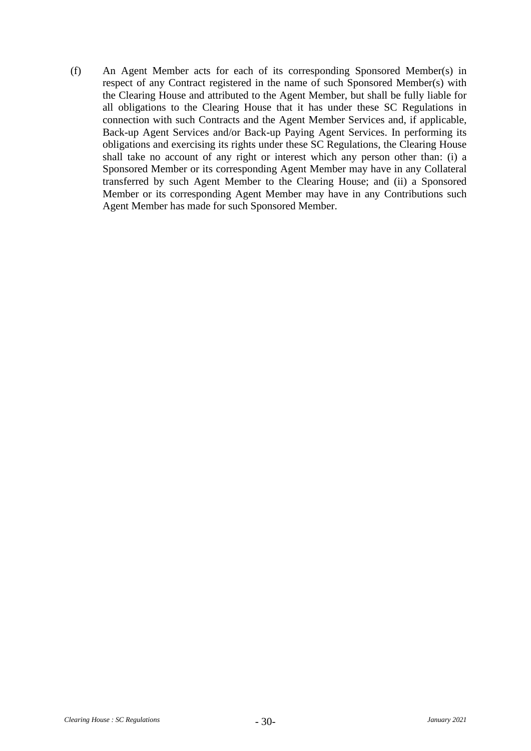(f) An Agent Member acts for each of its corresponding Sponsored Member(s) in respect of any Contract registered in the name of such Sponsored Member(s) with the Clearing House and attributed to the Agent Member, but shall be fully liable for all obligations to the Clearing House that it has under these SC Regulations in connection with such Contracts and the Agent Member Services and, if applicable, Back-up Agent Services and/or Back-up Paying Agent Services. In performing its obligations and exercising its rights under these SC Regulations, the Clearing House shall take no account of any right or interest which any person other than: (i) a Sponsored Member or its corresponding Agent Member may have in any Collateral transferred by such Agent Member to the Clearing House; and (ii) a Sponsored Member or its corresponding Agent Member may have in any Contributions such Agent Member has made for such Sponsored Member.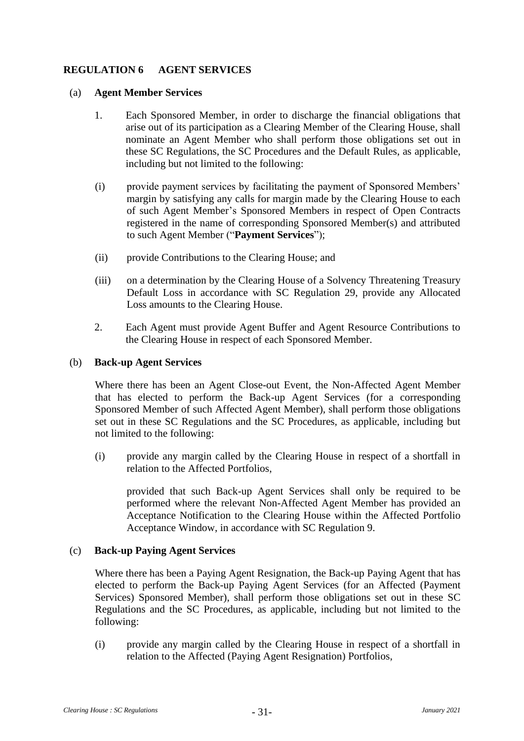## REGULATION 6 AGENT SERVICES

(a) **Agent Member Services**

1. Each Sponsored Member, in order to discharge the financial obligations that arise out of its participation as a Clearing Member of the Clearing House, shall nominate an Agent Member who shall perform those obligations set out in these SC Regulations, the SC Procedures and the Default Rules, as applicable, including but not limited to the following:

(i) provide payment services by facilitating the payment of Sponsored Members' margin by satisfying any calls for margin made by the Clearing House to each of such Agent Member's Sponsored Members in respect of Open Contracts registered in the name of corresponding Sponsored Member(s) and attributed to such Agent Member ("**Payment Services**");

(ii) provide Contributions to the Clearing House; and

(iii) on a determination by the Clearing House of a Solvency Threatening Treasury Default Loss in accordance with SC Regulation 29, provide any Allocated Loss amounts to the Clearing House.

2. Each Agent must provide Agent Buffer and Agent Resource Contributions to the Clearing House in respect of each Sponsored Member.

(b) **Back-up Agent Services**

Where there has been an Agent Close-out Event, the Non-Affected Agent Member that has elected to perform the Back-up Agent Services (for a corresponding Sponsored Member of such Affected Agent Member), shall perform those obligations set out in these SC Regulations and the SC Procedures, as applicable, including but not limited to the following:

(i) provide any margin called by the Clearing House in respect of a shortfall in relation to the Affected Portfolios,

provided that such Back-up Agent Services shall only be required to be performed where the relevant Non-Affected Agent Member has provided an Acceptance Notification to the Clearing House within the Affected Portfolio Acceptance Window, in accordance with SC Regulation 9.

(c) **Back-up Paying Agent Services**

Where there has been a Paying Agent Resignation, the Back-up Paying Agent that has elected to perform the Back-up Paying Agent Services (for an Affected (Payment Services) Sponsored Member), shall perform those obligations set out in these SC Regulations and the SC Procedures, as applicable, including but not limited to the following:

(i) provide any margin called by the Clearing House in respect of a shortfall in relation to the Affected (Paying Agent Resignation) Portfolios,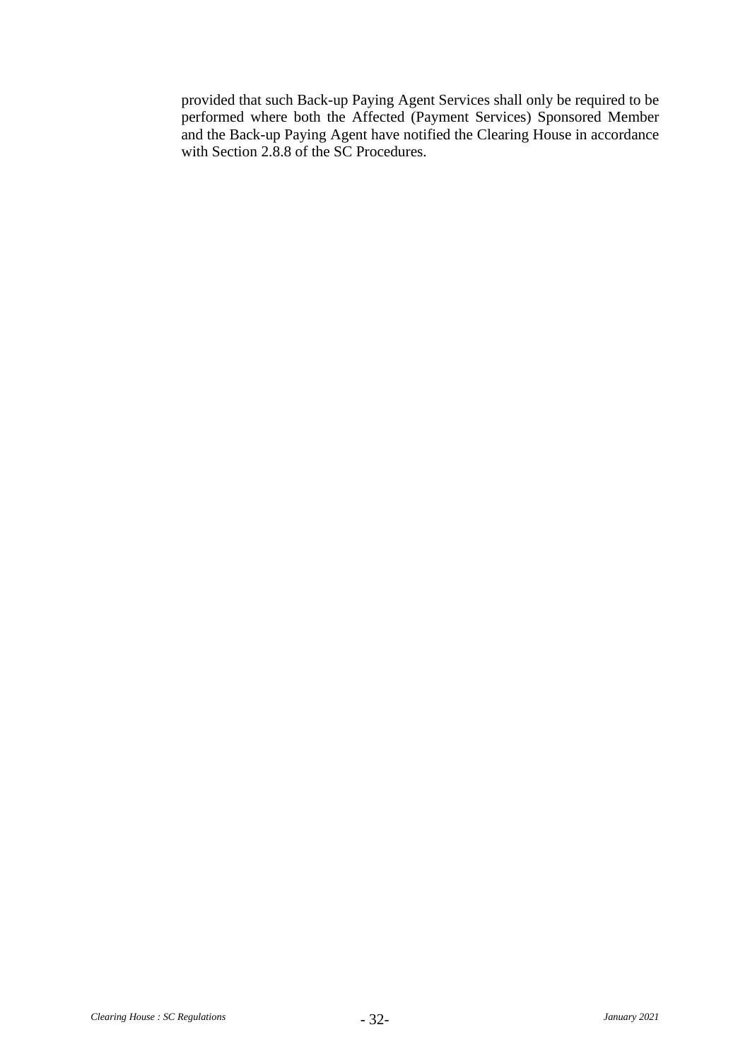provided that such Back-up Paying Agent Services shall only be required to be performed where both the Affected (Payment Services) Sponsored Member and the Back-up Paying Agent have notified the Clearing House in accordance with Section 2.8.8 of the SC Procedures.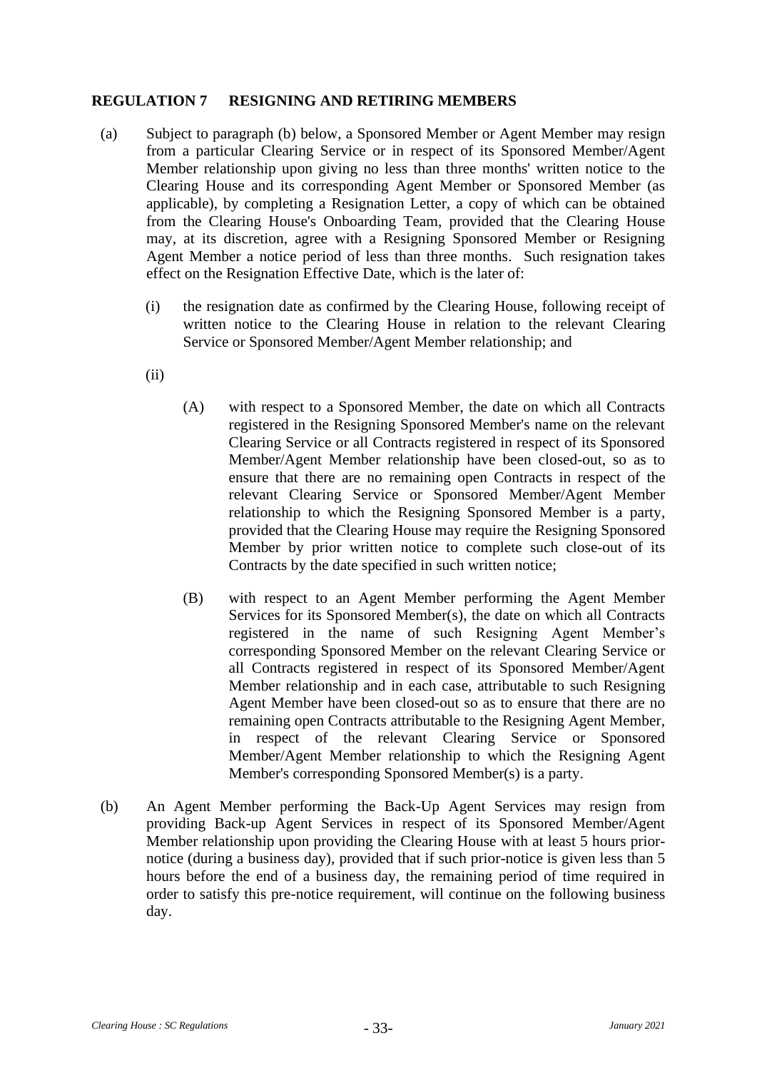## REGULATION 7 RESIGNING AND RETIRING MEMBERS

(a) Subject to paragraph (b) below, a Sponsored Member or Agent Member may resign from a particular Clearing Service or in respect of its Sponsored Member/Agent Member relationship upon giving no less than three months' written notice to the Clearing House and its corresponding Agent Member or Sponsored Member (as applicable), by completing a Resignation Letter, a copy of which can be obtained from the Clearing House's Onboarding Team, provided that the Clearing House may, at its discretion, agree with a Resigning Sponsored Member or Resigning Agent Member a notice period of less than three months. Such resignation takes effect on the Resignation Effective Date, which is the later of:

(i) the resignation date as confirmed by the Clearing House, following receipt of written notice to the Clearing House in relation to the relevant Clearing Service or Sponsored Member/Agent Member relationship; and

(ii)

(A) with respect to a Sponsored Member, the date on which all Contracts registered in the Resigning Sponsored Member's name on the relevant Clearing Service or all Contracts registered in respect of its Sponsored Member/Agent Member relationship have been closed-out, so as to ensure that there are no remaining open Contracts in respect of the relevant Clearing Service or Sponsored Member/Agent Member relationship to which the Resigning Sponsored Member is a party, provided that the Clearing House may require the Resigning Sponsored Member by prior written notice to complete such close-out of its Contracts by the date specified in such written notice;

(B) with respect to an Agent Member performing the Agent Member Services for its Sponsored Member(s), the date on which all Contracts registered in the name of such Resigning Agent Member's corresponding Sponsored Member on the relevant Clearing Service or all Contracts registered in respect of its Sponsored Member/Agent Member relationship and in each case, attributable to such Resigning Agent Member have been closed-out so as to ensure that there are no remaining open Contracts attributable to the Resigning Agent Member, in respect of the relevant Clearing Service or Sponsored Member/Agent Member relationship to which the Resigning Agent Member's corresponding Sponsored Member(s) is a party.

(b) An Agent Member performing the Back-Up Agent Services may resign from providing Back-up Agent Services in respect of its Sponsored Member/Agent Member relationship upon providing the Clearing House with at least 5 hours prior-notice (during a business day), provided that if such prior-notice is given less than 5 hours before the end of a business day, the remaining period of time required in order to satisfy this pre-notice requirement, will continue on the following business day.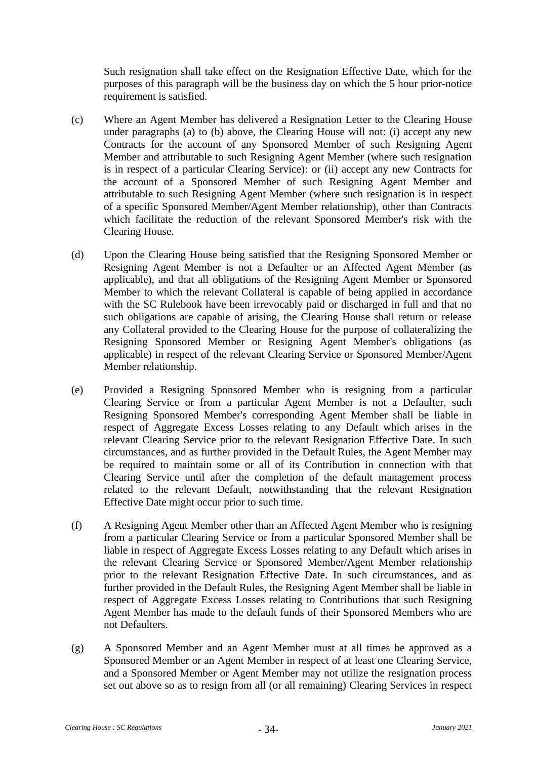Such resignation shall take effect on the Resignation Effective Date, which for the purposes of this paragraph will be the business day on which the 5 hour prior-notice requirement is satisfied.

(c) Where an Agent Member has delivered a Resignation Letter to the Clearing House under paragraphs (a) to (b) above, the Clearing House will not: (i) accept any new Contracts for the account of any Sponsored Member of such Resigning Agent Member and attributable to such Resigning Agent Member (where such resignation is in respect of a particular Clearing Service): or (ii) accept any new Contracts for the account of a Sponsored Member of such Resigning Agent Member and attributable to such Resigning Agent Member (where such resignation is in respect of a specific Sponsored Member/Agent Member relationship), other than Contracts which facilitate the reduction of the relevant Sponsored Member's risk with the Clearing House.

(d) Upon the Clearing House being satisfied that the Resigning Sponsored Member or Resigning Agent Member is not a Defaulter or an Affected Agent Member (as applicable), and that all obligations of the Resigning Agent Member or Sponsored Member to which the relevant Collateral is capable of being applied in accordance with the SC Rulebook have been irrevocably paid or discharged in full and that no such obligations are capable of arising, the Clearing House shall return or release any Collateral provided to the Clearing House for the purpose of collateralizing the Resigning Sponsored Member or Resigning Agent Member's obligations (as applicable) in respect of the relevant Clearing Service or Sponsored Member/Agent Member relationship.

(e) Provided a Resigning Sponsored Member who is resigning from a particular Clearing Service or from a particular Agent Member is not a Defaulter, such Resigning Sponsored Member's corresponding Agent Member shall be liable in respect of Aggregate Excess Losses relating to any Default which arises in the relevant Clearing Service prior to the relevant Resignation Effective Date. In such circumstances, and as further provided in the Default Rules, the Agent Member may be required to maintain some or all of its Contribution in connection with that Clearing Service until after the completion of the default management process related to the relevant Default, notwithstanding that the relevant Resignation Effective Date might occur prior to such time.

(f) A Resigning Agent Member other than an Affected Agent Member who is resigning from a particular Clearing Service or from a particular Sponsored Member shall be liable in respect of Aggregate Excess Losses relating to any Default which arises in the relevant Clearing Service or Sponsored Member/Agent Member relationship prior to the relevant Resignation Effective Date. In such circumstances, and as further provided in the Default Rules, the Resigning Agent Member shall be liable in respect of Aggregate Excess Losses relating to Contributions that such Resigning Agent Member has made to the default funds of their Sponsored Members who are not Defaulters.

(g) A Sponsored Member and an Agent Member must at all times be approved as a Sponsored Member or an Agent Member in respect of at least one Clearing Service, and a Sponsored Member or Agent Member may not utilize the resignation process set out above so as to resign from all (or all remaining) Clearing Services in respect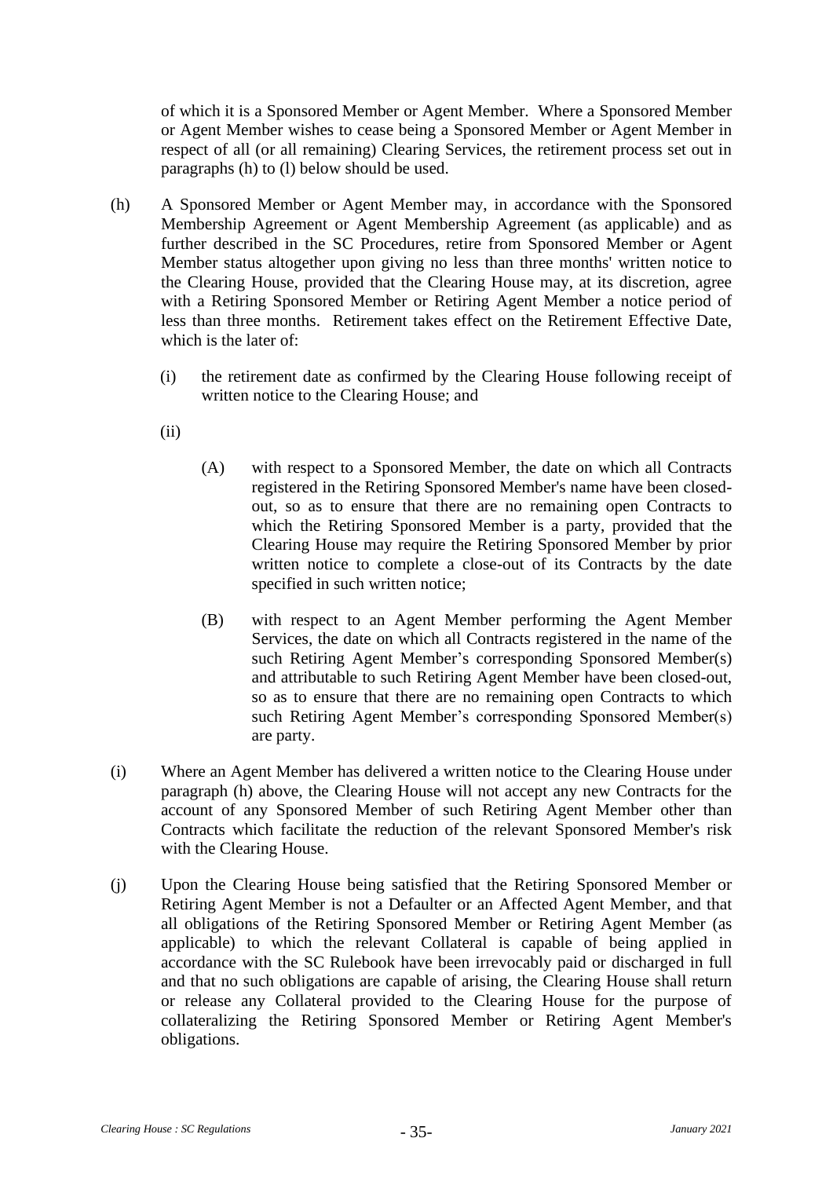of which it is a Sponsored Member or Agent Member. Where a Sponsored Member or Agent Member wishes to cease being a Sponsored Member or Agent Member in respect of all (or all remaining) Clearing Services, the retirement process set out in paragraphs (h) to (l) below should be used.

(h) A Sponsored Member or Agent Member may, in accordance with the Sponsored Membership Agreement or Agent Membership Agreement (as applicable) and as further described in the SC Procedures, retire from Sponsored Member or Agent Member status altogether upon giving no less than three months' written notice to the Clearing House, provided that the Clearing House may, at its discretion, agree with a Retiring Sponsored Member or Retiring Agent Member a notice period of less than three months. Retirement takes effect on the Retirement Effective Date, which is the later of:

   (i) the retirement date as confirmed by the Clearing House following receipt of written notice to the Clearing House; and

   (ii)

      (A) with respect to a Sponsored Member, the date on which all Contracts registered in the Retiring Sponsored Member's name have been closed-out, so as to ensure that there are no remaining open Contracts to which the Retiring Sponsored Member is a party, provided that the Clearing House may require the Retiring Sponsored Member by prior written notice to complete a close-out of its Contracts by the date specified in such written notice;

      (B) with respect to an Agent Member performing the Agent Member Services, the date on which all Contracts registered in the name of the such Retiring Agent Member's corresponding Sponsored Member(s) and attributable to such Retiring Agent Member have been closed-out, so as to ensure that there are no remaining open Contracts to which such Retiring Agent Member's corresponding Sponsored Member(s) are party.

(i) Where an Agent Member has delivered a written notice to the Clearing House under paragraph (h) above, the Clearing House will not accept any new Contracts for the account of any Sponsored Member of such Retiring Agent Member other than Contracts which facilitate the reduction of the relevant Sponsored Member's risk with the Clearing House.

(j) Upon the Clearing House being satisfied that the Retiring Sponsored Member or Retiring Agent Member is not a Defaulter or an Affected Agent Member, and that all obligations of the Retiring Sponsored Member or Retiring Agent Member (as applicable) to which the relevant Collateral is capable of being applied in accordance with the SC Rulebook have been irrevocably paid or discharged in full and that no such obligations are capable of arising, the Clearing House shall return or release any Collateral provided to the Clearing House for the purpose of collateralizing the Retiring Sponsored Member or Retiring Agent Member's obligations.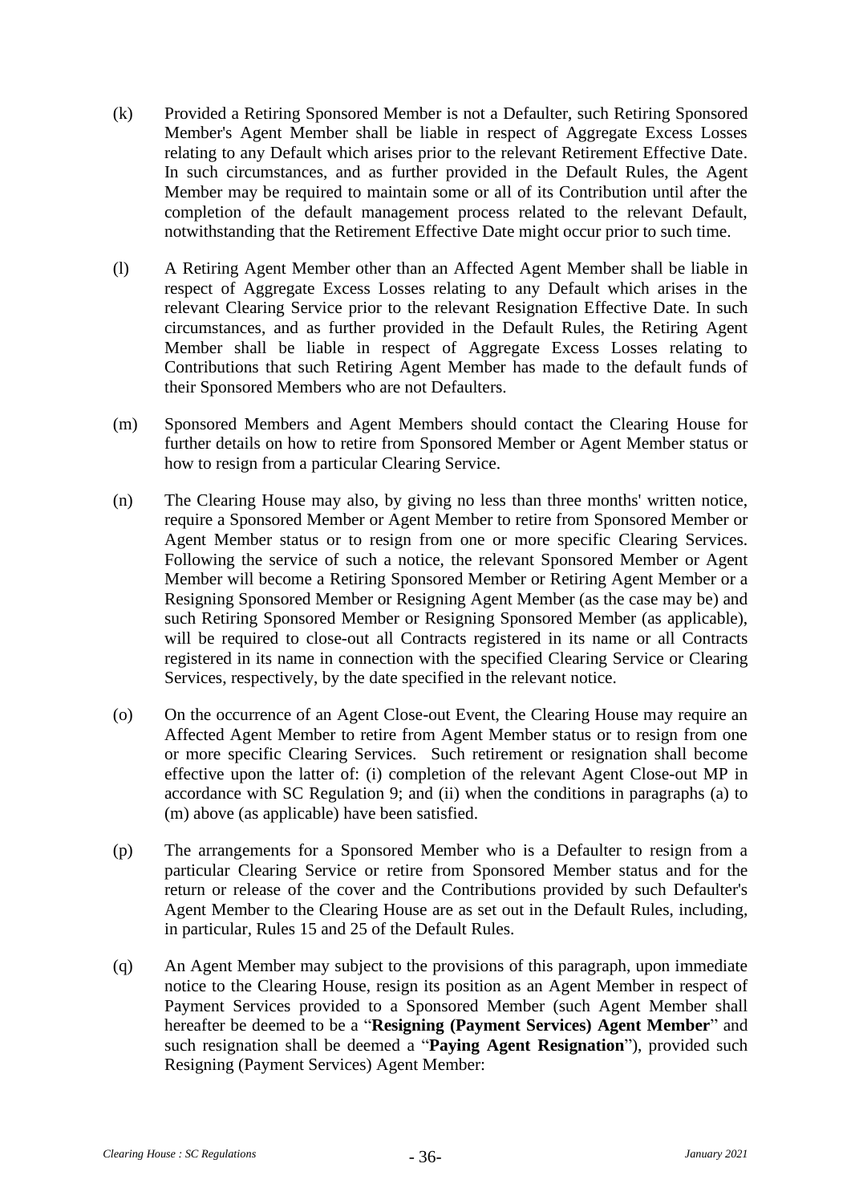(k) Provided a Retiring Sponsored Member is not a Defaulter, such Retiring Sponsored Member's Agent Member shall be liable in respect of Aggregate Excess Losses relating to any Default which arises prior to the relevant Retirement Effective Date. In such circumstances, and as further provided in the Default Rules, the Agent Member may be required to maintain some or all of its Contribution until after the completion of the default management process related to the relevant Default, notwithstanding that the Retirement Effective Date might occur prior to such time.

(l) A Retiring Agent Member other than an Affected Agent Member shall be liable in respect of Aggregate Excess Losses relating to any Default which arises in the relevant Clearing Service prior to the relevant Resignation Effective Date. In such circumstances, and as further provided in the Default Rules, the Retiring Agent Member shall be liable in respect of Aggregate Excess Losses relating to Contributions that such Retiring Agent Member has made to the default funds of their Sponsored Members who are not Defaulters.

(m) Sponsored Members and Agent Members should contact the Clearing House for further details on how to retire from Sponsored Member or Agent Member status or how to resign from a particular Clearing Service.

(n) The Clearing House may also, by giving no less than three months' written notice, require a Sponsored Member or Agent Member to retire from Sponsored Member or Agent Member status or to resign from one or more specific Clearing Services. Following the service of such a notice, the relevant Sponsored Member or Agent Member will become a Retiring Sponsored Member or Retiring Agent Member or a Resigning Sponsored Member or Resigning Agent Member (as the case may be) and such Retiring Sponsored Member or Resigning Sponsored Member (as applicable), will be required to close-out all Contracts registered in its name or all Contracts registered in its name in connection with the specified Clearing Service or Clearing Services, respectively, by the date specified in the relevant notice.

(o) On the occurrence of an Agent Close-out Event, the Clearing House may require an Affected Agent Member to retire from Agent Member status or to resign from one or more specific Clearing Services. Such retirement or resignation shall become effective upon the latter of: (i) completion of the relevant Agent Close-out MP in accordance with SC Regulation 9; and (ii) when the conditions in paragraphs (a) to (m) above (as applicable) have been satisfied.

(p) The arrangements for a Sponsored Member who is a Defaulter to resign from a particular Clearing Service or retire from Sponsored Member status and for the return or release of the cover and the Contributions provided by such Defaulter's Agent Member to the Clearing House are as set out in the Default Rules, including, in particular, Rules 15 and 25 of the Default Rules.

(q) An Agent Member may subject to the provisions of this paragraph, upon immediate notice to the Clearing House, resign its position as an Agent Member in respect of Payment Services provided to a Sponsored Member (such Agent Member shall hereafter be deemed to be a "**Resigning (Payment Services) Agent Member**" and such resignation shall be deemed a "**Paying Agent Resignation**"), provided such Resigning (Payment Services) Agent Member: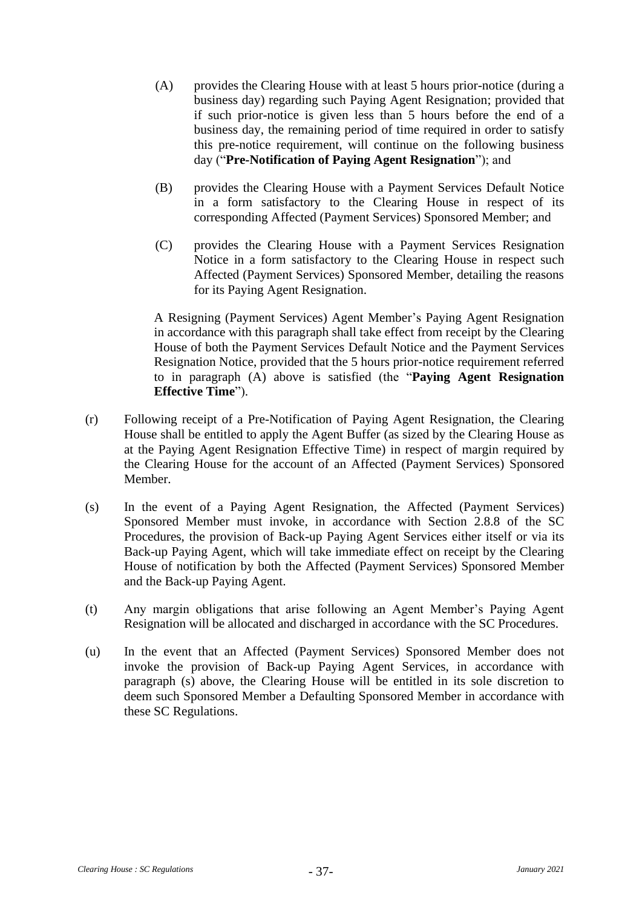(A) provides the Clearing House with at least 5 hours prior-notice (during a business day) regarding such Paying Agent Resignation; provided that if such prior-notice is given less than 5 hours before the end of a business day, the remaining period of time required in order to satisfy this pre-notice requirement, will continue on the following business day ("**Pre-Notification of Paying Agent Resignation**"); and

(B) provides the Clearing House with a Payment Services Default Notice in a form satisfactory to the Clearing House in respect of its corresponding Affected (Payment Services) Sponsored Member; and

(C) provides the Clearing House with a Payment Services Resignation Notice in a form satisfactory to the Clearing House in respect such Affected (Payment Services) Sponsored Member, detailing the reasons for its Paying Agent Resignation.

A Resigning (Payment Services) Agent Member's Paying Agent Resignation in accordance with this paragraph shall take effect from receipt by the Clearing House of both the Payment Services Default Notice and the Payment Services Resignation Notice, provided that the 5 hours prior-notice requirement referred to in paragraph (A) above is satisfied (the "**Paying Agent Resignation Effective Time**").

(r) Following receipt of a Pre-Notification of Paying Agent Resignation, the Clearing House shall be entitled to apply the Agent Buffer (as sized by the Clearing House as at the Paying Agent Resignation Effective Time) in respect of margin required by the Clearing House for the account of an Affected (Payment Services) Sponsored Member.

(s) In the event of a Paying Agent Resignation, the Affected (Payment Services) Sponsored Member must invoke, in accordance with Section 2.8.8 of the SC Procedures, the provision of Back-up Paying Agent Services either itself or via its Back-up Paying Agent, which will take immediate effect on receipt by the Clearing House of notification by both the Affected (Payment Services) Sponsored Member and the Back-up Paying Agent.

(t) Any margin obligations that arise following an Agent Member's Paying Agent Resignation will be allocated and discharged in accordance with the SC Procedures.

(u) In the event that an Affected (Payment Services) Sponsored Member does not invoke the provision of Back-up Paying Agent Services, in accordance with paragraph (s) above, the Clearing House will be entitled in its sole discretion to deem such Sponsored Member a Defaulting Sponsored Member in accordance with these SC Regulations.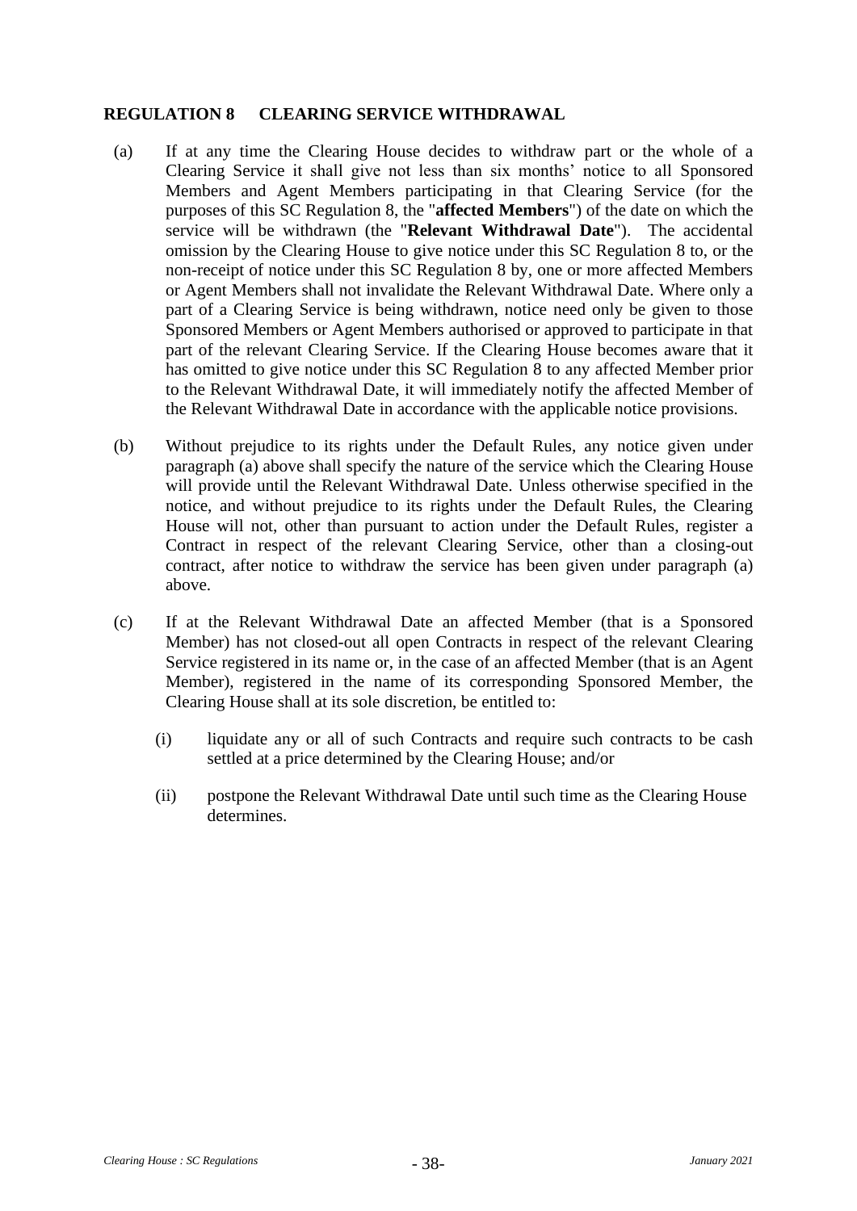## REGULATION 8 CLEARING SERVICE WITHDRAWAL

(a) If at any time the Clearing House decides to withdraw part or the whole of a Clearing Service it shall give not less than six months' notice to all Sponsored Members and Agent Members participating in that Clearing Service (for the purposes of this SC Regulation 8, the "**affected Members**") of the date on which the service will be withdrawn (the "**Relevant Withdrawal Date**"). The accidental omission by the Clearing House to give notice under this SC Regulation 8 to, or the non-receipt of notice under this SC Regulation 8 by, one or more affected Members or Agent Members shall not invalidate the Relevant Withdrawal Date. Where only a part of a Clearing Service is being withdrawn, notice need only be given to those Sponsored Members or Agent Members authorised or approved to participate in that part of the relevant Clearing Service. If the Clearing House becomes aware that it has omitted to give notice under this SC Regulation 8 to any affected Member prior to the Relevant Withdrawal Date, it will immediately notify the affected Member of the Relevant Withdrawal Date in accordance with the applicable notice provisions.

(b) Without prejudice to its rights under the Default Rules, any notice given under paragraph (a) above shall specify the nature of the service which the Clearing House will provide until the Relevant Withdrawal Date. Unless otherwise specified in the notice, and without prejudice to its rights under the Default Rules, the Clearing House will not, other than pursuant to action under the Default Rules, register a Contract in respect of the relevant Clearing Service, other than a closing-out contract, after notice to withdraw the service has been given under paragraph (a) above.

(c) If at the Relevant Withdrawal Date an affected Member (that is a Sponsored Member) has not closed-out all open Contracts in respect of the relevant Clearing Service registered in its name or, in the case of an affected Member (that is an Agent Member), registered in the name of its corresponding Sponsored Member, the Clearing House shall at its sole discretion, be entitled to:

   (i) liquidate any or all of such Contracts and require such contracts to be cash settled at a price determined by the Clearing House; and/or

   (ii) postpone the Relevant Withdrawal Date until such time as the Clearing House determines.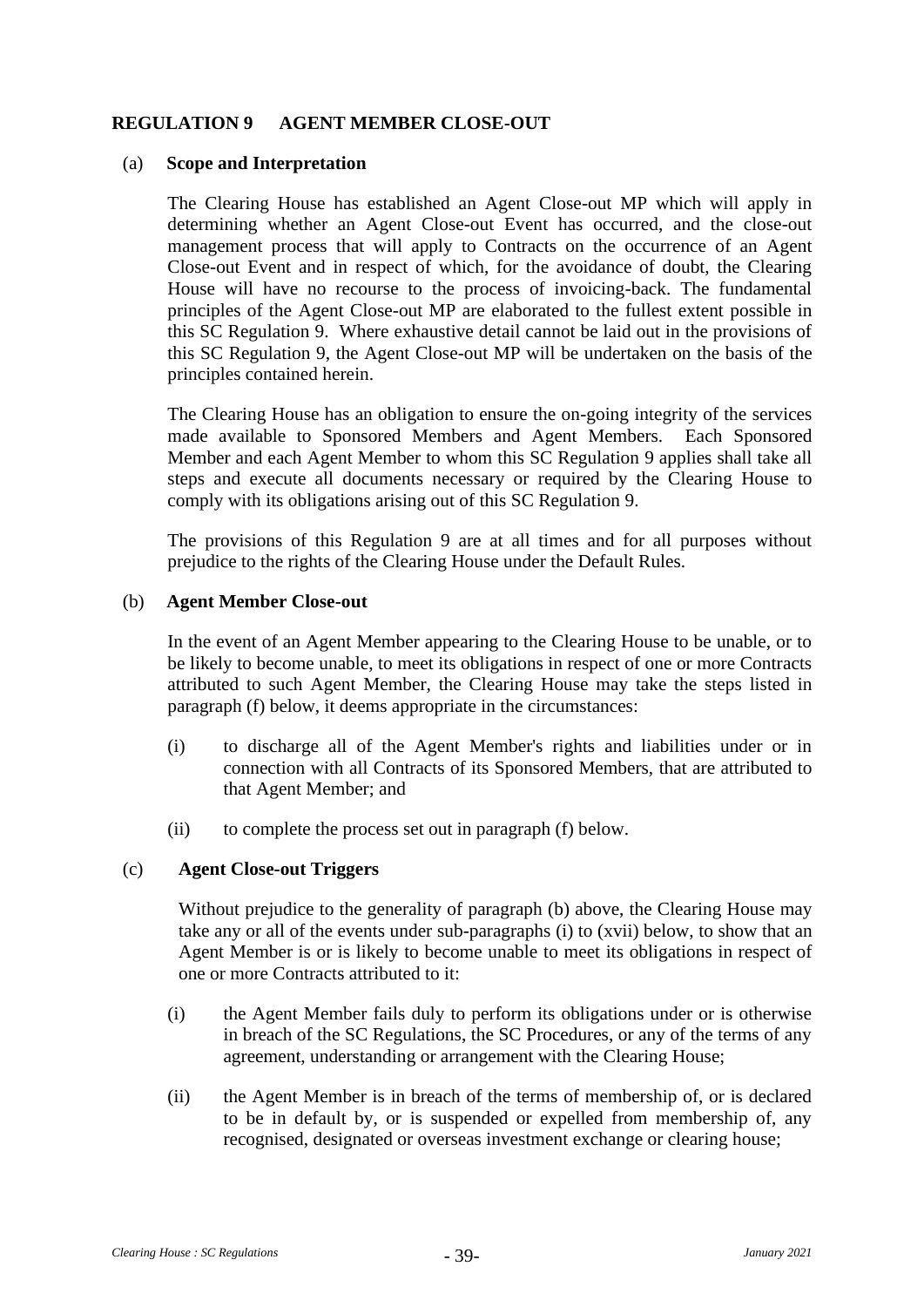## REGULATION 9 AGENT MEMBER CLOSE-OUT

(a) **Scope and Interpretation**

The Clearing House has established an Agent Close-out MP which will apply in determining whether an Agent Close-out Event has occurred, and the close-out management process that will apply to Contracts on the occurrence of an Agent Close-out Event and in respect of which, for the avoidance of doubt, the Clearing House will have no recourse to the process of invoicing-back. The fundamental principles of the Agent Close-out MP are elaborated to the fullest extent possible in this SC Regulation 9. Where exhaustive detail cannot be laid out in the provisions of this SC Regulation 9, the Agent Close-out MP will be undertaken on the basis of the principles contained herein.

The Clearing House has an obligation to ensure the on-going integrity of the services made available to Sponsored Members and Agent Members. Each Sponsored Member and each Agent Member to whom this SC Regulation 9 applies shall take all steps and execute all documents necessary or required by the Clearing House to comply with its obligations arising out of this SC Regulation 9.

The provisions of this Regulation 9 are at all times and for all purposes without prejudice to the rights of the Clearing House under the Default Rules.

(b) **Agent Member Close-out**

In the event of an Agent Member appearing to the Clearing House to be unable, or to be likely to become unable, to meet its obligations in respect of one or more Contracts attributed to such Agent Member, the Clearing House may take the steps listed in paragraph (f) below, it deems appropriate in the circumstances:

(i) to discharge all of the Agent Member's rights and liabilities under or in connection with all Contracts of its Sponsored Members, that are attributed to that Agent Member; and

(ii) to complete the process set out in paragraph (f) below.

(c) **Agent Close-out Triggers**

Without prejudice to the generality of paragraph (b) above, the Clearing House may take any or all of the events under sub-paragraphs (i) to (xvii) below, to show that an Agent Member is or is likely to become unable to meet its obligations in respect of one or more Contracts attributed to it:

(i) the Agent Member fails duly to perform its obligations under or is otherwise in breach of the SC Regulations, the SC Procedures, or any of the terms of any agreement, understanding or arrangement with the Clearing House;

(ii) the Agent Member is in breach of the terms of membership of, or is declared to be in default by, or is suspended or expelled from membership of, any recognised, designated or overseas investment exchange or clearing house;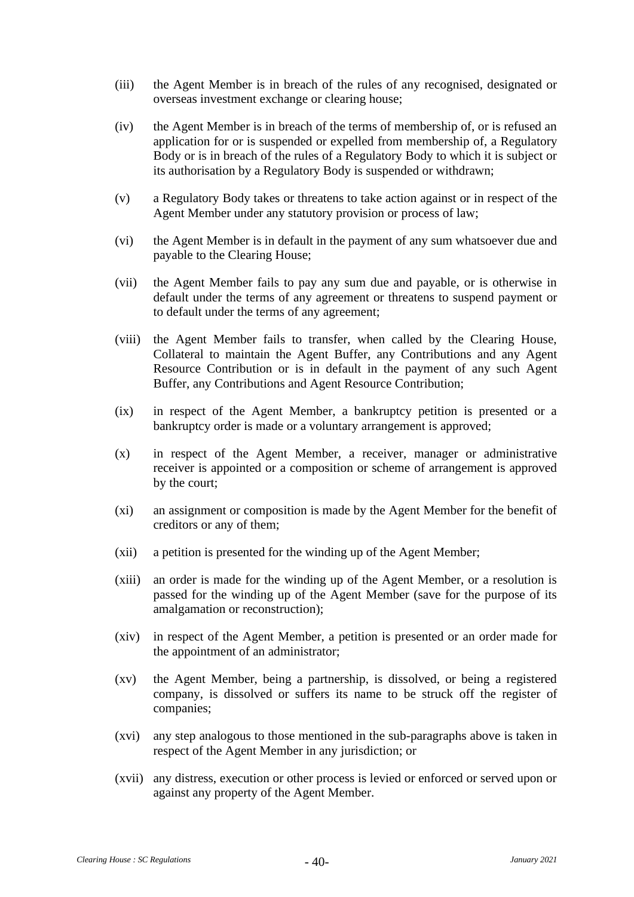(iii) the Agent Member is in breach of the rules of any recognised, designated or overseas investment exchange or clearing house;

(iv) the Agent Member is in breach of the terms of membership of, or is refused an application for or is suspended or expelled from membership of, a Regulatory Body or is in breach of the rules of a Regulatory Body to which it is subject or its authorisation by a Regulatory Body is suspended or withdrawn;

(v) a Regulatory Body takes or threatens to take action against or in respect of the Agent Member under any statutory provision or process of law;

(vi) the Agent Member is in default in the payment of any sum whatsoever due and payable to the Clearing House;

(vii) the Agent Member fails to pay any sum due and payable, or is otherwise in default under the terms of any agreement or threatens to suspend payment or to default under the terms of any agreement;

(viii) the Agent Member fails to transfer, when called by the Clearing House, Collateral to maintain the Agent Buffer, any Contributions and any Agent Resource Contribution or is in default in the payment of any such Agent Buffer, any Contributions and Agent Resource Contribution;

(ix) in respect of the Agent Member, a bankruptcy petition is presented or a bankruptcy order is made or a voluntary arrangement is approved;

(x) in respect of the Agent Member, a receiver, manager or administrative receiver is appointed or a composition or scheme of arrangement is approved by the court;

(xi) an assignment or composition is made by the Agent Member for the benefit of creditors or any of them;

(xii) a petition is presented for the winding up of the Agent Member;

(xiii) an order is made for the winding up of the Agent Member, or a resolution is passed for the winding up of the Agent Member (save for the purpose of its amalgamation or reconstruction);

(xiv) in respect of the Agent Member, a petition is presented or an order made for the appointment of an administrator;

(xv) the Agent Member, being a partnership, is dissolved, or being a registered company, is dissolved or suffers its name to be struck off the register of companies;

(xvi) any step analogous to those mentioned in the sub-paragraphs above is taken in respect of the Agent Member in any jurisdiction; or

(xvii) any distress, execution or other process is levied or enforced or served upon or against any property of the Agent Member.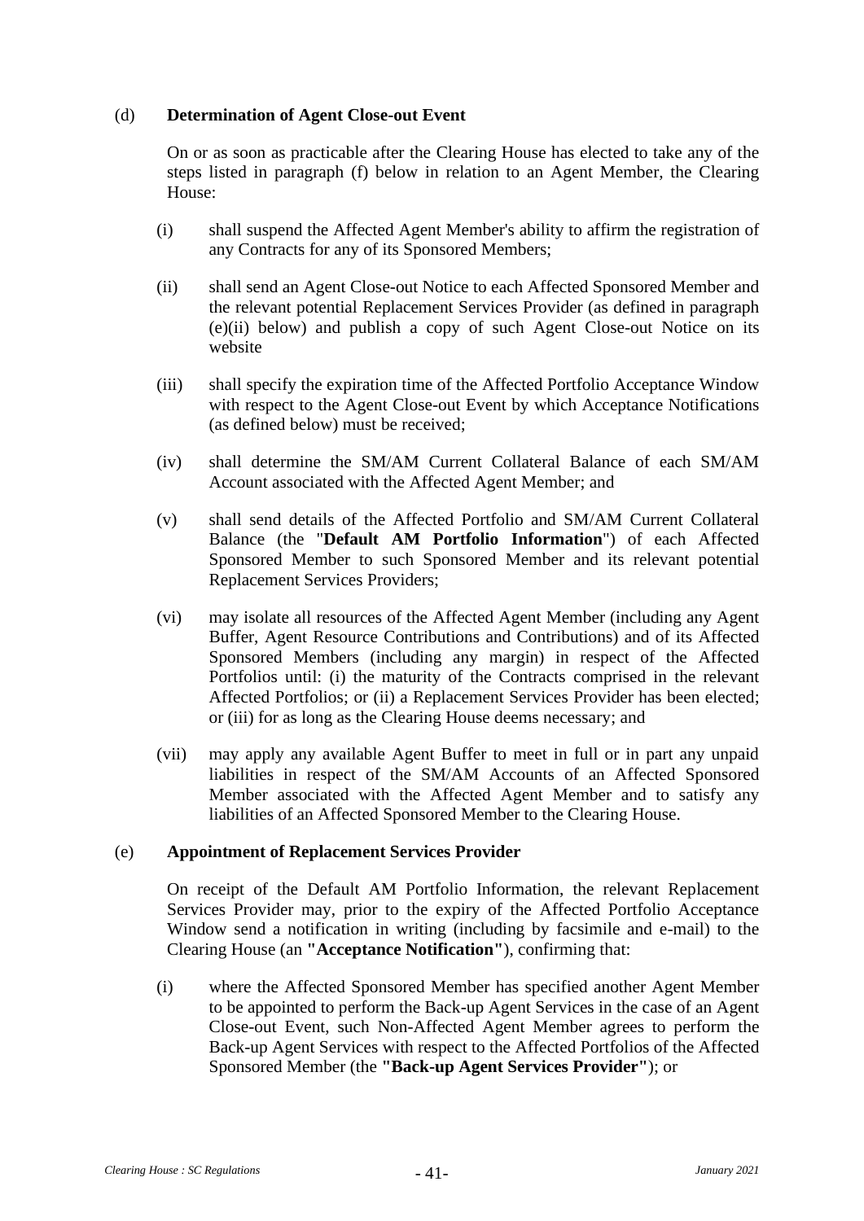(d) **Determination of Agent Close-out Event**

On or as soon as practicable after the Clearing House has elected to take any of the steps listed in paragraph (f) below in relation to an Agent Member, the Clearing House:

(i) shall suspend the Affected Agent Member's ability to affirm the registration of any Contracts for any of its Sponsored Members;

(ii) shall send an Agent Close-out Notice to each Affected Sponsored Member and the relevant potential Replacement Services Provider (as defined in paragraph (e)(ii) below) and publish a copy of such Agent Close-out Notice on its website

(iii) shall specify the expiration time of the Affected Portfolio Acceptance Window with respect to the Agent Close-out Event by which Acceptance Notifications (as defined below) must be received;

(iv) shall determine the SM/AM Current Collateral Balance of each SM/AM Account associated with the Affected Agent Member; and

(v) shall send details of the Affected Portfolio and SM/AM Current Collateral Balance (the "**Default AM Portfolio Information**") of each Affected Sponsored Member to such Sponsored Member and its relevant potential Replacement Services Providers;

(vi) may isolate all resources of the Affected Agent Member (including any Agent Buffer, Agent Resource Contributions and Contributions) and of its Affected Sponsored Members (including any margin) in respect of the Affected Portfolios until: (i) the maturity of the Contracts comprised in the relevant Affected Portfolios; or (ii) a Replacement Services Provider has been elected; or (iii) for as long as the Clearing House deems necessary; and

(vii) may apply any available Agent Buffer to meet in full or in part any unpaid liabilities in respect of the SM/AM Accounts of an Affected Sponsored Member associated with the Affected Agent Member and to satisfy any liabilities of an Affected Sponsored Member to the Clearing House.

(e) **Appointment of Replacement Services Provider**

On receipt of the Default AM Portfolio Information, the relevant Replacement Services Provider may, prior to the expiry of the Affected Portfolio Acceptance Window send a notification in writing (including by facsimile and e-mail) to the Clearing House (an **"Acceptance Notification"**), confirming that:

(i) where the Affected Sponsored Member has specified another Agent Member to be appointed to perform the Back-up Agent Services in the case of an Agent Close-out Event, such Non-Affected Agent Member agrees to perform the Back-up Agent Services with respect to the Affected Portfolios of the Affected Sponsored Member (the **"Back-up Agent Services Provider"**); or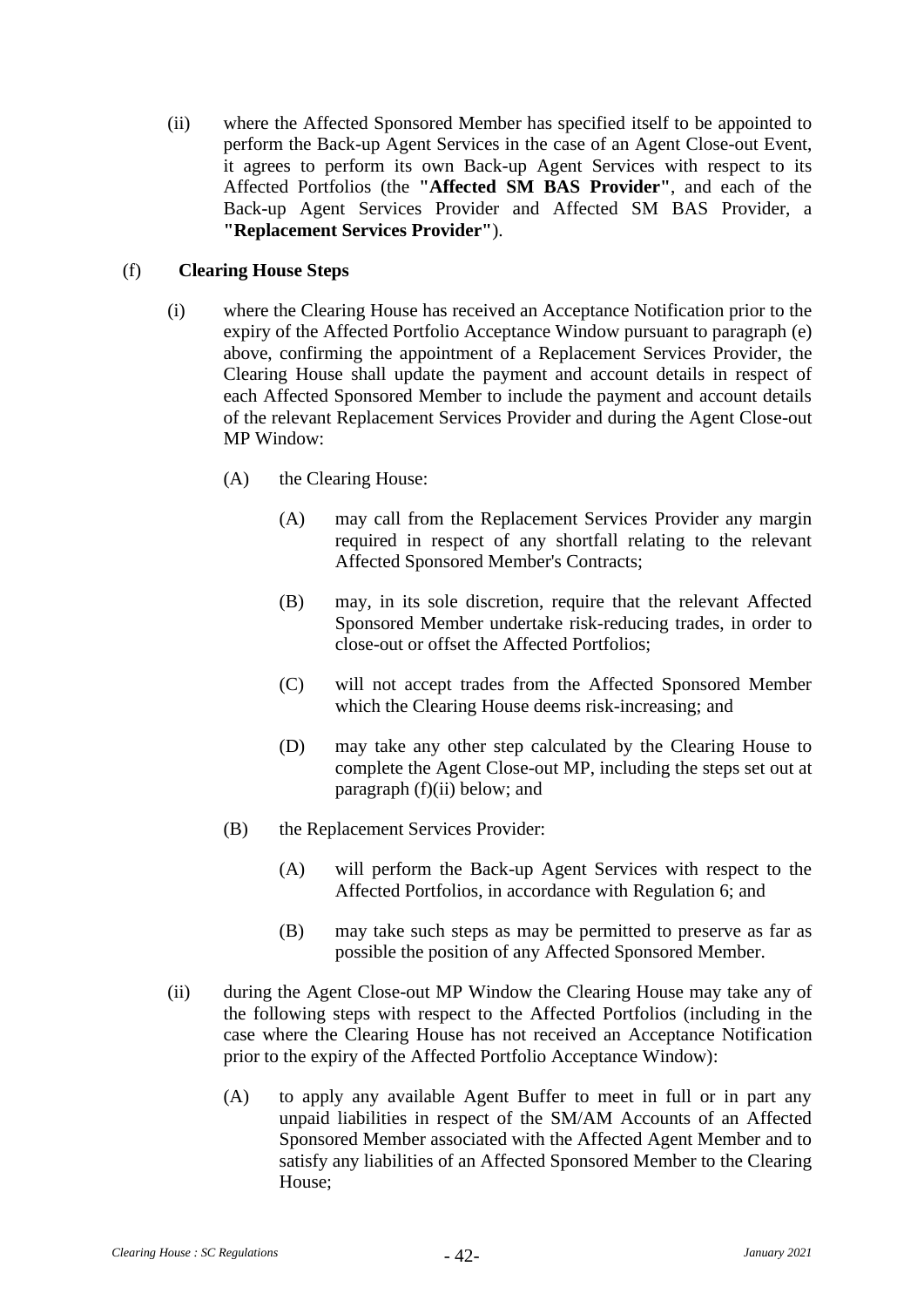(ii) where the Affected Sponsored Member has specified itself to be appointed to perform the Back-up Agent Services in the case of an Agent Close-out Event, it agrees to perform its own Back-up Agent Services with respect to its Affected Portfolios (the **"Affected SM BAS Provider"**, and each of the Back-up Agent Services Provider and Affected SM BAS Provider, a **"Replacement Services Provider"**).

(f) **Clearing House Steps**

(i) where the Clearing House has received an Acceptance Notification prior to the expiry of the Affected Portfolio Acceptance Window pursuant to paragraph (e) above, confirming the appointment of a Replacement Services Provider, the Clearing House shall update the payment and account details in respect of each Affected Sponsored Member to include the payment and account details of the relevant Replacement Services Provider and during the Agent Close-out MP Window:

(A) the Clearing House:

(A) may call from the Replacement Services Provider any margin required in respect of any shortfall relating to the relevant Affected Sponsored Member's Contracts;

(B) may, in its sole discretion, require that the relevant Affected Sponsored Member undertake risk-reducing trades, in order to close-out or offset the Affected Portfolios;

(C) will not accept trades from the Affected Sponsored Member which the Clearing House deems risk-increasing; and

(D) may take any other step calculated by the Clearing House to complete the Agent Close-out MP, including the steps set out at paragraph (f)(ii) below; and

(B) the Replacement Services Provider:

(A) will perform the Back-up Agent Services with respect to the Affected Portfolios, in accordance with Regulation 6; and

(B) may take such steps as may be permitted to preserve as far as possible the position of any Affected Sponsored Member.

(ii) during the Agent Close-out MP Window the Clearing House may take any of the following steps with respect to the Affected Portfolios (including in the case where the Clearing House has not received an Acceptance Notification prior to the expiry of the Affected Portfolio Acceptance Window):

(A) to apply any available Agent Buffer to meet in full or in part any unpaid liabilities in respect of the SM/AM Accounts of an Affected Sponsored Member associated with the Affected Agent Member and to satisfy any liabilities of an Affected Sponsored Member to the Clearing House;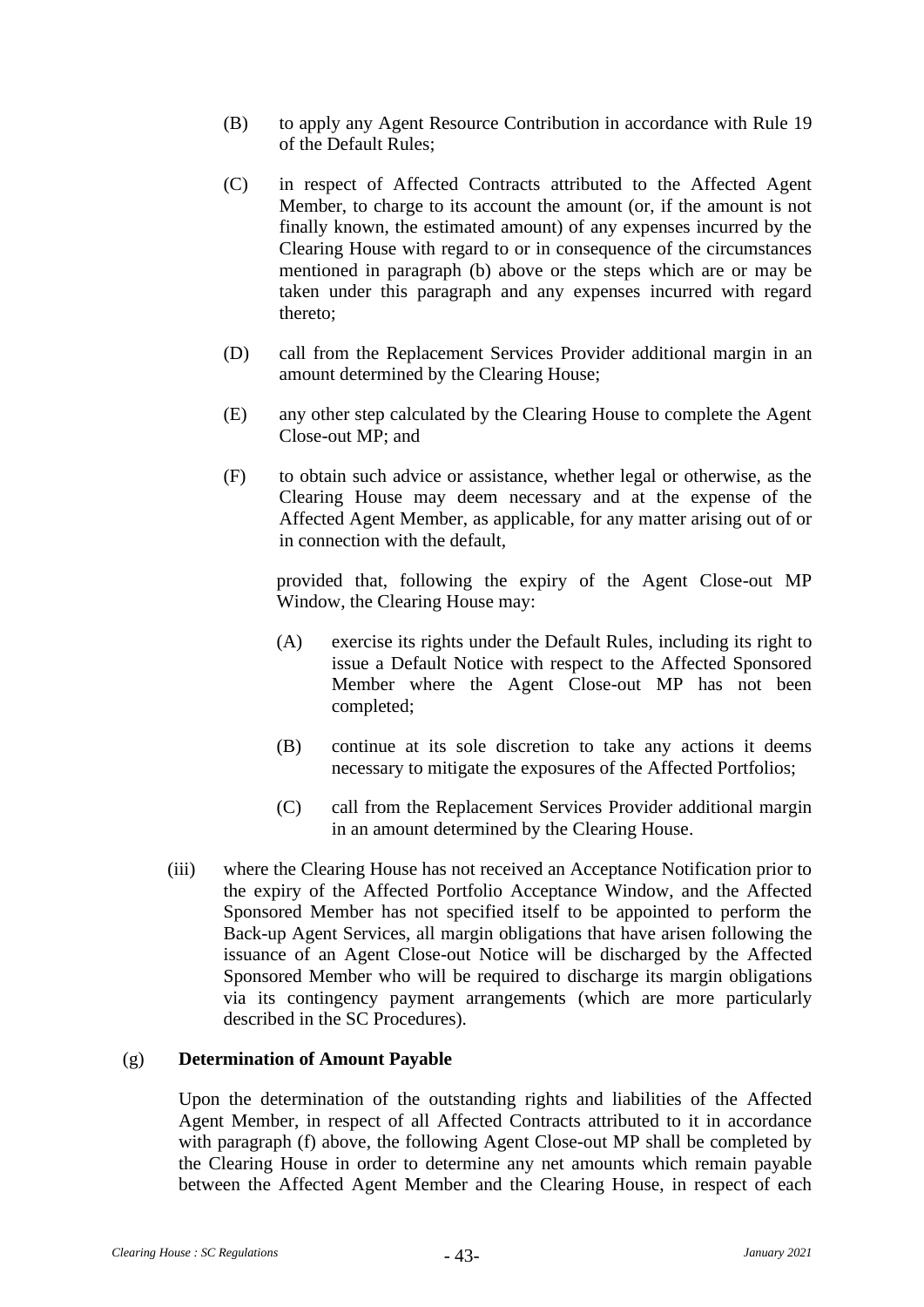(B) to apply any Agent Resource Contribution in accordance with Rule 19 of the Default Rules;

(C) in respect of Affected Contracts attributed to the Affected Agent Member, to charge to its account the amount (or, if the amount is not finally known, the estimated amount) of any expenses incurred by the Clearing House with regard to or in consequence of the circumstances mentioned in paragraph (b) above or the steps which are or may be taken under this paragraph and any expenses incurred with regard thereto;

(D) call from the Replacement Services Provider additional margin in an amount determined by the Clearing House;

(E) any other step calculated by the Clearing House to complete the Agent Close-out MP; and

(F) to obtain such advice or assistance, whether legal or otherwise, as the Clearing House may deem necessary and at the expense of the Affected Agent Member, as applicable, for any matter arising out of or in connection with the default,

provided that, following the expiry of the Agent Close-out MP Window, the Clearing House may:

(A) exercise its rights under the Default Rules, including its right to issue a Default Notice with respect to the Affected Sponsored Member where the Agent Close-out MP has not been completed;

(B) continue at its sole discretion to take any actions it deems necessary to mitigate the exposures of the Affected Portfolios;

(C) call from the Replacement Services Provider additional margin in an amount determined by the Clearing House.

(iii) where the Clearing House has not received an Acceptance Notification prior to the expiry of the Affected Portfolio Acceptance Window, and the Affected Sponsored Member has not specified itself to be appointed to perform the Back-up Agent Services, all margin obligations that have arisen following the issuance of an Agent Close-out Notice will be discharged by the Affected Sponsored Member who will be required to discharge its margin obligations via its contingency payment arrangements (which are more particularly described in the SC Procedures).

(g) **Determination of Amount Payable**

Upon the determination of the outstanding rights and liabilities of the Affected Agent Member, in respect of all Affected Contracts attributed to it in accordance with paragraph (f) above, the following Agent Close-out MP shall be completed by the Clearing House in order to determine any net amounts which remain payable between the Affected Agent Member and the Clearing House, in respect of each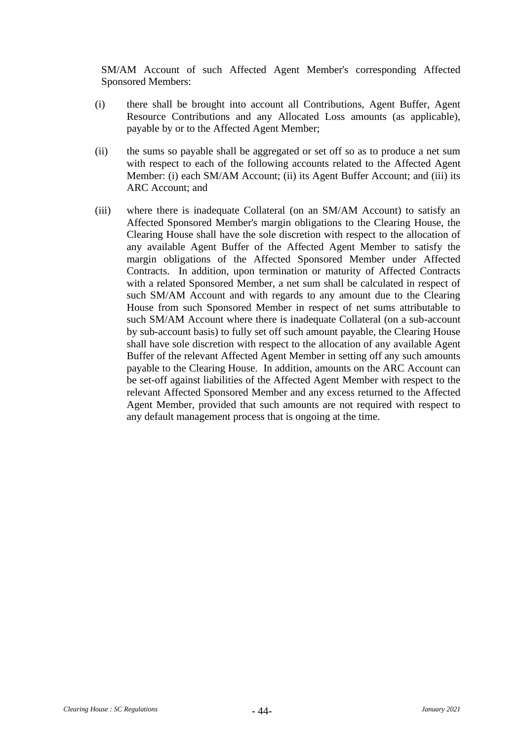SM/AM Account of such Affected Agent Member's corresponding Affected Sponsored Members:

(i) there shall be brought into account all Contributions, Agent Buffer, Agent Resource Contributions and any Allocated Loss amounts (as applicable), payable by or to the Affected Agent Member;

(ii) the sums so payable shall be aggregated or set off so as to produce a net sum with respect to each of the following accounts related to the Affected Agent Member: (i) each SM/AM Account; (ii) its Agent Buffer Account; and (iii) its ARC Account; and

(iii) where there is inadequate Collateral (on an SM/AM Account) to satisfy an Affected Sponsored Member's margin obligations to the Clearing House, the Clearing House shall have the sole discretion with respect to the allocation of any available Agent Buffer of the Affected Agent Member to satisfy the margin obligations of the Affected Sponsored Member under Affected Contracts. In addition, upon termination or maturity of Affected Contracts with a related Sponsored Member, a net sum shall be calculated in respect of such SM/AM Account and with regards to any amount due to the Clearing House from such Sponsored Member in respect of net sums attributable to such SM/AM Account where there is inadequate Collateral (on a sub-account by sub-account basis) to fully set off such amount payable, the Clearing House shall have sole discretion with respect to the allocation of any available Agent Buffer of the relevant Affected Agent Member in setting off any such amounts payable to the Clearing House. In addition, amounts on the ARC Account can be set-off against liabilities of the Affected Agent Member with respect to the relevant Affected Sponsored Member and any excess returned to the Affected Agent Member, provided that such amounts are not required with respect to any default management process that is ongoing at the time.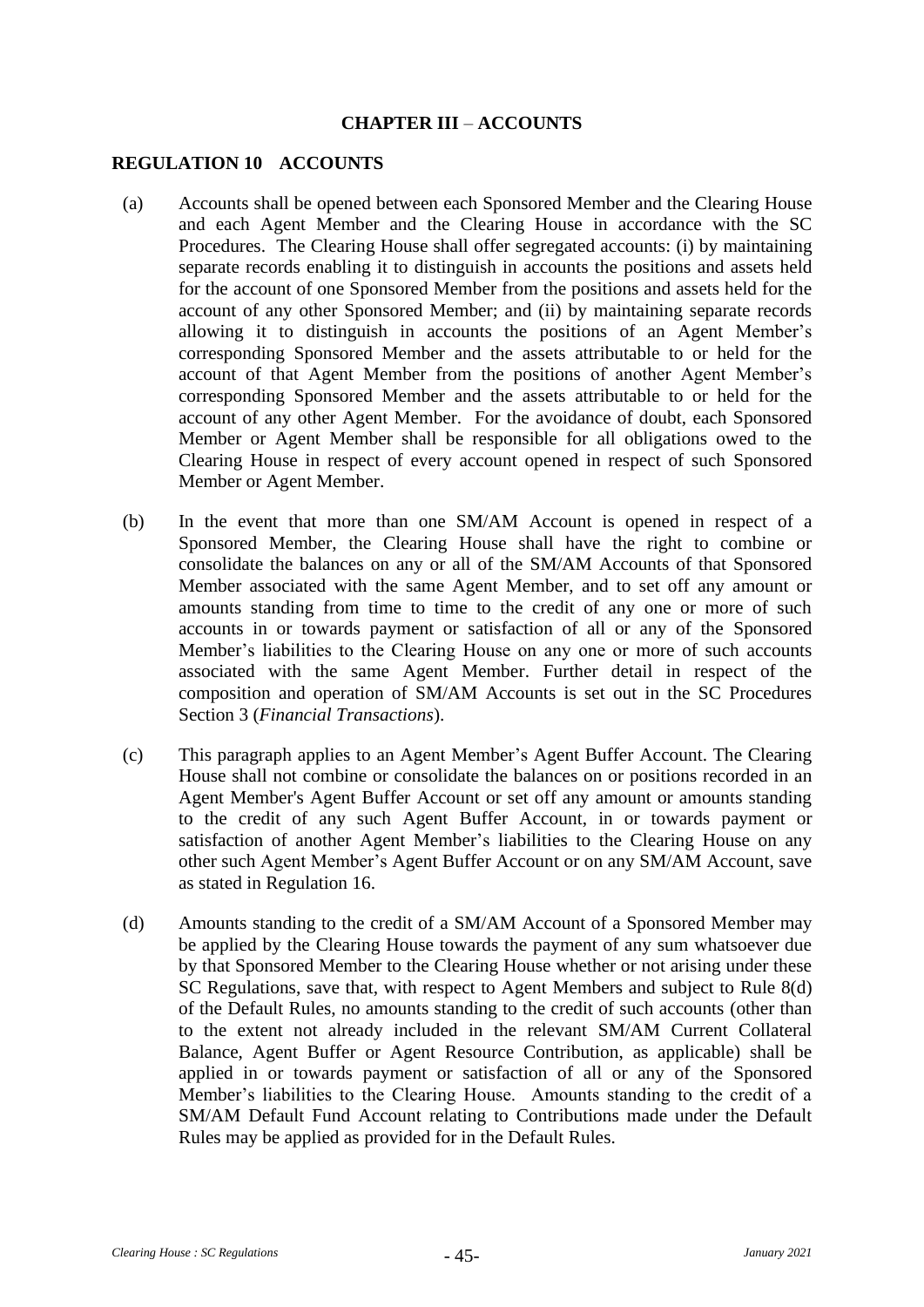## CHAPTER III – ACCOUNTS

### REGULATION 10 ACCOUNTS

(a) Accounts shall be opened between each Sponsored Member and the Clearing House and each Agent Member and the Clearing House in accordance with the SC Procedures. The Clearing House shall offer segregated accounts: (i) by maintaining separate records enabling it to distinguish in accounts the positions and assets held for the account of one Sponsored Member from the positions and assets held for the account of any other Sponsored Member; and (ii) by maintaining separate records allowing it to distinguish in accounts the positions of an Agent Member's corresponding Sponsored Member and the assets attributable to or held for the account of that Agent Member from the positions of another Agent Member's corresponding Sponsored Member and the assets attributable to or held for the account of any other Agent Member. For the avoidance of doubt, each Sponsored Member or Agent Member shall be responsible for all obligations owed to the Clearing House in respect of every account opened in respect of such Sponsored Member or Agent Member.

(b) In the event that more than one SM/AM Account is opened in respect of a Sponsored Member, the Clearing House shall have the right to combine or consolidate the balances on any or all of the SM/AM Accounts of that Sponsored Member associated with the same Agent Member, and to set off any amount or amounts standing from time to time to the credit of any one or more of such accounts in or towards payment or satisfaction of all or any of the Sponsored Member's liabilities to the Clearing House on any one or more of such accounts associated with the same Agent Member. Further detail in respect of the composition and operation of SM/AM Accounts is set out in the SC Procedures Section 3 (*Financial Transactions*).

(c) This paragraph applies to an Agent Member's Agent Buffer Account. The Clearing House shall not combine or consolidate the balances on or positions recorded in an Agent Member's Agent Buffer Account or set off any amount or amounts standing to the credit of any such Agent Buffer Account, in or towards payment or satisfaction of another Agent Member's liabilities to the Clearing House on any other such Agent Member's Agent Buffer Account or on any SM/AM Account, save as stated in Regulation 16.

(d) Amounts standing to the credit of a SM/AM Account of a Sponsored Member may be applied by the Clearing House towards the payment of any sum whatsoever due by that Sponsored Member to the Clearing House whether or not arising under these SC Regulations, save that, with respect to Agent Members and subject to Rule 8(d) of the Default Rules, no amounts standing to the credit of such accounts (other than to the extent not already included in the relevant SM/AM Current Collateral Balance, Agent Buffer or Agent Resource Contribution, as applicable) shall be applied in or towards payment or satisfaction of all or any of the Sponsored Member's liabilities to the Clearing House. Amounts standing to the credit of a SM/AM Default Fund Account relating to Contributions made under the Default Rules may be applied as provided for in the Default Rules.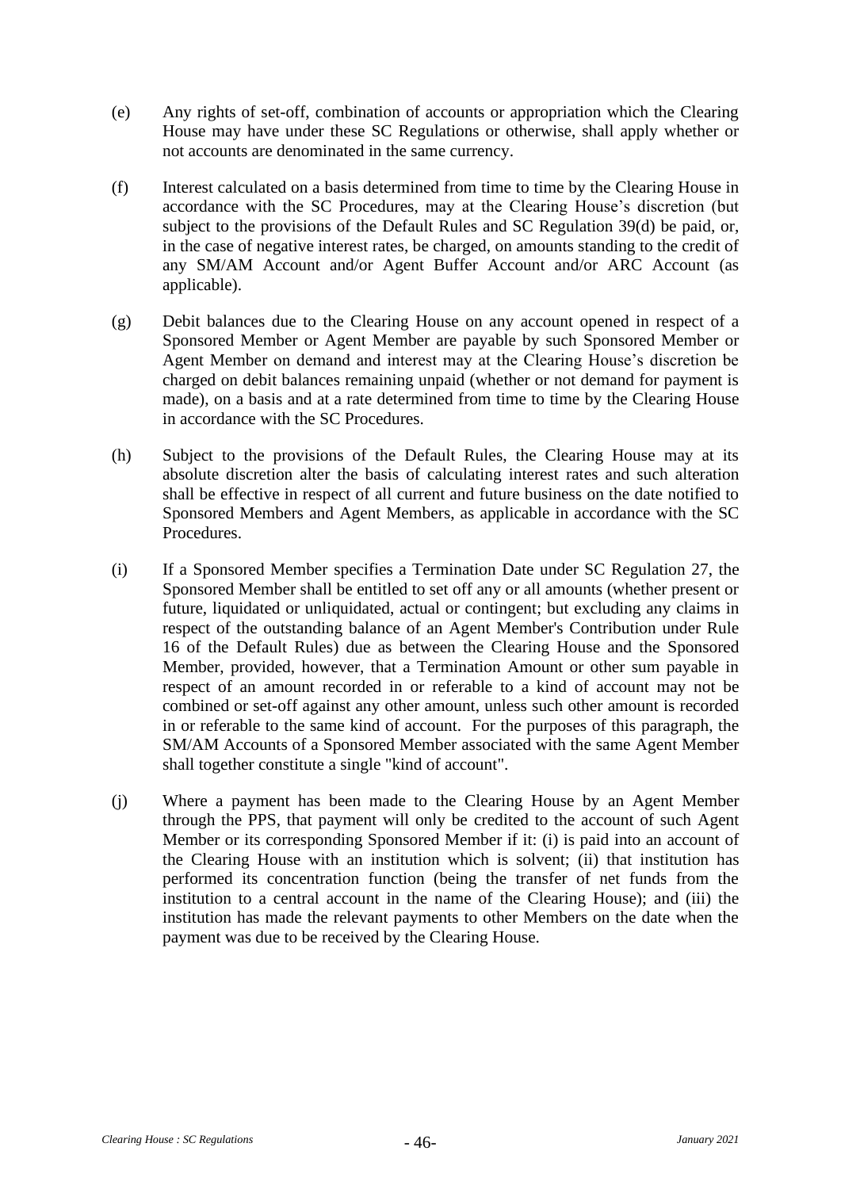(e) Any rights of set-off, combination of accounts or appropriation which the Clearing House may have under these SC Regulations or otherwise, shall apply whether or not accounts are denominated in the same currency.

(f) Interest calculated on a basis determined from time to time by the Clearing House in accordance with the SC Procedures, may at the Clearing House's discretion (but subject to the provisions of the Default Rules and SC Regulation 39(d) be paid, or, in the case of negative interest rates, be charged, on amounts standing to the credit of any SM/AM Account and/or Agent Buffer Account and/or ARC Account (as applicable).

(g) Debit balances due to the Clearing House on any account opened in respect of a Sponsored Member or Agent Member are payable by such Sponsored Member or Agent Member on demand and interest may at the Clearing House's discretion be charged on debit balances remaining unpaid (whether or not demand for payment is made), on a basis and at a rate determined from time to time by the Clearing House in accordance with the SC Procedures.

(h) Subject to the provisions of the Default Rules, the Clearing House may at its absolute discretion alter the basis of calculating interest rates and such alteration shall be effective in respect of all current and future business on the date notified to Sponsored Members and Agent Members, as applicable in accordance with the SC Procedures.

(i) If a Sponsored Member specifies a Termination Date under SC Regulation 27, the Sponsored Member shall be entitled to set off any or all amounts (whether present or future, liquidated or unliquidated, actual or contingent; but excluding any claims in respect of the outstanding balance of an Agent Member's Contribution under Rule 16 of the Default Rules) due as between the Clearing House and the Sponsored Member, provided, however, that a Termination Amount or other sum payable in respect of an amount recorded in or referable to a kind of account may not be combined or set-off against any other amount, unless such other amount is recorded in or referable to the same kind of account. For the purposes of this paragraph, the SM/AM Accounts of a Sponsored Member associated with the same Agent Member shall together constitute a single "kind of account".

(j) Where a payment has been made to the Clearing House by an Agent Member through the PPS, that payment will only be credited to the account of such Agent Member or its corresponding Sponsored Member if it: (i) is paid into an account of the Clearing House with an institution which is solvent; (ii) that institution has performed its concentration function (being the transfer of net funds from the institution to a central account in the name of the Clearing House); and (iii) the institution has made the relevant payments to other Members on the date when the payment was due to be received by the Clearing House.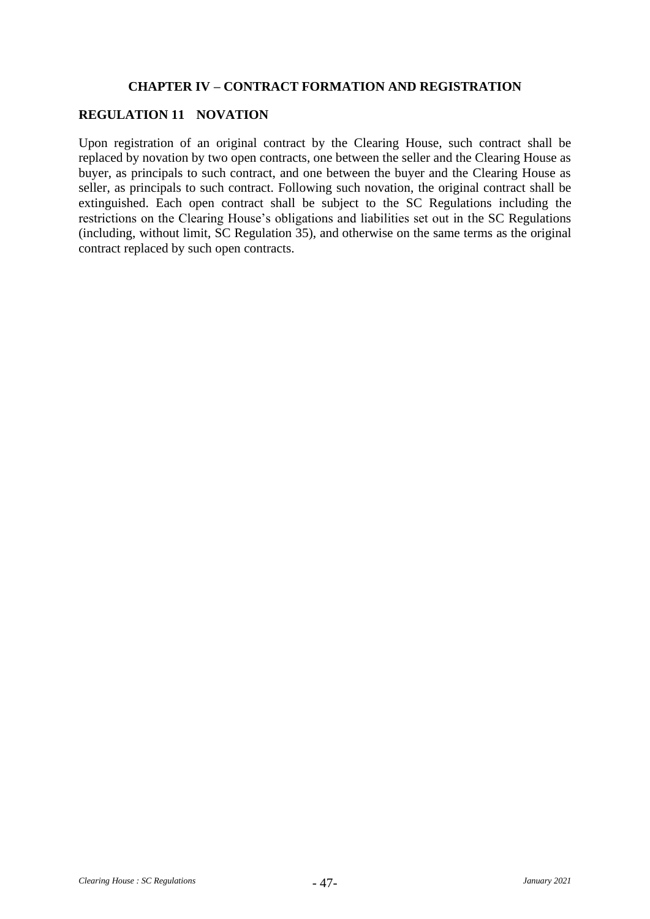## CHAPTER IV – CONTRACT FORMATION AND REGISTRATION

### REGULATION 11 NOVATION

Upon registration of an original contract by the Clearing House, such contract shall be replaced by novation by two open contracts, one between the seller and the Clearing House as buyer, as principals to such contract, and one between the buyer and the Clearing House as seller, as principals to such contract. Following such novation, the original contract shall be extinguished. Each open contract shall be subject to the SC Regulations including the restrictions on the Clearing House's obligations and liabilities set out in the SC Regulations (including, without limit, SC Regulation 35), and otherwise on the same terms as the original contract replaced by such open contracts.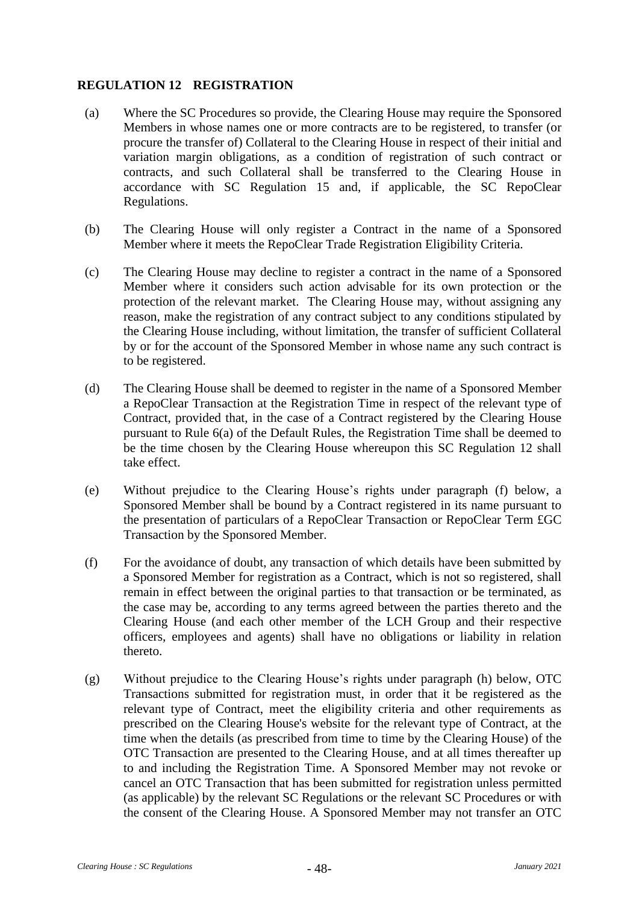## REGULATION 12 REGISTRATION

(a) Where the SC Procedures so provide, the Clearing House may require the Sponsored Members in whose names one or more contracts are to be registered, to transfer (or procure the transfer of) Collateral to the Clearing House in respect of their initial and variation margin obligations, as a condition of registration of such contract or contracts, and such Collateral shall be transferred to the Clearing House in accordance with SC Regulation 15 and, if applicable, the SC RepoClear Regulations.

(b) The Clearing House will only register a Contract in the name of a Sponsored Member where it meets the RepoClear Trade Registration Eligibility Criteria.

(c) The Clearing House may decline to register a contract in the name of a Sponsored Member where it considers such action advisable for its own protection or the protection of the relevant market. The Clearing House may, without assigning any reason, make the registration of any contract subject to any conditions stipulated by the Clearing House including, without limitation, the transfer of sufficient Collateral by or for the account of the Sponsored Member in whose name any such contract is to be registered.

(d) The Clearing House shall be deemed to register in the name of a Sponsored Member a RepoClear Transaction at the Registration Time in respect of the relevant type of Contract, provided that, in the case of a Contract registered by the Clearing House pursuant to Rule 6(a) of the Default Rules, the Registration Time shall be deemed to be the time chosen by the Clearing House whereupon this SC Regulation 12 shall take effect.

(e) Without prejudice to the Clearing House's rights under paragraph (f) below, a Sponsored Member shall be bound by a Contract registered in its name pursuant to the presentation of particulars of a RepoClear Transaction or RepoClear Term £GC Transaction by the Sponsored Member.

(f) For the avoidance of doubt, any transaction of which details have been submitted by a Sponsored Member for registration as a Contract, which is not so registered, shall remain in effect between the original parties to that transaction or be terminated, as the case may be, according to any terms agreed between the parties thereto and the Clearing House (and each other member of the LCH Group and their respective officers, employees and agents) shall have no obligations or liability in relation thereto.

(g) Without prejudice to the Clearing House's rights under paragraph (h) below, OTC Transactions submitted for registration must, in order that it be registered as the relevant type of Contract, meet the eligibility criteria and other requirements as prescribed on the Clearing House's website for the relevant type of Contract, at the time when the details (as prescribed from time to time by the Clearing House) of the OTC Transaction are presented to the Clearing House, and at all times thereafter up to and including the Registration Time. A Sponsored Member may not revoke or cancel an OTC Transaction that has been submitted for registration unless permitted (as applicable) by the relevant SC Regulations or the relevant SC Procedures or with the consent of the Clearing House. A Sponsored Member may not transfer an OTC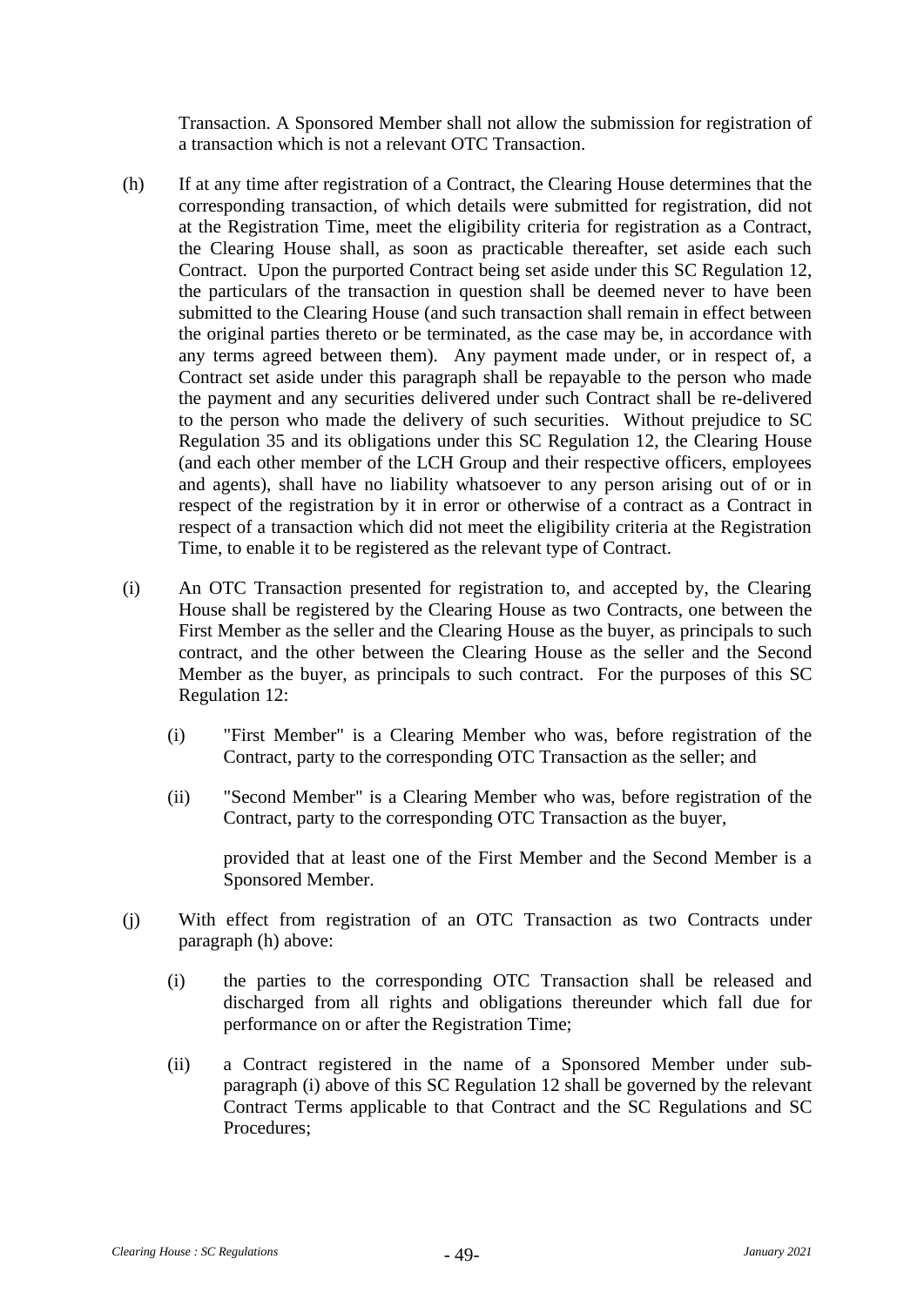Transaction. A Sponsored Member shall not allow the submission for registration of a transaction which is not a relevant OTC Transaction.

(h) If at any time after registration of a Contract, the Clearing House determines that the corresponding transaction, of which details were submitted for registration, did not at the Registration Time, meet the eligibility criteria for registration as a Contract, the Clearing House shall, as soon as practicable thereafter, set aside each such Contract. Upon the purported Contract being set aside under this SC Regulation 12, the particulars of the transaction in question shall be deemed never to have been submitted to the Clearing House (and such transaction shall remain in effect between the original parties thereto or be terminated, as the case may be, in accordance with any terms agreed between them). Any payment made under, or in respect of, a Contract set aside under this paragraph shall be repayable to the person who made the payment and any securities delivered under such Contract shall be re-delivered to the person who made the delivery of such securities. Without prejudice to SC Regulation 35 and its obligations under this SC Regulation 12, the Clearing House (and each other member of the LCH Group and their respective officers, employees and agents), shall have no liability whatsoever to any person arising out of or in respect of the registration by it in error or otherwise of a contract as a Contract in respect of a transaction which did not meet the eligibility criteria at the Registration Time, to enable it to be registered as the relevant type of Contract.

(i) An OTC Transaction presented for registration to, and accepted by, the Clearing House shall be registered by the Clearing House as two Contracts, one between the First Member as the seller and the Clearing House as the buyer, as principals to such contract, and the other between the Clearing House as the seller and the Second Member as the buyer, as principals to such contract. For the purposes of this SC Regulation 12:

   (i) "First Member" is a Clearing Member who was, before registration of the Contract, party to the corresponding OTC Transaction as the seller; and

   (ii) "Second Member" is a Clearing Member who was, before registration of the Contract, party to the corresponding OTC Transaction as the buyer,

   provided that at least one of the First Member and the Second Member is a Sponsored Member.

(j) With effect from registration of an OTC Transaction as two Contracts under paragraph (h) above:

   (i) the parties to the corresponding OTC Transaction shall be released and discharged from all rights and obligations thereunder which fall due for performance on or after the Registration Time;

   (ii) a Contract registered in the name of a Sponsored Member under sub-paragraph (i) above of this SC Regulation 12 shall be governed by the relevant Contract Terms applicable to that Contract and the SC Regulations and SC Procedures;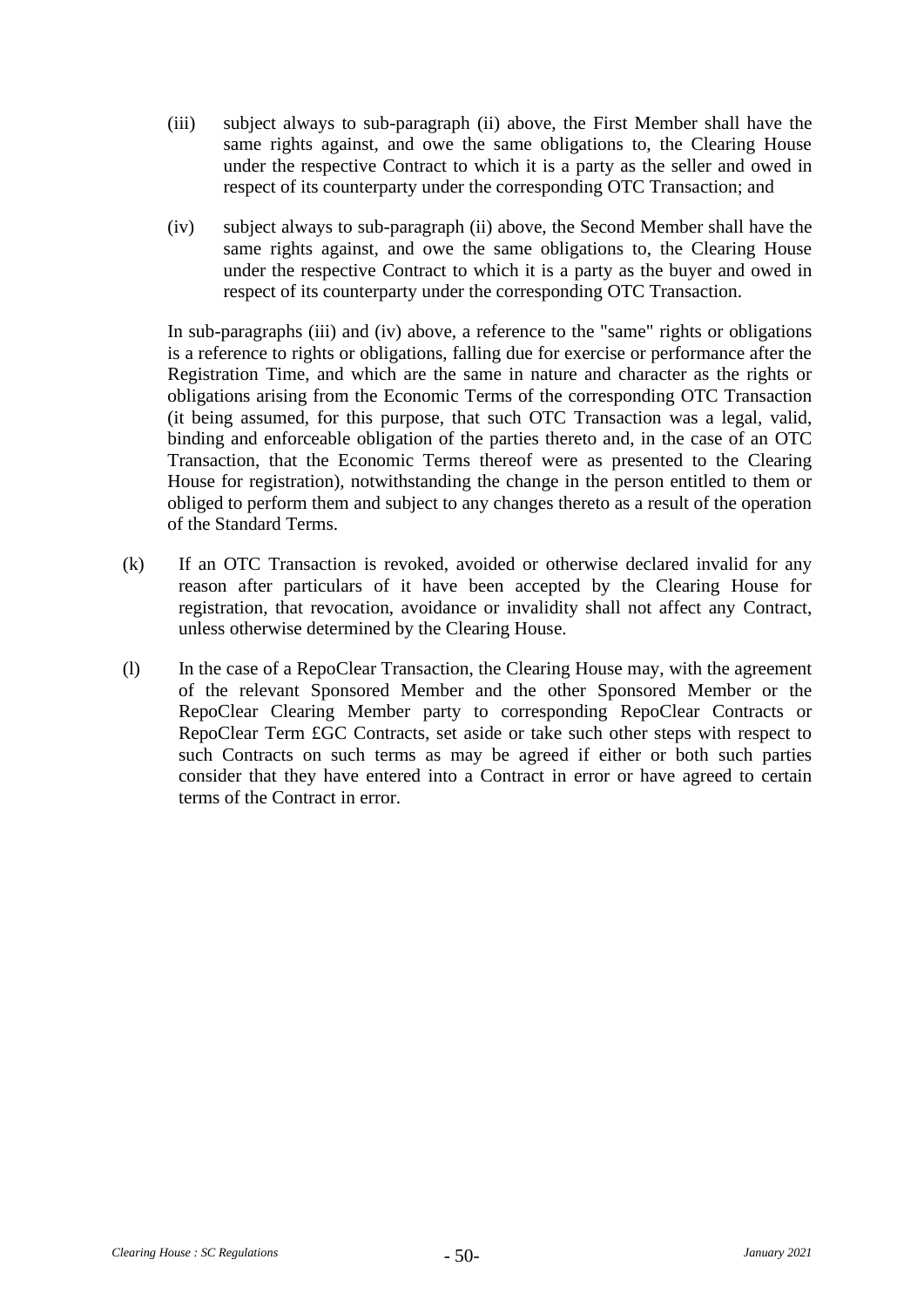(iii) subject always to sub-paragraph (ii) above, the First Member shall have the same rights against, and owe the same obligations to, the Clearing House under the respective Contract to which it is a party as the seller and owed in respect of its counterparty under the corresponding OTC Transaction; and

(iv) subject always to sub-paragraph (ii) above, the Second Member shall have the same rights against, and owe the same obligations to, the Clearing House under the respective Contract to which it is a party as the buyer and owed in respect of its counterparty under the corresponding OTC Transaction.

In sub-paragraphs (iii) and (iv) above, a reference to the "same" rights or obligations is a reference to rights or obligations, falling due for exercise or performance after the Registration Time, and which are the same in nature and character as the rights or obligations arising from the Economic Terms of the corresponding OTC Transaction (it being assumed, for this purpose, that such OTC Transaction was a legal, valid, binding and enforceable obligation of the parties thereto and, in the case of an OTC Transaction, that the Economic Terms thereof were as presented to the Clearing House for registration), notwithstanding the change in the person entitled to them or obliged to perform them and subject to any changes thereto as a result of the operation of the Standard Terms.

(k) If an OTC Transaction is revoked, avoided or otherwise declared invalid for any reason after particulars of it have been accepted by the Clearing House for registration, that revocation, avoidance or invalidity shall not affect any Contract, unless otherwise determined by the Clearing House.

(l) In the case of a RepoClear Transaction, the Clearing House may, with the agreement of the relevant Sponsored Member and the other Sponsored Member or the RepoClear Clearing Member party to corresponding RepoClear Contracts or RepoClear Term £GC Contracts, set aside or take such other steps with respect to such Contracts on such terms as may be agreed if either or both such parties consider that they have entered into a Contract in error or have agreed to certain terms of the Contract in error.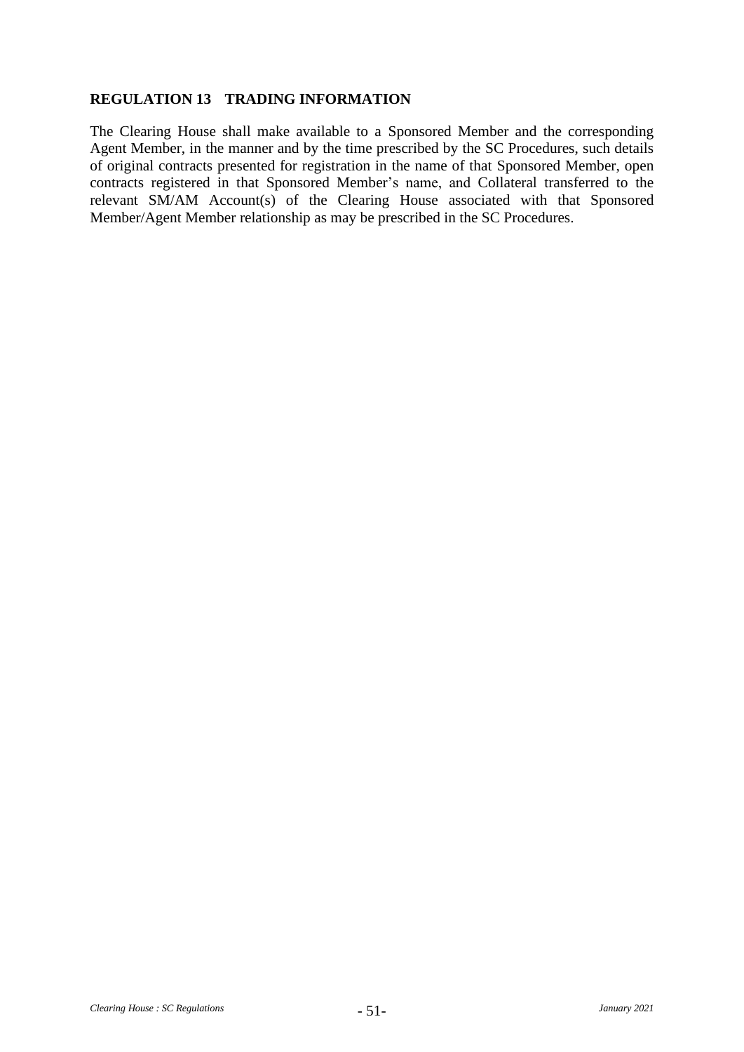## REGULATION 13 TRADING INFORMATION

The Clearing House shall make available to a Sponsored Member and the corresponding Agent Member, in the manner and by the time prescribed by the SC Procedures, such details of original contracts presented for registration in the name of that Sponsored Member, open contracts registered in that Sponsored Member's name, and Collateral transferred to the relevant SM/AM Account(s) of the Clearing House associated with that Sponsored Member/Agent Member relationship as may be prescribed in the SC Procedures.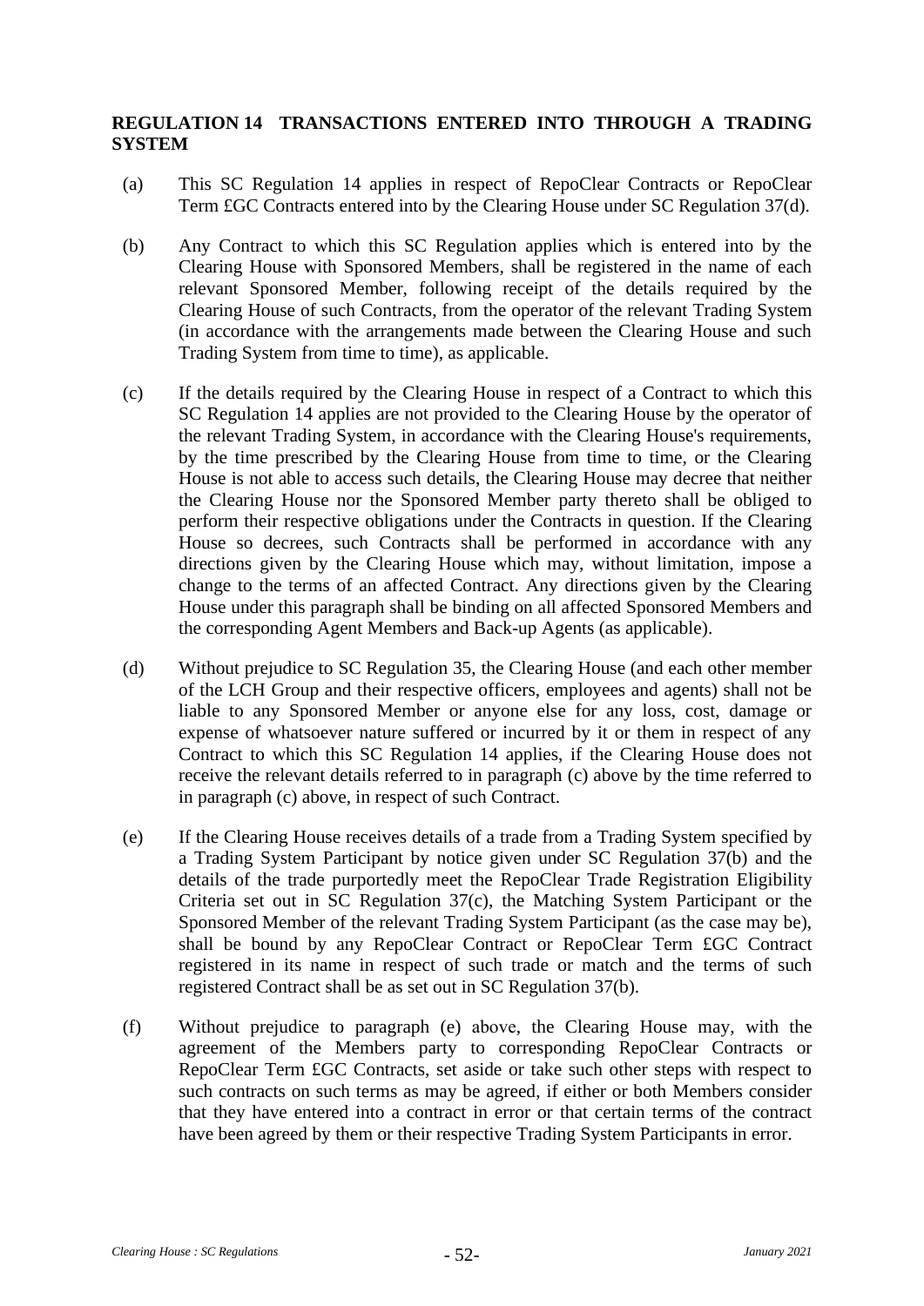## REGULATION 14 TRANSACTIONS ENTERED INTO THROUGH A TRADING SYSTEM

(a) This SC Regulation 14 applies in respect of RepoClear Contracts or RepoClear Term £GC Contracts entered into by the Clearing House under SC Regulation 37(d).

(b) Any Contract to which this SC Regulation applies which is entered into by the Clearing House with Sponsored Members, shall be registered in the name of each relevant Sponsored Member, following receipt of the details required by the Clearing House of such Contracts, from the operator of the relevant Trading System (in accordance with the arrangements made between the Clearing House and such Trading System from time to time), as applicable.

(c) If the details required by the Clearing House in respect of a Contract to which this SC Regulation 14 applies are not provided to the Clearing House by the operator of the relevant Trading System, in accordance with the Clearing House's requirements, by the time prescribed by the Clearing House from time to time, or the Clearing House is not able to access such details, the Clearing House may decree that neither the Clearing House nor the Sponsored Member party thereto shall be obliged to perform their respective obligations under the Contracts in question. If the Clearing House so decrees, such Contracts shall be performed in accordance with any directions given by the Clearing House which may, without limitation, impose a change to the terms of an affected Contract. Any directions given by the Clearing House under this paragraph shall be binding on all affected Sponsored Members and the corresponding Agent Members and Back-up Agents (as applicable).

(d) Without prejudice to SC Regulation 35, the Clearing House (and each other member of the LCH Group and their respective officers, employees and agents) shall not be liable to any Sponsored Member or anyone else for any loss, cost, damage or expense of whatsoever nature suffered or incurred by it or them in respect of any Contract to which this SC Regulation 14 applies, if the Clearing House does not receive the relevant details referred to in paragraph (c) above by the time referred to in paragraph (c) above, in respect of such Contract.

(e) If the Clearing House receives details of a trade from a Trading System specified by a Trading System Participant by notice given under SC Regulation 37(b) and the details of the trade purportedly meet the RepoClear Trade Registration Eligibility Criteria set out in SC Regulation 37(c), the Matching System Participant or the Sponsored Member of the relevant Trading System Participant (as the case may be), shall be bound by any RepoClear Contract or RepoClear Term £GC Contract registered in its name in respect of such trade or match and the terms of such registered Contract shall be as set out in SC Regulation 37(b).

(f) Without prejudice to paragraph (e) above, the Clearing House may, with the agreement of the Members party to corresponding RepoClear Contracts or RepoClear Term £GC Contracts, set aside or take such other steps with respect to such contracts on such terms as may be agreed, if either or both Members consider that they have entered into a contract in error or that certain terms of the contract have been agreed by them or their respective Trading System Participants in error.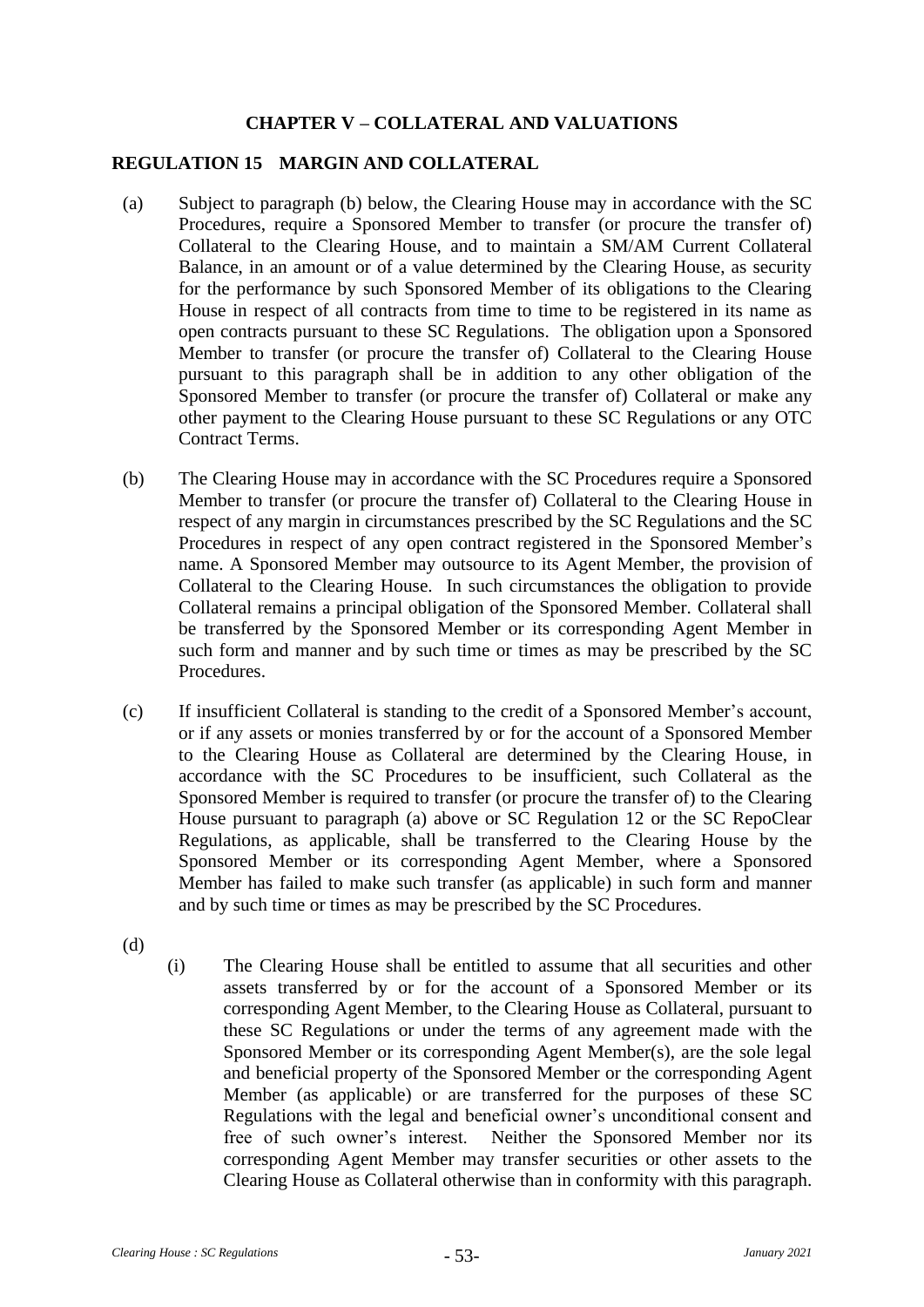## CHAPTER V – COLLATERAL AND VALUATIONS

### REGULATION 15 MARGIN AND COLLATERAL

(a) Subject to paragraph (b) below, the Clearing House may in accordance with the SC Procedures, require a Sponsored Member to transfer (or procure the transfer of) Collateral to the Clearing House, and to maintain a SM/AM Current Collateral Balance, in an amount or of a value determined by the Clearing House, as security for the performance by such Sponsored Member of its obligations to the Clearing House in respect of all contracts from time to time to be registered in its name as open contracts pursuant to these SC Regulations. The obligation upon a Sponsored Member to transfer (or procure the transfer of) Collateral to the Clearing House pursuant to this paragraph shall be in addition to any other obligation of the Sponsored Member to transfer (or procure the transfer of) Collateral or make any other payment to the Clearing House pursuant to these SC Regulations or any OTC Contract Terms.

(b) The Clearing House may in accordance with the SC Procedures require a Sponsored Member to transfer (or procure the transfer of) Collateral to the Clearing House in respect of any margin in circumstances prescribed by the SC Regulations and the SC Procedures in respect of any open contract registered in the Sponsored Member's name. A Sponsored Member may outsource to its Agent Member, the provision of Collateral to the Clearing House. In such circumstances the obligation to provide Collateral remains a principal obligation of the Sponsored Member. Collateral shall be transferred by the Sponsored Member or its corresponding Agent Member in such form and manner and by such time or times as may be prescribed by the SC Procedures.

(c) If insufficient Collateral is standing to the credit of a Sponsored Member's account, or if any assets or monies transferred by or for the account of a Sponsored Member to the Clearing House as Collateral are determined by the Clearing House, in accordance with the SC Procedures to be insufficient, such Collateral as the Sponsored Member is required to transfer (or procure the transfer of) to the Clearing House pursuant to paragraph (a) above or SC Regulation 12 or the SC RepoClear Regulations, as applicable, shall be transferred to the Clearing House by the Sponsored Member or its corresponding Agent Member, where a Sponsored Member has failed to make such transfer (as applicable) in such form and manner and by such time or times as may be prescribed by the SC Procedures.

(d)

(i) The Clearing House shall be entitled to assume that all securities and other assets transferred by or for the account of a Sponsored Member or its corresponding Agent Member, to the Clearing House as Collateral, pursuant to these SC Regulations or under the terms of any agreement made with the Sponsored Member or its corresponding Agent Member(s), are the sole legal and beneficial property of the Sponsored Member or the corresponding Agent Member (as applicable) or are transferred for the purposes of these SC Regulations with the legal and beneficial owner's unconditional consent and free of such owner's interest. Neither the Sponsored Member nor its corresponding Agent Member may transfer securities or other assets to the Clearing House as Collateral otherwise than in conformity with this paragraph.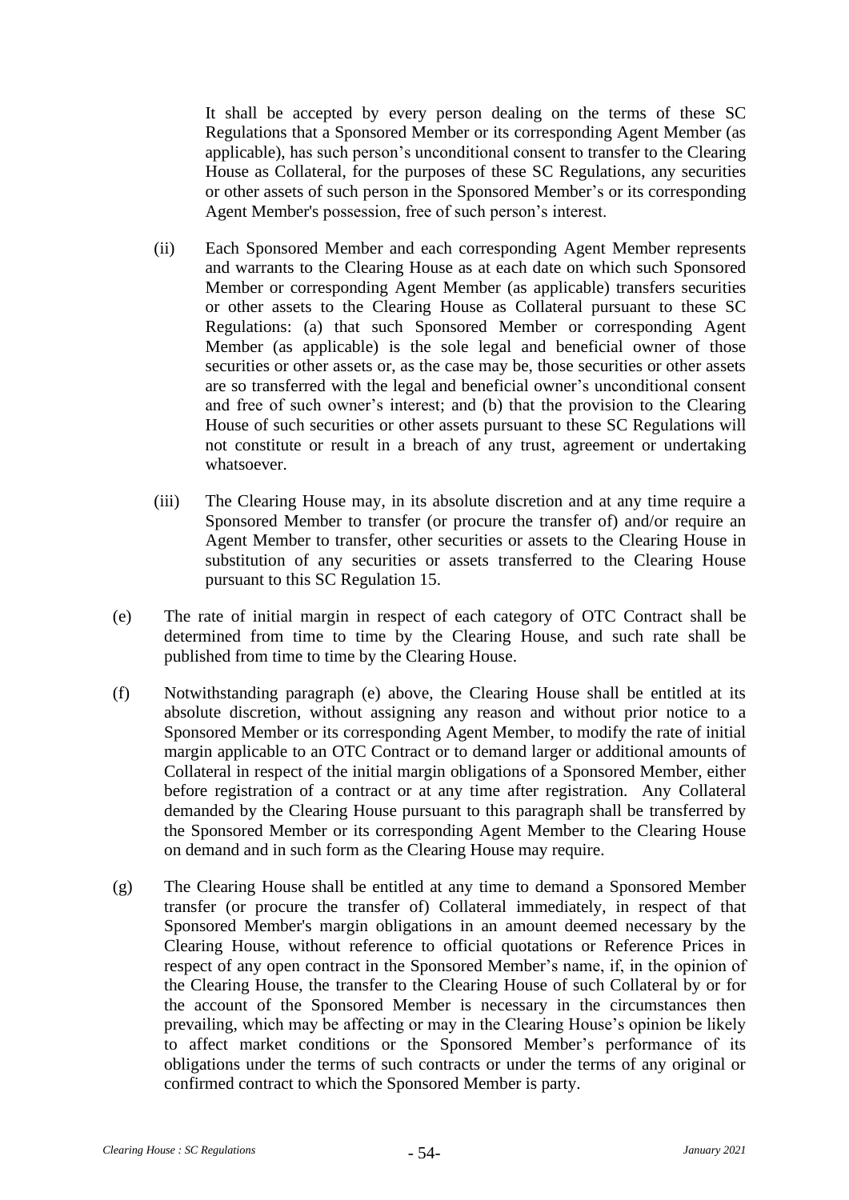It shall be accepted by every person dealing on the terms of these SC Regulations that a Sponsored Member or its corresponding Agent Member (as applicable), has such person's unconditional consent to transfer to the Clearing House as Collateral, for the purposes of these SC Regulations, any securities or other assets of such person in the Sponsored Member's or its corresponding Agent Member's possession, free of such person's interest.

(ii) Each Sponsored Member and each corresponding Agent Member represents and warrants to the Clearing House as at each date on which such Sponsored Member or corresponding Agent Member (as applicable) transfers securities or other assets to the Clearing House as Collateral pursuant to these SC Regulations: (a) that such Sponsored Member or corresponding Agent Member (as applicable) is the sole legal and beneficial owner of those securities or other assets or, as the case may be, those securities or other assets are so transferred with the legal and beneficial owner's unconditional consent and free of such owner's interest; and (b) that the provision to the Clearing House of such securities or other assets pursuant to these SC Regulations will not constitute or result in a breach of any trust, agreement or undertaking whatsoever.

(iii) The Clearing House may, in its absolute discretion and at any time require a Sponsored Member to transfer (or procure the transfer of) and/or require an Agent Member to transfer, other securities or assets to the Clearing House in substitution of any securities or assets transferred to the Clearing House pursuant to this SC Regulation 15.

(e) The rate of initial margin in respect of each category of OTC Contract shall be determined from time to time by the Clearing House, and such rate shall be published from time to time by the Clearing House.

(f) Notwithstanding paragraph (e) above, the Clearing House shall be entitled at its absolute discretion, without assigning any reason and without prior notice to a Sponsored Member or its corresponding Agent Member, to modify the rate of initial margin applicable to an OTC Contract or to demand larger or additional amounts of Collateral in respect of the initial margin obligations of a Sponsored Member, either before registration of a contract or at any time after registration. Any Collateral demanded by the Clearing House pursuant to this paragraph shall be transferred by the Sponsored Member or its corresponding Agent Member to the Clearing House on demand and in such form as the Clearing House may require.

(g) The Clearing House shall be entitled at any time to demand a Sponsored Member transfer (or procure the transfer of) Collateral immediately, in respect of that Sponsored Member's margin obligations in an amount deemed necessary by the Clearing House, without reference to official quotations or Reference Prices in respect of any open contract in the Sponsored Member's name, if, in the opinion of the Clearing House, the transfer to the Clearing House of such Collateral by or for the account of the Sponsored Member is necessary in the circumstances then prevailing, which may be affecting or may in the Clearing House's opinion be likely to affect market conditions or the Sponsored Member's performance of its obligations under the terms of such contracts or under the terms of any original or confirmed contract to which the Sponsored Member is party.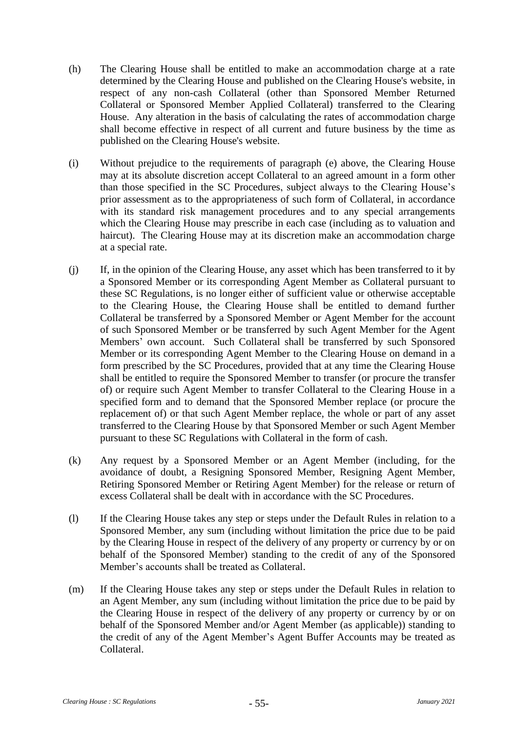(h) The Clearing House shall be entitled to make an accommodation charge at a rate determined by the Clearing House and published on the Clearing House's website, in respect of any non-cash Collateral (other than Sponsored Member Returned Collateral or Sponsored Member Applied Collateral) transferred to the Clearing House. Any alteration in the basis of calculating the rates of accommodation charge shall become effective in respect of all current and future business by the time as published on the Clearing House's website.

(i) Without prejudice to the requirements of paragraph (e) above, the Clearing House may at its absolute discretion accept Collateral to an agreed amount in a form other than those specified in the SC Procedures, subject always to the Clearing House's prior assessment as to the appropriateness of such form of Collateral, in accordance with its standard risk management procedures and to any special arrangements which the Clearing House may prescribe in each case (including as to valuation and haircut). The Clearing House may at its discretion make an accommodation charge at a special rate.

(j) If, in the opinion of the Clearing House, any asset which has been transferred to it by a Sponsored Member or its corresponding Agent Member as Collateral pursuant to these SC Regulations, is no longer either of sufficient value or otherwise acceptable to the Clearing House, the Clearing House shall be entitled to demand further Collateral be transferred by a Sponsored Member or Agent Member for the account of such Sponsored Member or be transferred by such Agent Member for the Agent Members' own account. Such Collateral shall be transferred by such Sponsored Member or its corresponding Agent Member to the Clearing House on demand in a form prescribed by the SC Procedures, provided that at any time the Clearing House shall be entitled to require the Sponsored Member to transfer (or procure the transfer of) or require such Agent Member to transfer Collateral to the Clearing House in a specified form and to demand that the Sponsored Member replace (or procure the replacement of) or that such Agent Member replace, the whole or part of any asset transferred to the Clearing House by that Sponsored Member or such Agent Member pursuant to these SC Regulations with Collateral in the form of cash.

(k) Any request by a Sponsored Member or an Agent Member (including, for the avoidance of doubt, a Resigning Sponsored Member, Resigning Agent Member, Retiring Sponsored Member or Retiring Agent Member) for the release or return of excess Collateral shall be dealt with in accordance with the SC Procedures.

(l) If the Clearing House takes any step or steps under the Default Rules in relation to a Sponsored Member, any sum (including without limitation the price due to be paid by the Clearing House in respect of the delivery of any property or currency by or on behalf of the Sponsored Member) standing to the credit of any of the Sponsored Member's accounts shall be treated as Collateral.

(m) If the Clearing House takes any step or steps under the Default Rules in relation to an Agent Member, any sum (including without limitation the price due to be paid by the Clearing House in respect of the delivery of any property or currency by or on behalf of the Sponsored Member and/or Agent Member (as applicable)) standing to the credit of any of the Agent Member's Agent Buffer Accounts may be treated as Collateral.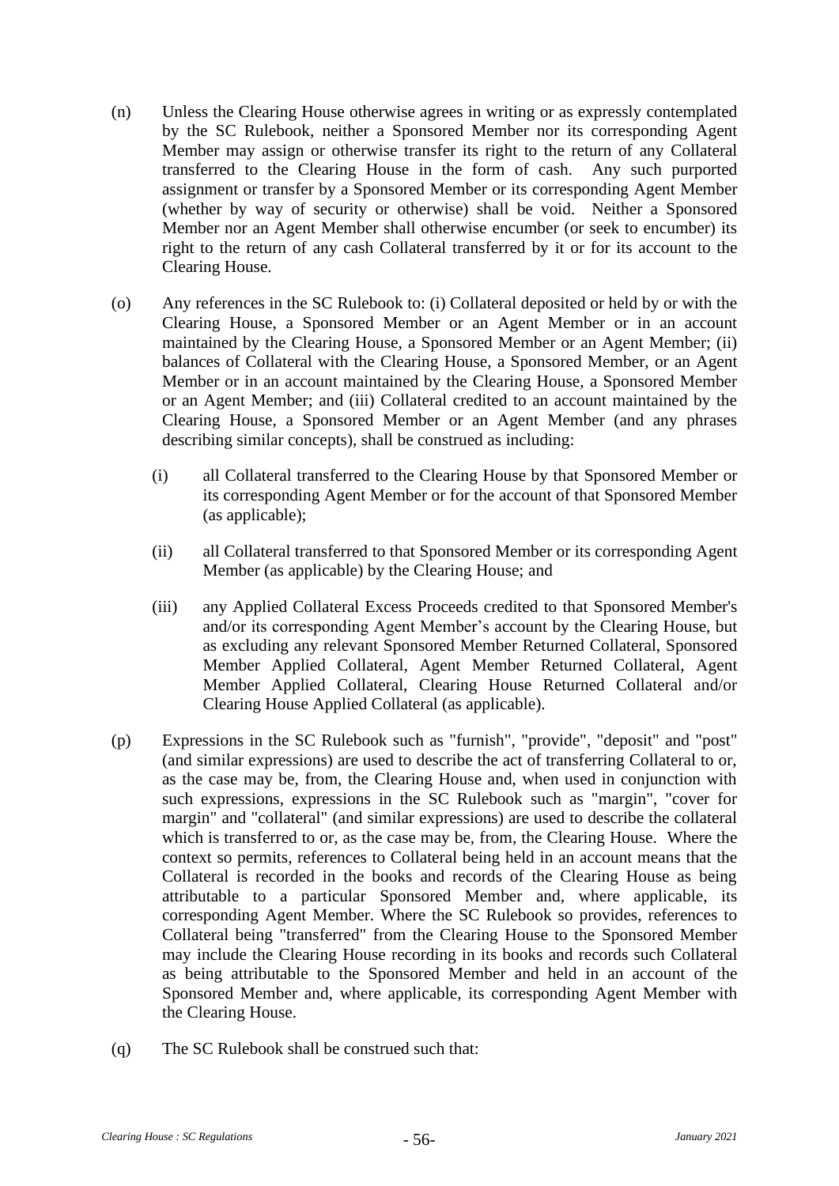(n) Unless the Clearing House otherwise agrees in writing or as expressly contemplated by the SC Rulebook, neither a Sponsored Member nor its corresponding Agent Member may assign or otherwise transfer its right to the return of any Collateral transferred to the Clearing House in the form of cash. Any such purported assignment or transfer by a Sponsored Member or its corresponding Agent Member (whether by way of security or otherwise) shall be void. Neither a Sponsored Member nor an Agent Member shall otherwise encumber (or seek to encumber) its right to the return of any cash Collateral transferred by it or for its account to the Clearing House.

(o) Any references in the SC Rulebook to: (i) Collateral deposited or held by or with the Clearing House, a Sponsored Member or an Agent Member or in an account maintained by the Clearing House, a Sponsored Member or an Agent Member; (ii) balances of Collateral with the Clearing House, a Sponsored Member, or an Agent Member or in an account maintained by the Clearing House, a Sponsored Member or an Agent Member; and (iii) Collateral credited to an account maintained by the Clearing House, a Sponsored Member or an Agent Member (and any phrases describing similar concepts), shall be construed as including:

  (i) all Collateral transferred to the Clearing House by that Sponsored Member or its corresponding Agent Member or for the account of that Sponsored Member (as applicable);

  (ii) all Collateral transferred to that Sponsored Member or its corresponding Agent Member (as applicable) by the Clearing House; and

  (iii) any Applied Collateral Excess Proceeds credited to that Sponsored Member's and/or its corresponding Agent Member's account by the Clearing House, but as excluding any relevant Sponsored Member Returned Collateral, Sponsored Member Applied Collateral, Agent Member Returned Collateral, Agent Member Applied Collateral, Clearing House Returned Collateral and/or Clearing House Applied Collateral (as applicable).

(p) Expressions in the SC Rulebook such as "furnish", "provide", "deposit" and "post" (and similar expressions) are used to describe the act of transferring Collateral to or, as the case may be, from, the Clearing House and, when used in conjunction with such expressions, expressions in the SC Rulebook such as "margin", "cover for margin" and "collateral" (and similar expressions) are used to describe the collateral which is transferred to or, as the case may be, from, the Clearing House. Where the context so permits, references to Collateral being held in an account means that the Collateral is recorded in the books and records of the Clearing House as being attributable to a particular Sponsored Member and, where applicable, its corresponding Agent Member. Where the SC Rulebook so provides, references to Collateral being "transferred" from the Clearing House to the Sponsored Member may include the Clearing House recording in its books and records such Collateral as being attributable to the Sponsored Member and held in an account of the Sponsored Member and, where applicable, its corresponding Agent Member with the Clearing House.

(q) The SC Rulebook shall be construed such that: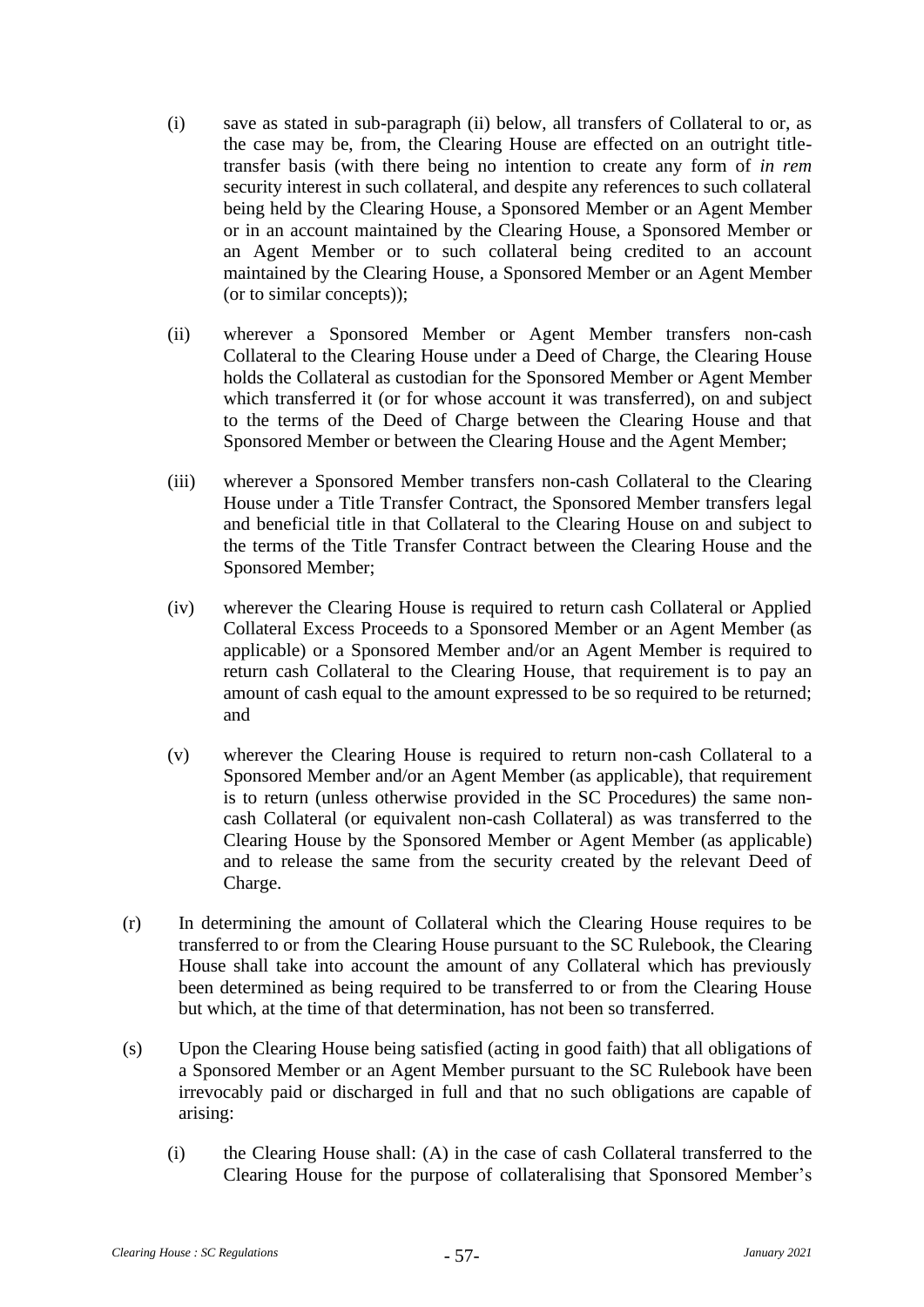(i) save as stated in sub-paragraph (ii) below, all transfers of Collateral to or, as the case may be, from, the Clearing House are effected on an outright title-transfer basis (with there being no intention to create any form of *in rem* security interest in such collateral, and despite any references to such collateral being held by the Clearing House, a Sponsored Member or an Agent Member or in an account maintained by the Clearing House, a Sponsored Member or an Agent Member or to such collateral being credited to an account maintained by the Clearing House, a Sponsored Member or an Agent Member (or to similar concepts));

(ii) wherever a Sponsored Member or Agent Member transfers non-cash Collateral to the Clearing House under a Deed of Charge, the Clearing House holds the Collateral as custodian for the Sponsored Member or Agent Member which transferred it (or for whose account it was transferred), on and subject to the terms of the Deed of Charge between the Clearing House and that Sponsored Member or between the Clearing House and the Agent Member;

(iii) wherever a Sponsored Member transfers non-cash Collateral to the Clearing House under a Title Transfer Contract, the Sponsored Member transfers legal and beneficial title in that Collateral to the Clearing House on and subject to the terms of the Title Transfer Contract between the Clearing House and the Sponsored Member;

(iv) wherever the Clearing House is required to return cash Collateral or Applied Collateral Excess Proceeds to a Sponsored Member or an Agent Member (as applicable) or a Sponsored Member and/or an Agent Member is required to return cash Collateral to the Clearing House, that requirement is to pay an amount of cash equal to the amount expressed to be so required to be returned; and

(v) wherever the Clearing House is required to return non-cash Collateral to a Sponsored Member and/or an Agent Member (as applicable), that requirement is to return (unless otherwise provided in the SC Procedures) the same non-cash Collateral (or equivalent non-cash Collateral) as was transferred to the Clearing House by the Sponsored Member or Agent Member (as applicable) and to release the same from the security created by the relevant Deed of Charge.

(r) In determining the amount of Collateral which the Clearing House requires to be transferred to or from the Clearing House pursuant to the SC Rulebook, the Clearing House shall take into account the amount of any Collateral which has previously been determined as being required to be transferred to or from the Clearing House but which, at the time of that determination, has not been so transferred.

(s) Upon the Clearing House being satisfied (acting in good faith) that all obligations of a Sponsored Member or an Agent Member pursuant to the SC Rulebook have been irrevocably paid or discharged in full and that no such obligations are capable of arising:

(i) the Clearing House shall: (A) in the case of cash Collateral transferred to the Clearing House for the purpose of collateralising that Sponsored Member's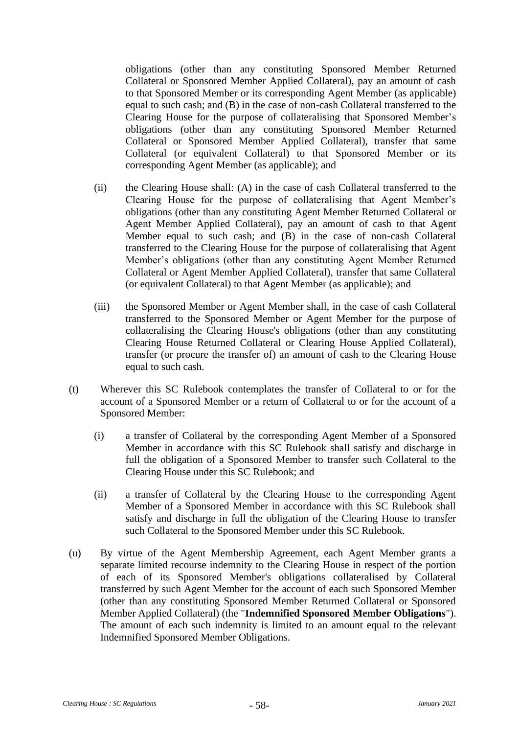obligations (other than any constituting Sponsored Member Returned Collateral or Sponsored Member Applied Collateral), pay an amount of cash to that Sponsored Member or its corresponding Agent Member (as applicable) equal to such cash; and (B) in the case of non-cash Collateral transferred to the Clearing House for the purpose of collateralising that Sponsored Member's obligations (other than any constituting Sponsored Member Returned Collateral or Sponsored Member Applied Collateral), transfer that same Collateral (or equivalent Collateral) to that Sponsored Member or its corresponding Agent Member (as applicable); and

(ii) the Clearing House shall: (A) in the case of cash Collateral transferred to the Clearing House for the purpose of collateralising that Agent Member's obligations (other than any constituting Agent Member Returned Collateral or Agent Member Applied Collateral), pay an amount of cash to that Agent Member equal to such cash; and (B) in the case of non-cash Collateral transferred to the Clearing House for the purpose of collateralising that Agent Member's obligations (other than any constituting Agent Member Returned Collateral or Agent Member Applied Collateral), transfer that same Collateral (or equivalent Collateral) to that Agent Member (as applicable); and

(iii) the Sponsored Member or Agent Member shall, in the case of cash Collateral transferred to the Sponsored Member or Agent Member for the purpose of collateralising the Clearing House's obligations (other than any constituting Clearing House Returned Collateral or Clearing House Applied Collateral), transfer (or procure the transfer of) an amount of cash to the Clearing House equal to such cash.

(t) Wherever this SC Rulebook contemplates the transfer of Collateral to or for the account of a Sponsored Member or a return of Collateral to or for the account of a Sponsored Member:

(i) a transfer of Collateral by the corresponding Agent Member of a Sponsored Member in accordance with this SC Rulebook shall satisfy and discharge in full the obligation of a Sponsored Member to transfer such Collateral to the Clearing House under this SC Rulebook; and

(ii) a transfer of Collateral by the Clearing House to the corresponding Agent Member of a Sponsored Member in accordance with this SC Rulebook shall satisfy and discharge in full the obligation of the Clearing House to transfer such Collateral to the Sponsored Member under this SC Rulebook.

(u) By virtue of the Agent Membership Agreement, each Agent Member grants a separate limited recourse indemnity to the Clearing House in respect of the portion of each of its Sponsored Member's obligations collateralised by Collateral transferred by such Agent Member for the account of each such Sponsored Member (other than any constituting Sponsored Member Returned Collateral or Sponsored Member Applied Collateral) (the "**Indemnified Sponsored Member Obligations**"). The amount of each such indemnity is limited to an amount equal to the relevant Indemnified Sponsored Member Obligations.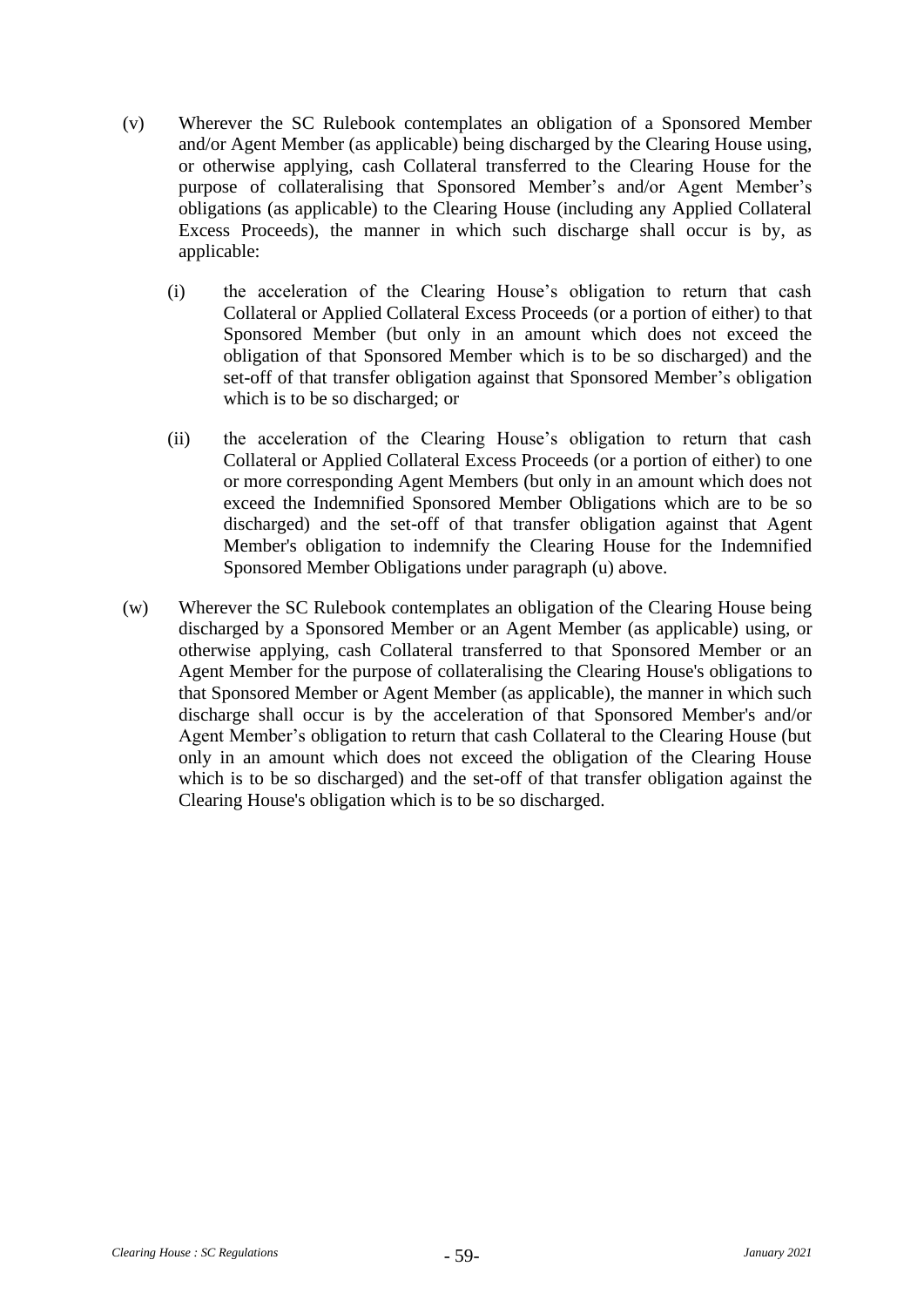(v) Wherever the SC Rulebook contemplates an obligation of a Sponsored Member and/or Agent Member (as applicable) being discharged by the Clearing House using, or otherwise applying, cash Collateral transferred to the Clearing House for the purpose of collateralising that Sponsored Member's and/or Agent Member's obligations (as applicable) to the Clearing House (including any Applied Collateral Excess Proceeds), the manner in which such discharge shall occur is by, as applicable:

   (i) the acceleration of the Clearing House's obligation to return that cash Collateral or Applied Collateral Excess Proceeds (or a portion of either) to that Sponsored Member (but only in an amount which does not exceed the obligation of that Sponsored Member which is to be so discharged) and the set-off of that transfer obligation against that Sponsored Member's obligation which is to be so discharged; or

   (ii) the acceleration of the Clearing House's obligation to return that cash Collateral or Applied Collateral Excess Proceeds (or a portion of either) to one or more corresponding Agent Members (but only in an amount which does not exceed the Indemnified Sponsored Member Obligations which are to be so discharged) and the set-off of that transfer obligation against that Agent Member's obligation to indemnify the Clearing House for the Indemnified Sponsored Member Obligations under paragraph (u) above.

(w) Wherever the SC Rulebook contemplates an obligation of the Clearing House being discharged by a Sponsored Member or an Agent Member (as applicable) using, or otherwise applying, cash Collateral transferred to that Sponsored Member or an Agent Member for the purpose of collateralising the Clearing House's obligations to that Sponsored Member or Agent Member (as applicable), the manner in which such discharge shall occur is by the acceleration of that Sponsored Member's and/or Agent Member's obligation to return that cash Collateral to the Clearing House (but only in an amount which does not exceed the obligation of the Clearing House which is to be so discharged) and the set-off of that transfer obligation against the Clearing House's obligation which is to be so discharged.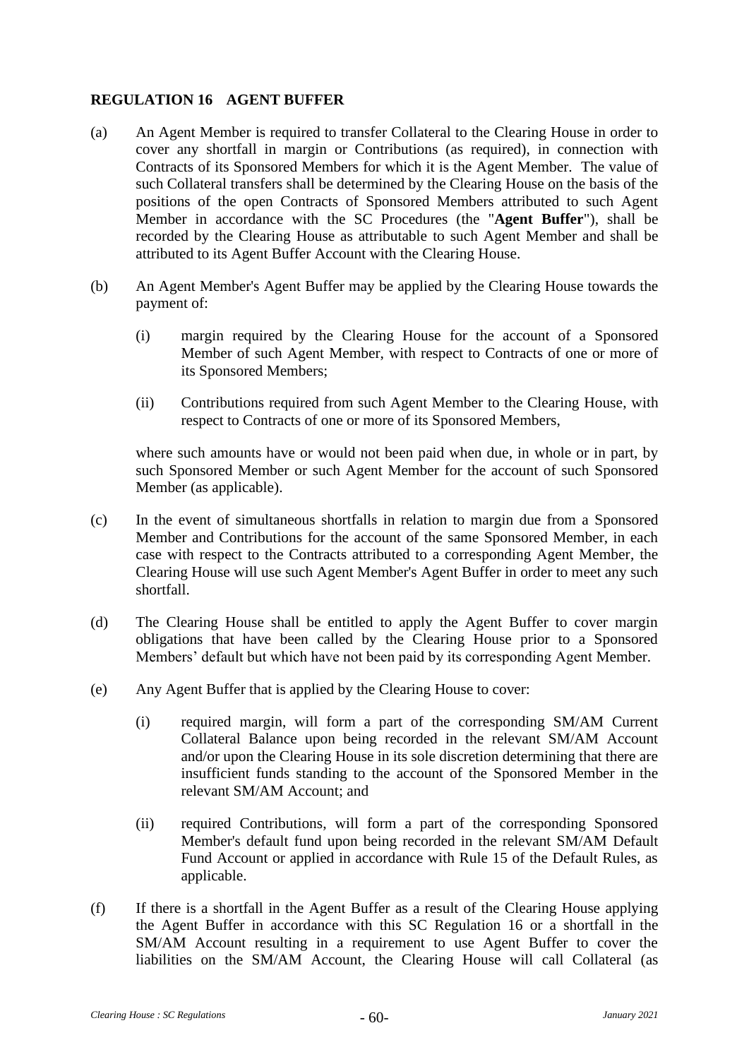## REGULATION 16 AGENT BUFFER

(a) An Agent Member is required to transfer Collateral to the Clearing House in order to cover any shortfall in margin or Contributions (as required), in connection with Contracts of its Sponsored Members for which it is the Agent Member. The value of such Collateral transfers shall be determined by the Clearing House on the basis of the positions of the open Contracts of Sponsored Members attributed to such Agent Member in accordance with the SC Procedures (the "**Agent Buffer**"), shall be recorded by the Clearing House as attributable to such Agent Member and shall be attributed to its Agent Buffer Account with the Clearing House.

(b) An Agent Member's Agent Buffer may be applied by the Clearing House towards the payment of:

(i) margin required by the Clearing House for the account of a Sponsored Member of such Agent Member, with respect to Contracts of one or more of its Sponsored Members;

(ii) Contributions required from such Agent Member to the Clearing House, with respect to Contracts of one or more of its Sponsored Members,

where such amounts have or would not been paid when due, in whole or in part, by such Sponsored Member or such Agent Member for the account of such Sponsored Member (as applicable).

(c) In the event of simultaneous shortfalls in relation to margin due from a Sponsored Member and Contributions for the account of the same Sponsored Member, in each case with respect to the Contracts attributed to a corresponding Agent Member, the Clearing House will use such Agent Member's Agent Buffer in order to meet any such shortfall.

(d) The Clearing House shall be entitled to apply the Agent Buffer to cover margin obligations that have been called by the Clearing House prior to a Sponsored Members' default but which have not been paid by its corresponding Agent Member.

(e) Any Agent Buffer that is applied by the Clearing House to cover:

(i) required margin, will form a part of the corresponding SM/AM Current Collateral Balance upon being recorded in the relevant SM/AM Account and/or upon the Clearing House in its sole discretion determining that there are insufficient funds standing to the account of the Sponsored Member in the relevant SM/AM Account; and

(ii) required Contributions, will form a part of the corresponding Sponsored Member's default fund upon being recorded in the relevant SM/AM Default Fund Account or applied in accordance with Rule 15 of the Default Rules, as applicable.

(f) If there is a shortfall in the Agent Buffer as a result of the Clearing House applying the Agent Buffer in accordance with this SC Regulation 16 or a shortfall in the SM/AM Account resulting in a requirement to use Agent Buffer to cover the liabilities on the SM/AM Account, the Clearing House will call Collateral (as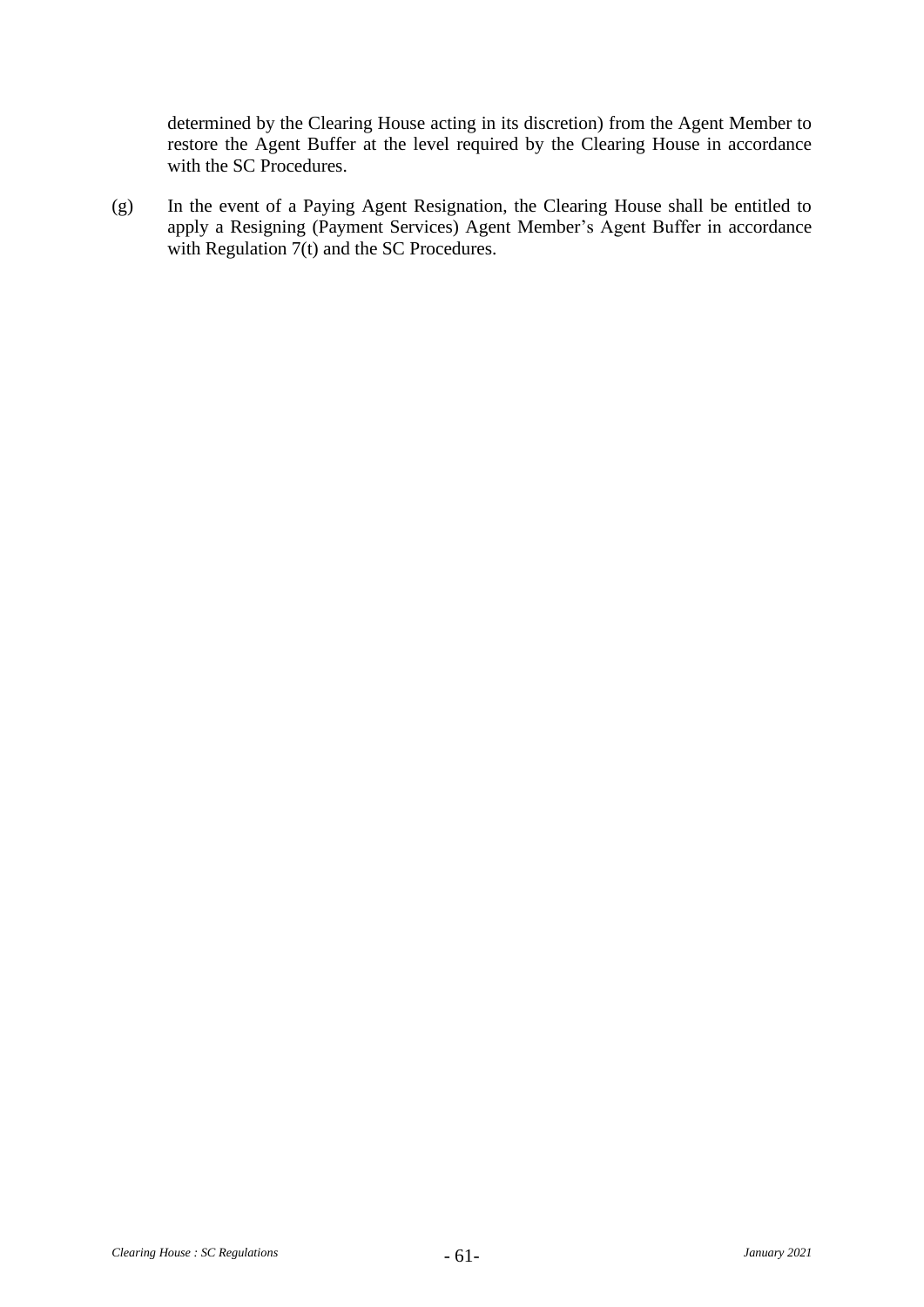determined by the Clearing House acting in its discretion) from the Agent Member to restore the Agent Buffer at the level required by the Clearing House in accordance with the SC Procedures.

(g) In the event of a Paying Agent Resignation, the Clearing House shall be entitled to apply a Resigning (Payment Services) Agent Member's Agent Buffer in accordance with Regulation 7(t) and the SC Procedures.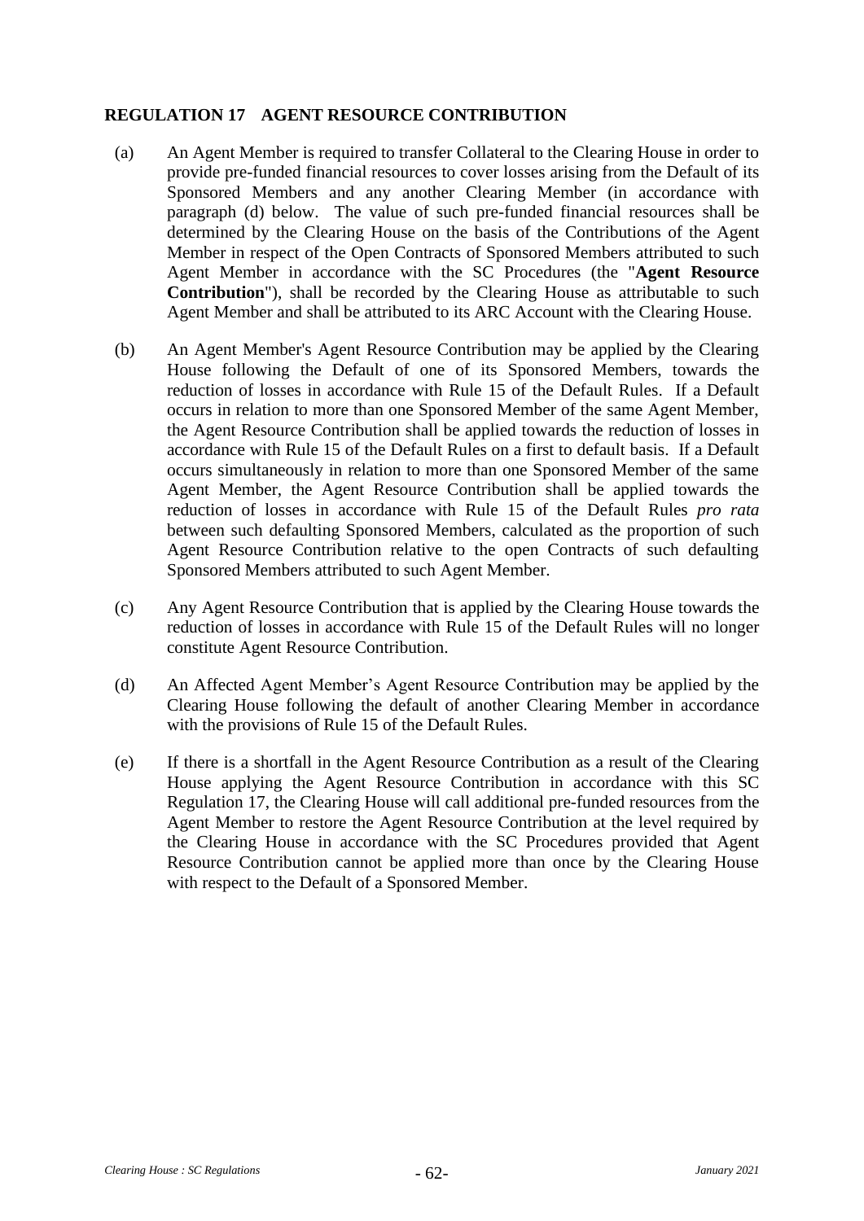## REGULATION 17 AGENT RESOURCE CONTRIBUTION

(a) An Agent Member is required to transfer Collateral to the Clearing House in order to provide pre-funded financial resources to cover losses arising from the Default of its Sponsored Members and any another Clearing Member (in accordance with paragraph (d) below. The value of such pre-funded financial resources shall be determined by the Clearing House on the basis of the Contributions of the Agent Member in respect of the Open Contracts of Sponsored Members attributed to such Agent Member in accordance with the SC Procedures (the "**Agent Resource Contribution**"), shall be recorded by the Clearing House as attributable to such Agent Member and shall be attributed to its ARC Account with the Clearing House.

(b) An Agent Member's Agent Resource Contribution may be applied by the Clearing House following the Default of one of its Sponsored Members, towards the reduction of losses in accordance with Rule 15 of the Default Rules. If a Default occurs in relation to more than one Sponsored Member of the same Agent Member, the Agent Resource Contribution shall be applied towards the reduction of losses in accordance with Rule 15 of the Default Rules on a first to default basis. If a Default occurs simultaneously in relation to more than one Sponsored Member of the same Agent Member, the Agent Resource Contribution shall be applied towards the reduction of losses in accordance with Rule 15 of the Default Rules *pro rata* between such defaulting Sponsored Members, calculated as the proportion of such Agent Resource Contribution relative to the open Contracts of such defaulting Sponsored Members attributed to such Agent Member.

(c) Any Agent Resource Contribution that is applied by the Clearing House towards the reduction of losses in accordance with Rule 15 of the Default Rules will no longer constitute Agent Resource Contribution.

(d) An Affected Agent Member's Agent Resource Contribution may be applied by the Clearing House following the default of another Clearing Member in accordance with the provisions of Rule 15 of the Default Rules.

(e) If there is a shortfall in the Agent Resource Contribution as a result of the Clearing House applying the Agent Resource Contribution in accordance with this SC Regulation 17, the Clearing House will call additional pre-funded resources from the Agent Member to restore the Agent Resource Contribution at the level required by the Clearing House in accordance with the SC Procedures provided that Agent Resource Contribution cannot be applied more than once by the Clearing House with respect to the Default of a Sponsored Member.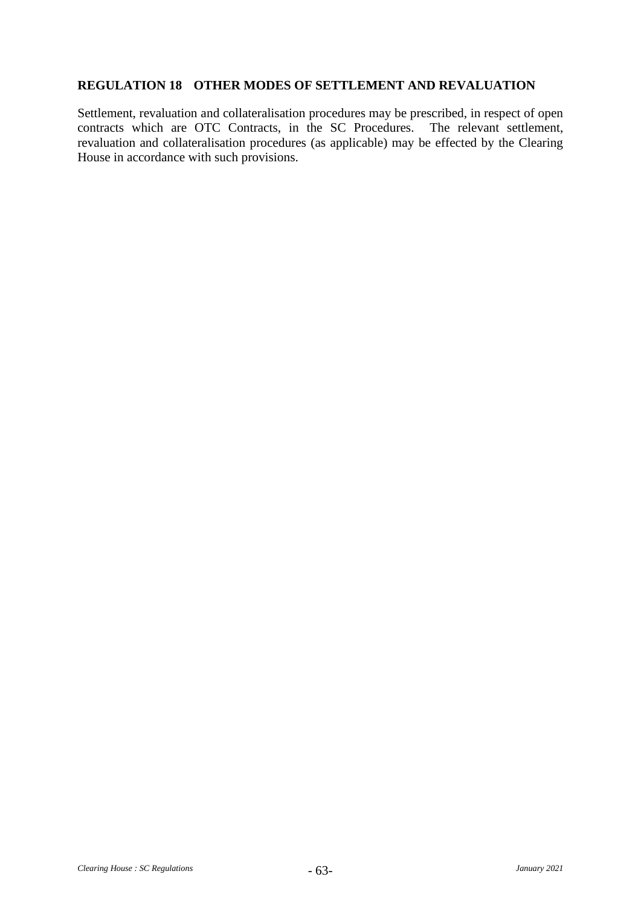## REGULATION 18 OTHER MODES OF SETTLEMENT AND REVALUATION

Settlement, revaluation and collateralisation procedures may be prescribed, in respect of open contracts which are OTC Contracts, in the SC Procedures. The relevant settlement, revaluation and collateralisation procedures (as applicable) may be effected by the Clearing House in accordance with such provisions.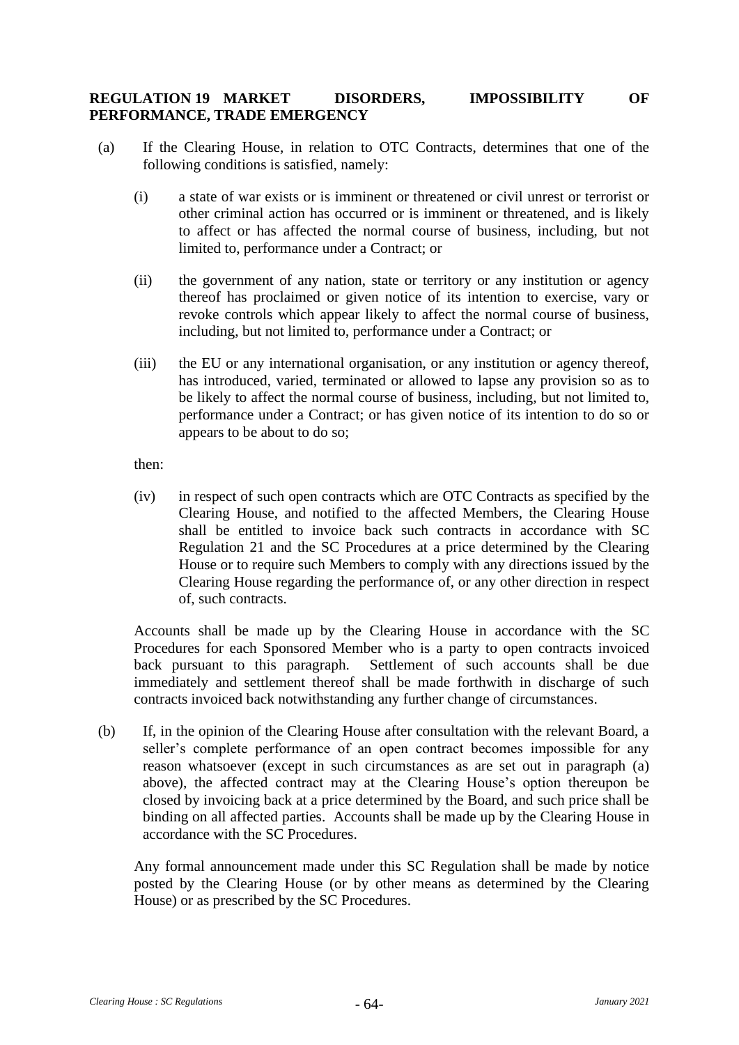## REGULATION 19 MARKET DISORDERS, IMPOSSIBILITY OF PERFORMANCE, TRADE EMERGENCY

(a) If the Clearing House, in relation to OTC Contracts, determines that one of the following conditions is satisfied, namely:

   (i) a state of war exists or is imminent or threatened or civil unrest or terrorist or other criminal action has occurred or is imminent or threatened, and is likely to affect or has affected the normal course of business, including, but not limited to, performance under a Contract; or

   (ii) the government of any nation, state or territory or any institution or agency thereof has proclaimed or given notice of its intention to exercise, vary or revoke controls which appear likely to affect the normal course of business, including, but not limited to, performance under a Contract; or

   (iii) the EU or any international organisation, or any institution or agency thereof, has introduced, varied, terminated or allowed to lapse any provision so as to be likely to affect the normal course of business, including, but not limited to, performance under a Contract; or has given notice of its intention to do so or appears to be about to do so;

   then:

   (iv) in respect of such open contracts which are OTC Contracts as specified by the Clearing House, and notified to the affected Members, the Clearing House shall be entitled to invoice back such contracts in accordance with SC Regulation 21 and the SC Procedures at a price determined by the Clearing House or to require such Members to comply with any directions issued by the Clearing House regarding the performance of, or any other direction in respect of, such contracts.

   Accounts shall be made up by the Clearing House in accordance with the SC Procedures for each Sponsored Member who is a party to open contracts invoiced back pursuant to this paragraph. Settlement of such accounts shall be due immediately and settlement thereof shall be made forthwith in discharge of such contracts invoiced back notwithstanding any further change of circumstances.

(b) If, in the opinion of the Clearing House after consultation with the relevant Board, a seller's complete performance of an open contract becomes impossible for any reason whatsoever (except in such circumstances as are set out in paragraph (a) above), the affected contract may at the Clearing House's option thereupon be closed by invoicing back at a price determined by the Board, and such price shall be binding on all affected parties. Accounts shall be made up by the Clearing House in accordance with the SC Procedures.

   Any formal announcement made under this SC Regulation shall be made by notice posted by the Clearing House (or by other means as determined by the Clearing House) or as prescribed by the SC Procedures.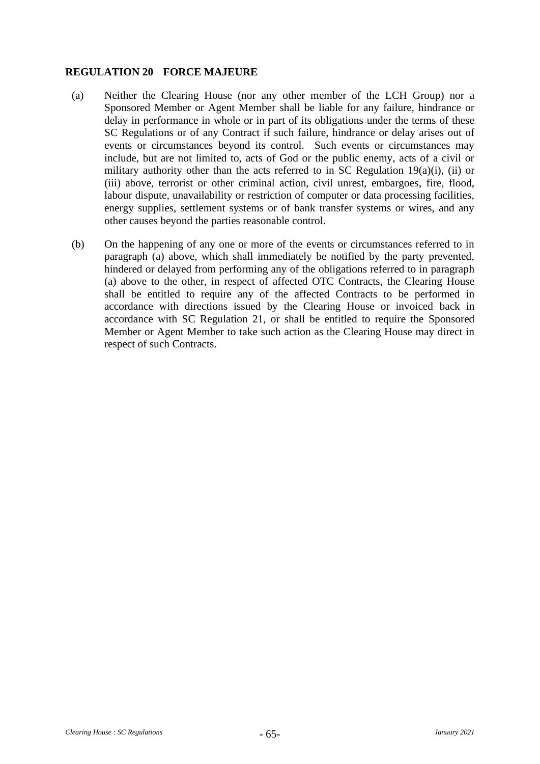## REGULATION 20 FORCE MAJEURE

(a) Neither the Clearing House (nor any other member of the LCH Group) nor a Sponsored Member or Agent Member shall be liable for any failure, hindrance or delay in performance in whole or in part of its obligations under the terms of these SC Regulations or of any Contract if such failure, hindrance or delay arises out of events or circumstances beyond its control. Such events or circumstances may include, but are not limited to, acts of God or the public enemy, acts of a civil or military authority other than the acts referred to in SC Regulation 19(a)(i), (ii) or (iii) above, terrorist or other criminal action, civil unrest, embargoes, fire, flood, labour dispute, unavailability or restriction of computer or data processing facilities, energy supplies, settlement systems or of bank transfer systems or wires, and any other causes beyond the parties reasonable control.

(b) On the happening of any one or more of the events or circumstances referred to in paragraph (a) above, which shall immediately be notified by the party prevented, hindered or delayed from performing any of the obligations referred to in paragraph (a) above to the other, in respect of affected OTC Contracts, the Clearing House shall be entitled to require any of the affected Contracts to be performed in accordance with directions issued by the Clearing House or invoiced back in accordance with SC Regulation 21, or shall be entitled to require the Sponsored Member or Agent Member to take such action as the Clearing House may direct in respect of such Contracts.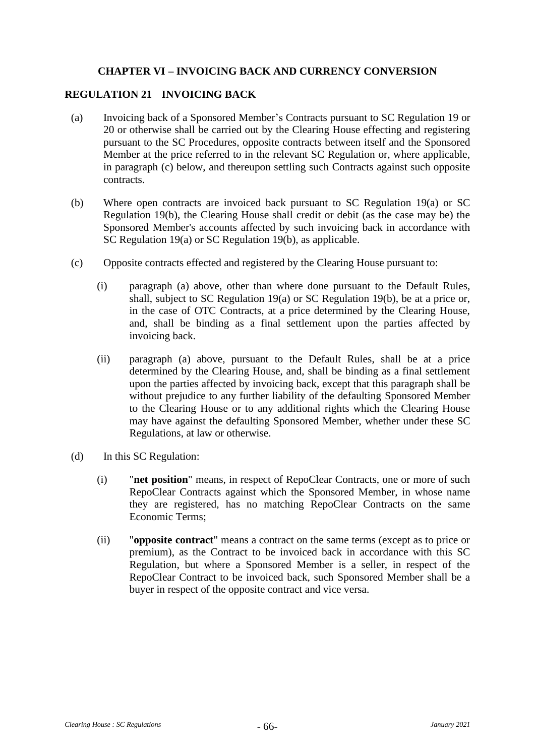## CHAPTER VI – INVOICING BACK AND CURRENCY CONVERSION

### REGULATION 21 INVOICING BACK

(a) Invoicing back of a Sponsored Member's Contracts pursuant to SC Regulation 19 or 20 or otherwise shall be carried out by the Clearing House effecting and registering pursuant to the SC Procedures, opposite contracts between itself and the Sponsored Member at the price referred to in the relevant SC Regulation or, where applicable, in paragraph (c) below, and thereupon settling such Contracts against such opposite contracts.

(b) Where open contracts are invoiced back pursuant to SC Regulation 19(a) or SC Regulation 19(b), the Clearing House shall credit or debit (as the case may be) the Sponsored Member's accounts affected by such invoicing back in accordance with SC Regulation 19(a) or SC Regulation 19(b), as applicable.

(c) Opposite contracts effected and registered by the Clearing House pursuant to:

  (i) paragraph (a) above, other than where done pursuant to the Default Rules, shall, subject to SC Regulation 19(a) or SC Regulation 19(b), be at a price or, in the case of OTC Contracts, at a price determined by the Clearing House, and, shall be binding as a final settlement upon the parties affected by invoicing back.

  (ii) paragraph (a) above, pursuant to the Default Rules, shall be at a price determined by the Clearing House, and, shall be binding as a final settlement upon the parties affected by invoicing back, except that this paragraph shall be without prejudice to any further liability of the defaulting Sponsored Member to the Clearing House or to any additional rights which the Clearing House may have against the defaulting Sponsored Member, whether under these SC Regulations, at law or otherwise.

(d) In this SC Regulation:

  (i) "**net position**" means, in respect of RepoClear Contracts, one or more of such RepoClear Contracts against which the Sponsored Member, in whose name they are registered, has no matching RepoClear Contracts on the same Economic Terms;

  (ii) "**opposite contract**" means a contract on the same terms (except as to price or premium), as the Contract to be invoiced back in accordance with this SC Regulation, but where a Sponsored Member is a seller, in respect of the RepoClear Contract to be invoiced back, such Sponsored Member shall be a buyer in respect of the opposite contract and vice versa.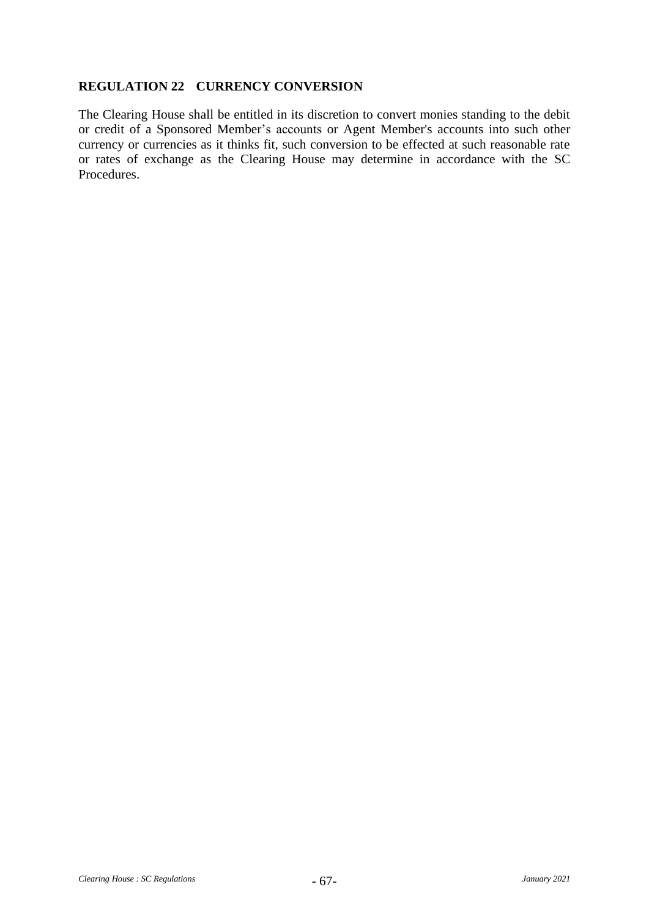## REGULATION 22 CURRENCY CONVERSION

The Clearing House shall be entitled in its discretion to convert monies standing to the debit or credit of a Sponsored Member's accounts or Agent Member's accounts into such other currency or currencies as it thinks fit, such conversion to be effected at such reasonable rate or rates of exchange as the Clearing House may determine in accordance with the SC Procedures.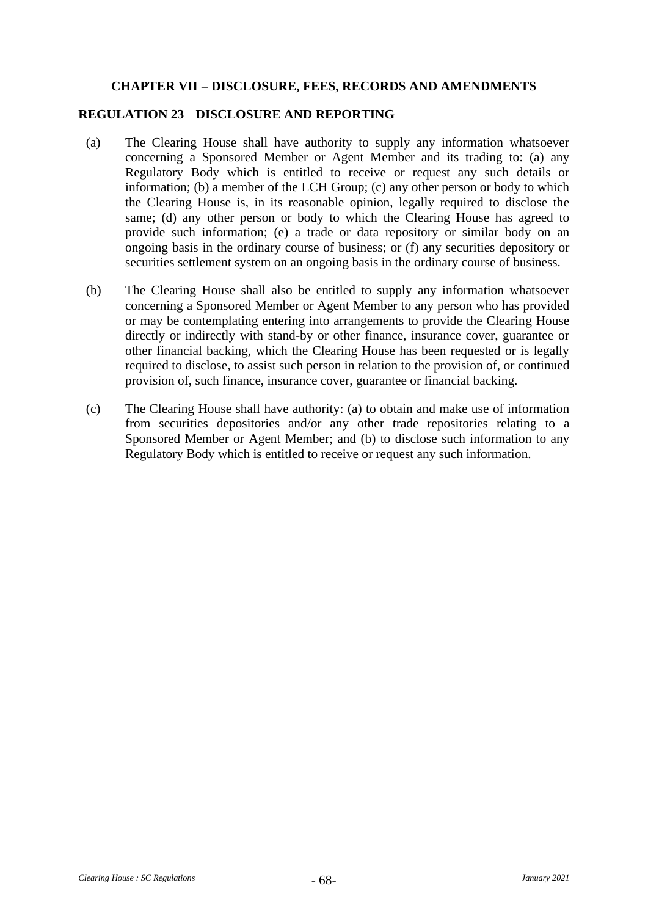## CHAPTER VII – DISCLOSURE, FEES, RECORDS AND AMENDMENTS

### REGULATION 23 DISCLOSURE AND REPORTING

(a) The Clearing House shall have authority to supply any information whatsoever concerning a Sponsored Member or Agent Member and its trading to: (a) any Regulatory Body which is entitled to receive or request any such details or information; (b) a member of the LCH Group; (c) any other person or body to which the Clearing House is, in its reasonable opinion, legally required to disclose the same; (d) any other person or body to which the Clearing House has agreed to provide such information; (e) a trade or data repository or similar body on an ongoing basis in the ordinary course of business; or (f) any securities depository or securities settlement system on an ongoing basis in the ordinary course of business.

(b) The Clearing House shall also be entitled to supply any information whatsoever concerning a Sponsored Member or Agent Member to any person who has provided or may be contemplating entering into arrangements to provide the Clearing House directly or indirectly with stand-by or other finance, insurance cover, guarantee or other financial backing, which the Clearing House has been requested or is legally required to disclose, to assist such person in relation to the provision of, or continued provision of, such finance, insurance cover, guarantee or financial backing.

(c) The Clearing House shall have authority: (a) to obtain and make use of information from securities depositories and/or any other trade repositories relating to a Sponsored Member or Agent Member; and (b) to disclose such information to any Regulatory Body which is entitled to receive or request any such information.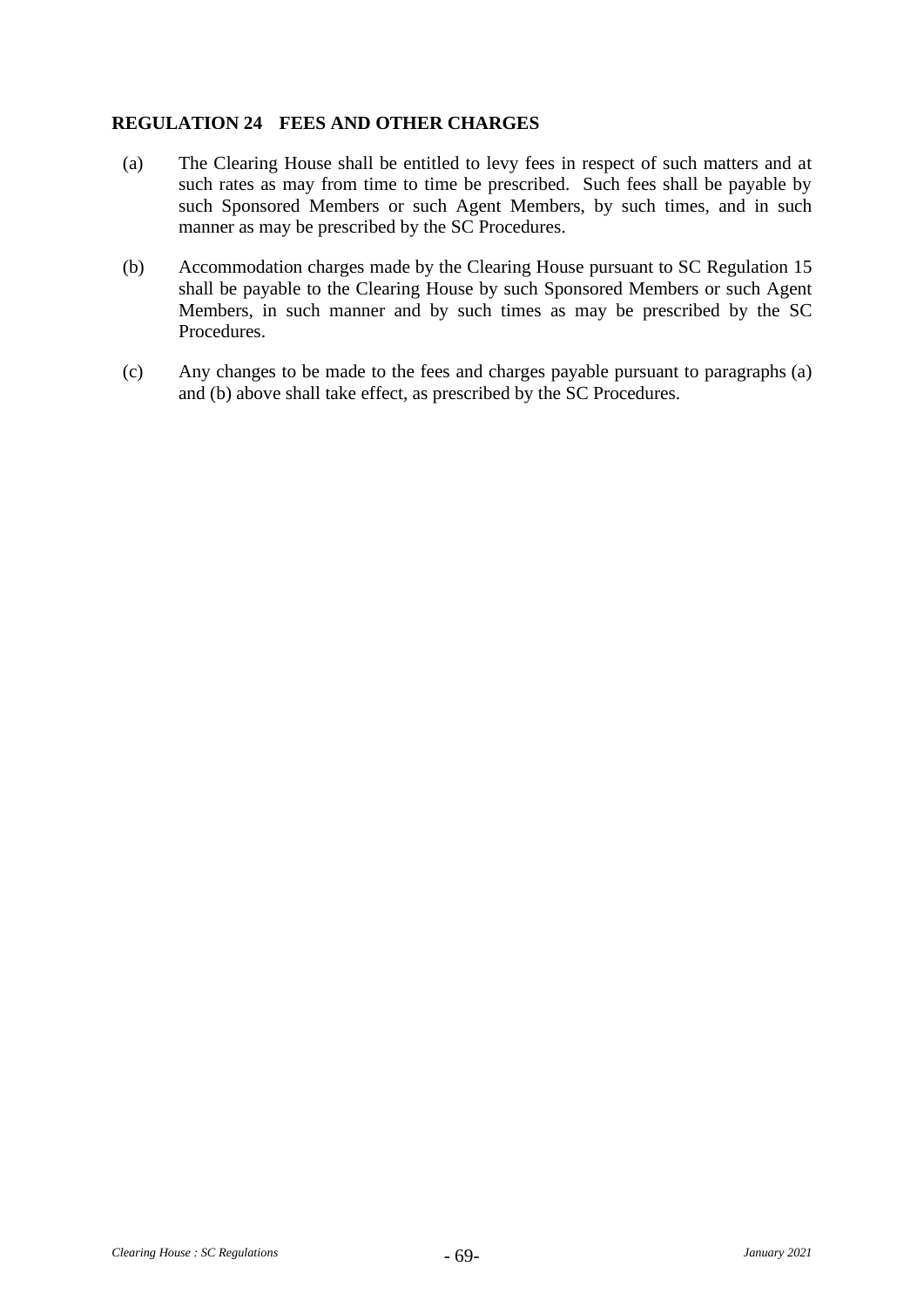## REGULATION 24 FEES AND OTHER CHARGES

(a) The Clearing House shall be entitled to levy fees in respect of such matters and at such rates as may from time to time be prescribed. Such fees shall be payable by such Sponsored Members or such Agent Members, by such times, and in such manner as may be prescribed by the SC Procedures.

(b) Accommodation charges made by the Clearing House pursuant to SC Regulation 15 shall be payable to the Clearing House by such Sponsored Members or such Agent Members, in such manner and by such times as may be prescribed by the SC Procedures.

(c) Any changes to be made to the fees and charges payable pursuant to paragraphs (a) and (b) above shall take effect, as prescribed by the SC Procedures.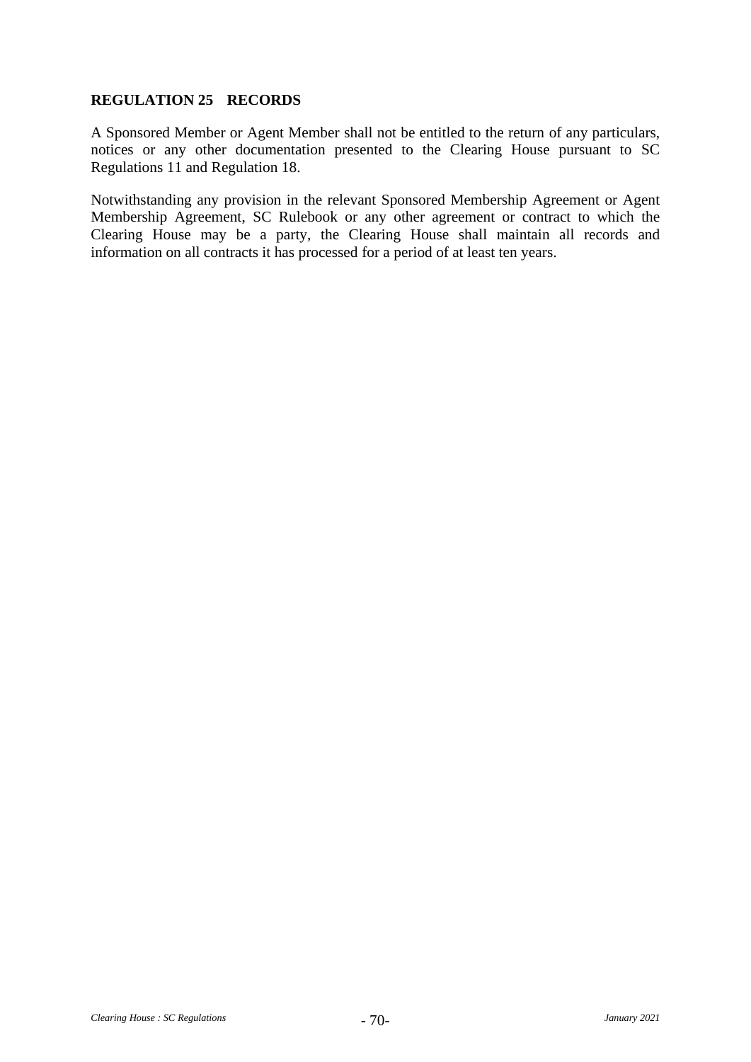## REGULATION 25 RECORDS

A Sponsored Member or Agent Member shall not be entitled to the return of any particulars, notices or any other documentation presented to the Clearing House pursuant to SC Regulations 11 and Regulation 18.

Notwithstanding any provision in the relevant Sponsored Membership Agreement or Agent Membership Agreement, SC Rulebook or any other agreement or contract to which the Clearing House may be a party, the Clearing House shall maintain all records and information on all contracts it has processed for a period of at least ten years.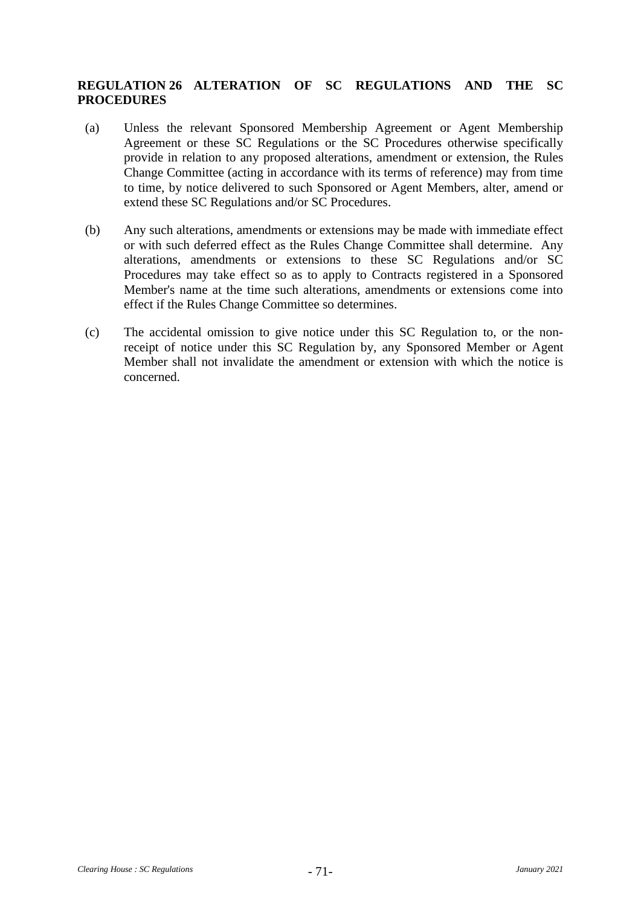## REGULATION 26 ALTERATION OF SC REGULATIONS AND THE SC PROCEDURES

(a) Unless the relevant Sponsored Membership Agreement or Agent Membership Agreement or these SC Regulations or the SC Procedures otherwise specifically provide in relation to any proposed alterations, amendment or extension, the Rules Change Committee (acting in accordance with its terms of reference) may from time to time, by notice delivered to such Sponsored or Agent Members, alter, amend or extend these SC Regulations and/or SC Procedures.

(b) Any such alterations, amendments or extensions may be made with immediate effect or with such deferred effect as the Rules Change Committee shall determine. Any alterations, amendments or extensions to these SC Regulations and/or SC Procedures may take effect so as to apply to Contracts registered in a Sponsored Member's name at the time such alterations, amendments or extensions come into effect if the Rules Change Committee so determines.

(c) The accidental omission to give notice under this SC Regulation to, or the non-receipt of notice under this SC Regulation by, any Sponsored Member or Agent Member shall not invalidate the amendment or extension with which the notice is concerned.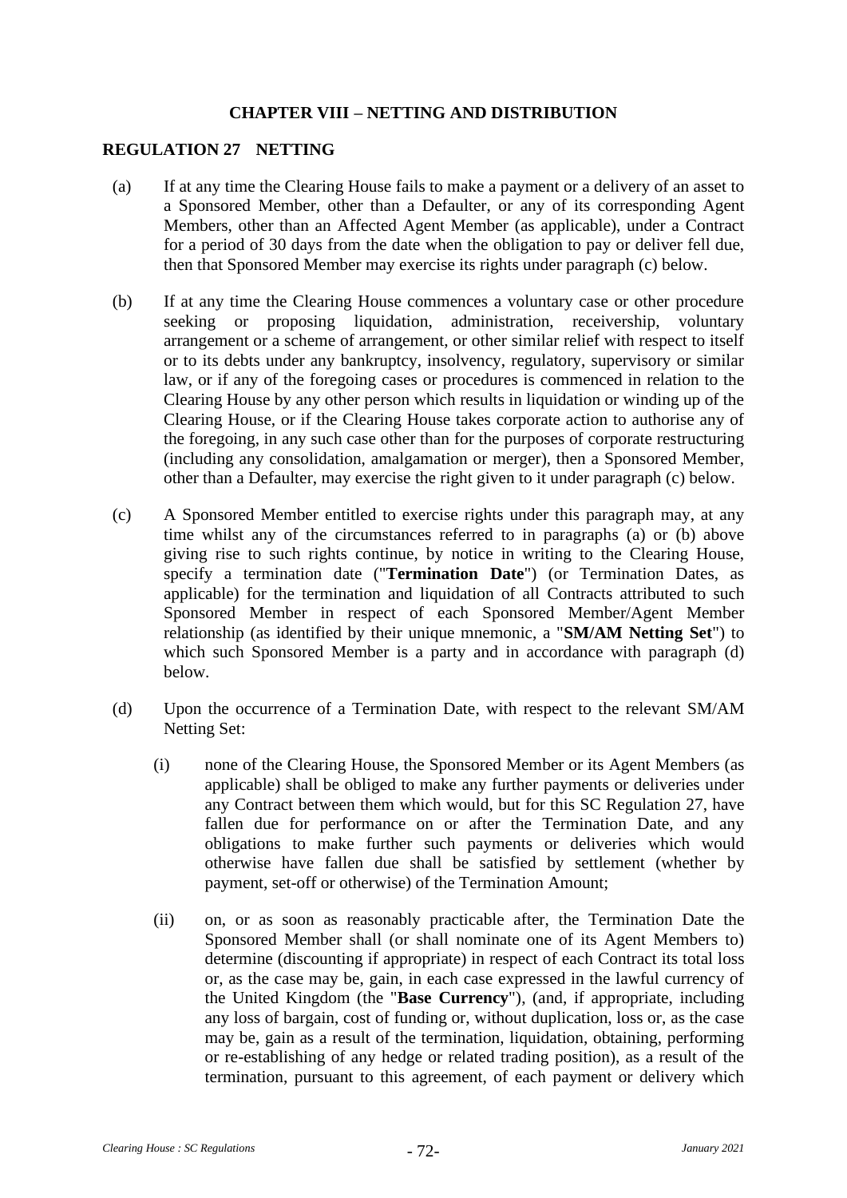## CHAPTER VIII – NETTING AND DISTRIBUTION

### REGULATION 27 NETTING

(a) If at any time the Clearing House fails to make a payment or a delivery of an asset to a Sponsored Member, other than a Defaulter, or any of its corresponding Agent Members, other than an Affected Agent Member (as applicable), under a Contract for a period of 30 days from the date when the obligation to pay or deliver fell due, then that Sponsored Member may exercise its rights under paragraph (c) below.

(b) If at any time the Clearing House commences a voluntary case or other procedure seeking or proposing liquidation, administration, receivership, voluntary arrangement or a scheme of arrangement, or other similar relief with respect to itself or to its debts under any bankruptcy, insolvency, regulatory, supervisory or similar law, or if any of the foregoing cases or procedures is commenced in relation to the Clearing House by any other person which results in liquidation or winding up of the Clearing House, or if the Clearing House takes corporate action to authorise any of the foregoing, in any such case other than for the purposes of corporate restructuring (including any consolidation, amalgamation or merger), then a Sponsored Member, other than a Defaulter, may exercise the right given to it under paragraph (c) below.

(c) A Sponsored Member entitled to exercise rights under this paragraph may, at any time whilst any of the circumstances referred to in paragraphs (a) or (b) above giving rise to such rights continue, by notice in writing to the Clearing House, specify a termination date ("**Termination Date**") (or Termination Dates, as applicable) for the termination and liquidation of all Contracts attributed to such Sponsored Member in respect of each Sponsored Member/Agent Member relationship (as identified by their unique mnemonic, a "**SM/AM Netting Set**") to which such Sponsored Member is a party and in accordance with paragraph (d) below.

(d) Upon the occurrence of a Termination Date, with respect to the relevant SM/AM Netting Set:

   (i) none of the Clearing House, the Sponsored Member or its Agent Members (as applicable) shall be obliged to make any further payments or deliveries under any Contract between them which would, but for this SC Regulation 27, have fallen due for performance on or after the Termination Date, and any obligations to make further such payments or deliveries which would otherwise have fallen due shall be satisfied by settlement (whether by payment, set-off or otherwise) of the Termination Amount;

   (ii) on, or as soon as reasonably practicable after, the Termination Date the Sponsored Member shall (or shall nominate one of its Agent Members to) determine (discounting if appropriate) in respect of each Contract its total loss or, as the case may be, gain, in each case expressed in the lawful currency of the United Kingdom (the "**Base Currency**"), (and, if appropriate, including any loss of bargain, cost of funding or, without duplication, loss or, as the case may be, gain as a result of the termination, liquidation, obtaining, performing or re-establishing of any hedge or related trading position), as a result of the termination, pursuant to this agreement, of each payment or delivery which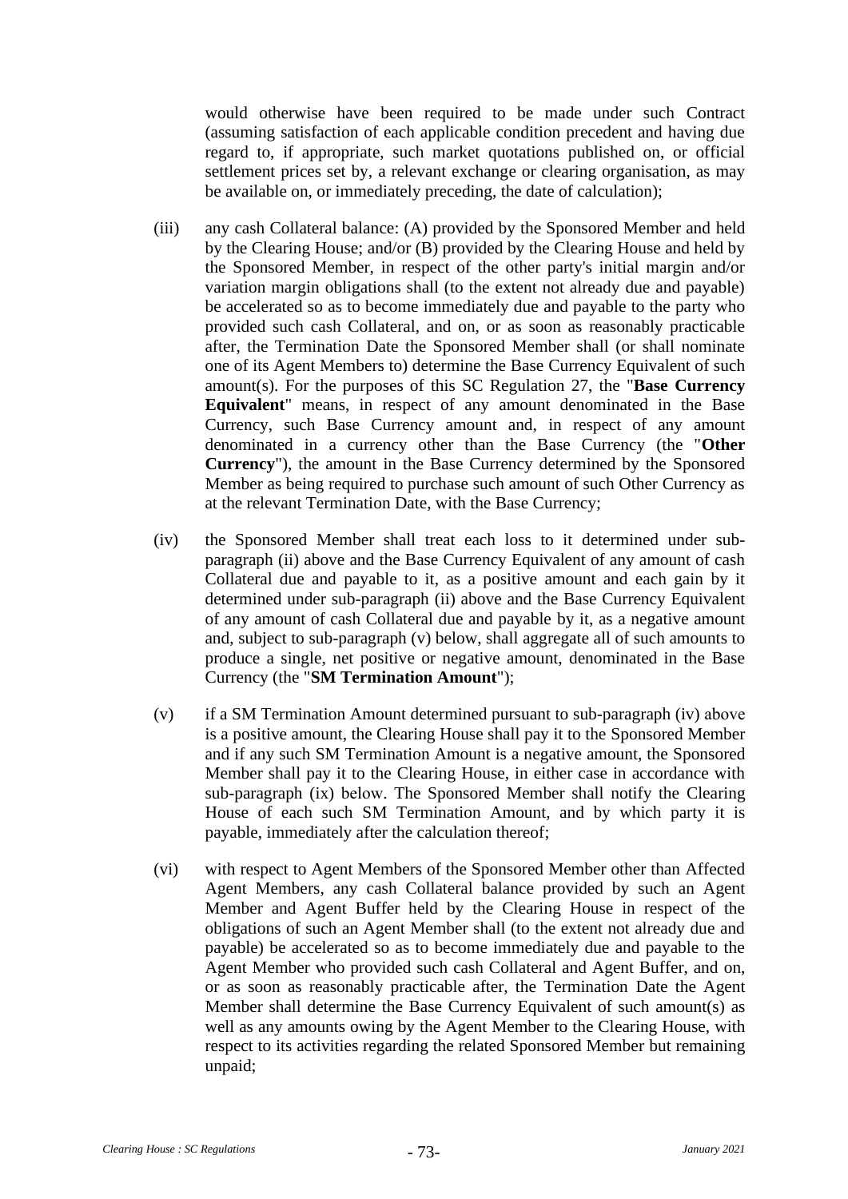would otherwise have been required to be made under such Contract (assuming satisfaction of each applicable condition precedent and having due regard to, if appropriate, such market quotations published on, or official settlement prices set by, a relevant exchange or clearing organisation, as may be available on, or immediately preceding, the date of calculation);

(iii) any cash Collateral balance: (A) provided by the Sponsored Member and held by the Clearing House; and/or (B) provided by the Clearing House and held by the Sponsored Member, in respect of the other party's initial margin and/or variation margin obligations shall (to the extent not already due and payable) be accelerated so as to become immediately due and payable to the party who provided such cash Collateral, and on, or as soon as reasonably practicable after, the Termination Date the Sponsored Member shall (or shall nominate one of its Agent Members to) determine the Base Currency Equivalent of such amount(s). For the purposes of this SC Regulation 27, the "**Base Currency Equivalent**" means, in respect of any amount denominated in the Base Currency, such Base Currency amount and, in respect of any amount denominated in a currency other than the Base Currency (the "**Other Currency**"), the amount in the Base Currency determined by the Sponsored Member as being required to purchase such amount of such Other Currency as at the relevant Termination Date, with the Base Currency;

(iv) the Sponsored Member shall treat each loss to it determined under sub-paragraph (ii) above and the Base Currency Equivalent of any amount of cash Collateral due and payable to it, as a positive amount and each gain by it determined under sub-paragraph (ii) above and the Base Currency Equivalent of any amount of cash Collateral due and payable by it, as a negative amount and, subject to sub-paragraph (v) below, shall aggregate all of such amounts to produce a single, net positive or negative amount, denominated in the Base Currency (the "**SM Termination Amount**");

(v) if a SM Termination Amount determined pursuant to sub-paragraph (iv) above is a positive amount, the Clearing House shall pay it to the Sponsored Member and if any such SM Termination Amount is a negative amount, the Sponsored Member shall pay it to the Clearing House, in either case in accordance with sub-paragraph (ix) below. The Sponsored Member shall notify the Clearing House of each such SM Termination Amount, and by which party it is payable, immediately after the calculation thereof;

(vi) with respect to Agent Members of the Sponsored Member other than Affected Agent Members, any cash Collateral balance provided by such an Agent Member and Agent Buffer held by the Clearing House in respect of the obligations of such an Agent Member shall (to the extent not already due and payable) be accelerated so as to become immediately due and payable to the Agent Member who provided such cash Collateral and Agent Buffer, and on, or as soon as reasonably practicable after, the Termination Date the Agent Member shall determine the Base Currency Equivalent of such amount(s) as well as any amounts owing by the Agent Member to the Clearing House, with respect to its activities regarding the related Sponsored Member but remaining unpaid;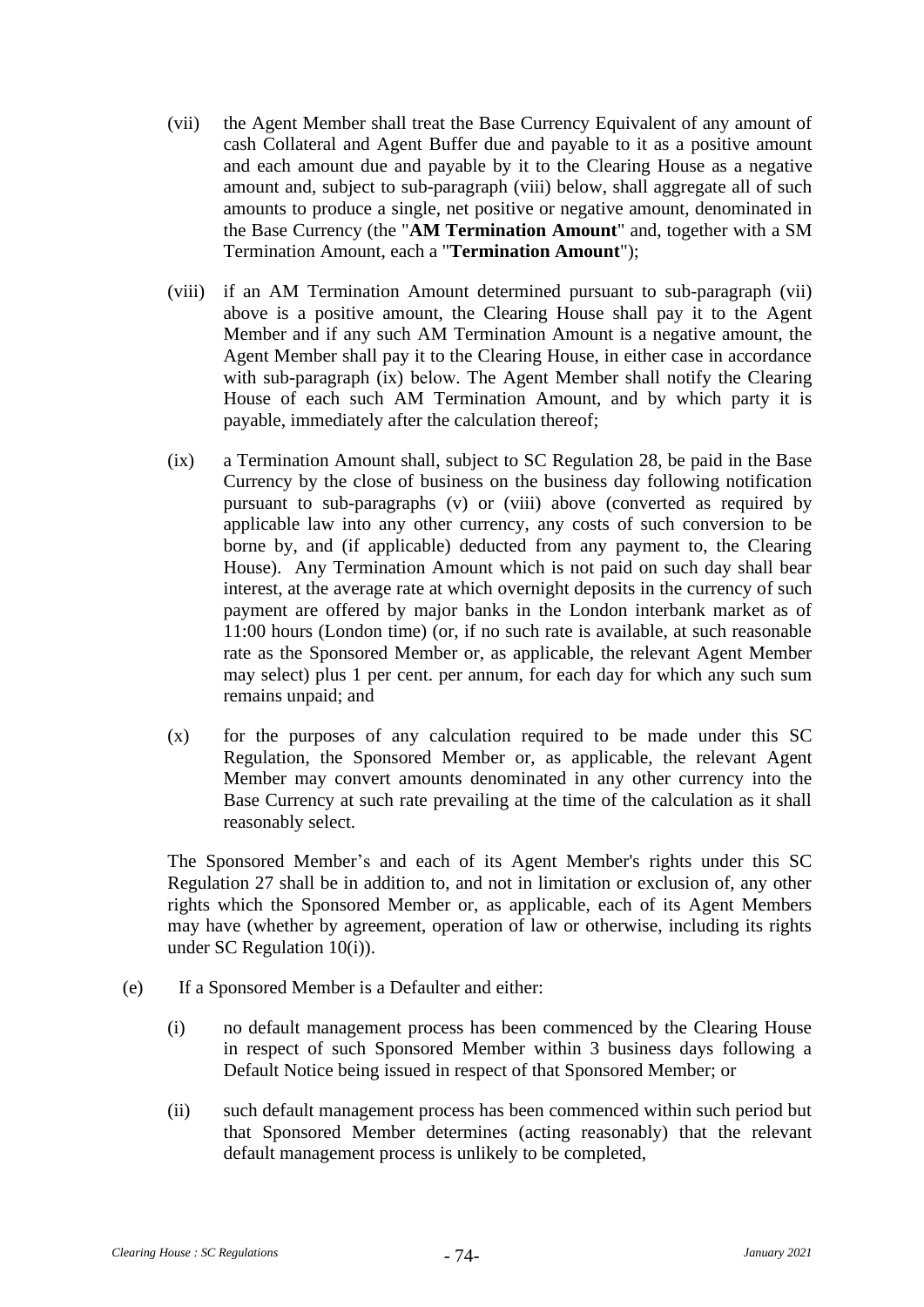(vii) the Agent Member shall treat the Base Currency Equivalent of any amount of cash Collateral and Agent Buffer due and payable to it as a positive amount and each amount due and payable by it to the Clearing House as a negative amount and, subject to sub-paragraph (viii) below, shall aggregate all of such amounts to produce a single, net positive or negative amount, denominated in the Base Currency (the "**AM Termination Amount**" and, together with a SM Termination Amount, each a "**Termination Amount**");

(viii) if an AM Termination Amount determined pursuant to sub-paragraph (vii) above is a positive amount, the Clearing House shall pay it to the Agent Member and if any such AM Termination Amount is a negative amount, the Agent Member shall pay it to the Clearing House, in either case in accordance with sub-paragraph (ix) below. The Agent Member shall notify the Clearing House of each such AM Termination Amount, and by which party it is payable, immediately after the calculation thereof;

(ix) a Termination Amount shall, subject to SC Regulation 28, be paid in the Base Currency by the close of business on the business day following notification pursuant to sub-paragraphs (v) or (viii) above (converted as required by applicable law into any other currency, any costs of such conversion to be borne by, and (if applicable) deducted from any payment to, the Clearing House). Any Termination Amount which is not paid on such day shall bear interest, at the average rate at which overnight deposits in the currency of such payment are offered by major banks in the London interbank market as of 11:00 hours (London time) (or, if no such rate is available, at such reasonable rate as the Sponsored Member or, as applicable, the relevant Agent Member may select) plus 1 per cent. per annum, for each day for which any such sum remains unpaid; and

(x) for the purposes of any calculation required to be made under this SC Regulation, the Sponsored Member or, as applicable, the relevant Agent Member may convert amounts denominated in any other currency into the Base Currency at such rate prevailing at the time of the calculation as it shall reasonably select.

The Sponsored Member's and each of its Agent Member's rights under this SC Regulation 27 shall be in addition to, and not in limitation or exclusion of, any other rights which the Sponsored Member or, as applicable, each of its Agent Members may have (whether by agreement, operation of law or otherwise, including its rights under SC Regulation 10(i)).

(e) If a Sponsored Member is a Defaulter and either:

(i) no default management process has been commenced by the Clearing House in respect of such Sponsored Member within 3 business days following a Default Notice being issued in respect of that Sponsored Member; or

(ii) such default management process has been commenced within such period but that Sponsored Member determines (acting reasonably) that the relevant default management process is unlikely to be completed,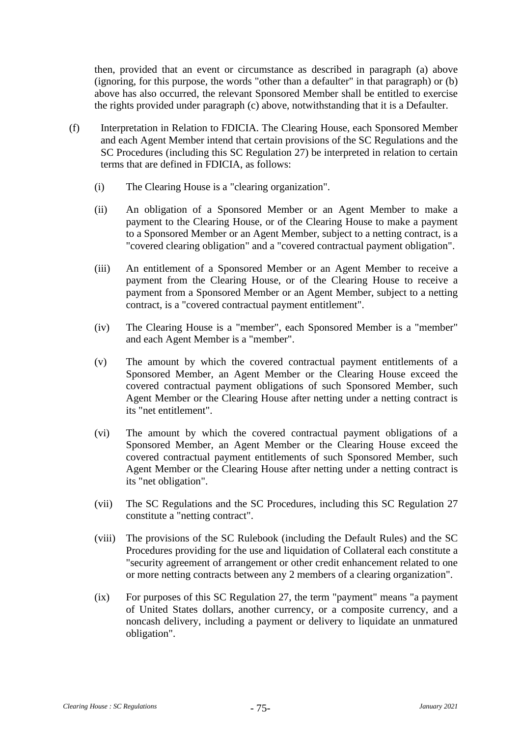then, provided that an event or circumstance as described in paragraph (a) above (ignoring, for this purpose, the words "other than a defaulter" in that paragraph) or (b) above has also occurred, the relevant Sponsored Member shall be entitled to exercise the rights provided under paragraph (c) above, notwithstanding that it is a Defaulter.

(f) Interpretation in Relation to FDICIA. The Clearing House, each Sponsored Member and each Agent Member intend that certain provisions of the SC Regulations and the SC Procedures (including this SC Regulation 27) be interpreted in relation to certain terms that are defined in FDICIA, as follows:

(i) The Clearing House is a "clearing organization".

(ii) An obligation of a Sponsored Member or an Agent Member to make a payment to the Clearing House, or of the Clearing House to make a payment to a Sponsored Member or an Agent Member, subject to a netting contract, is a "covered clearing obligation" and a "covered contractual payment obligation".

(iii) An entitlement of a Sponsored Member or an Agent Member to receive a payment from the Clearing House, or of the Clearing House to receive a payment from a Sponsored Member or an Agent Member, subject to a netting contract, is a "covered contractual payment entitlement".

(iv) The Clearing House is a "member", each Sponsored Member is a "member" and each Agent Member is a "member".

(v) The amount by which the covered contractual payment entitlements of a Sponsored Member, an Agent Member or the Clearing House exceed the covered contractual payment obligations of such Sponsored Member, such Agent Member or the Clearing House after netting under a netting contract is its "net entitlement".

(vi) The amount by which the covered contractual payment obligations of a Sponsored Member, an Agent Member or the Clearing House exceed the covered contractual payment entitlements of such Sponsored Member, such Agent Member or the Clearing House after netting under a netting contract is its "net obligation".

(vii) The SC Regulations and the SC Procedures, including this SC Regulation 27 constitute a "netting contract".

(viii) The provisions of the SC Rulebook (including the Default Rules) and the SC Procedures providing for the use and liquidation of Collateral each constitute a "security agreement of arrangement or other credit enhancement related to one or more netting contracts between any 2 members of a clearing organization".

(ix) For purposes of this SC Regulation 27, the term "payment" means "a payment of United States dollars, another currency, or a composite currency, and a noncash delivery, including a payment or delivery to liquidate an unmatured obligation".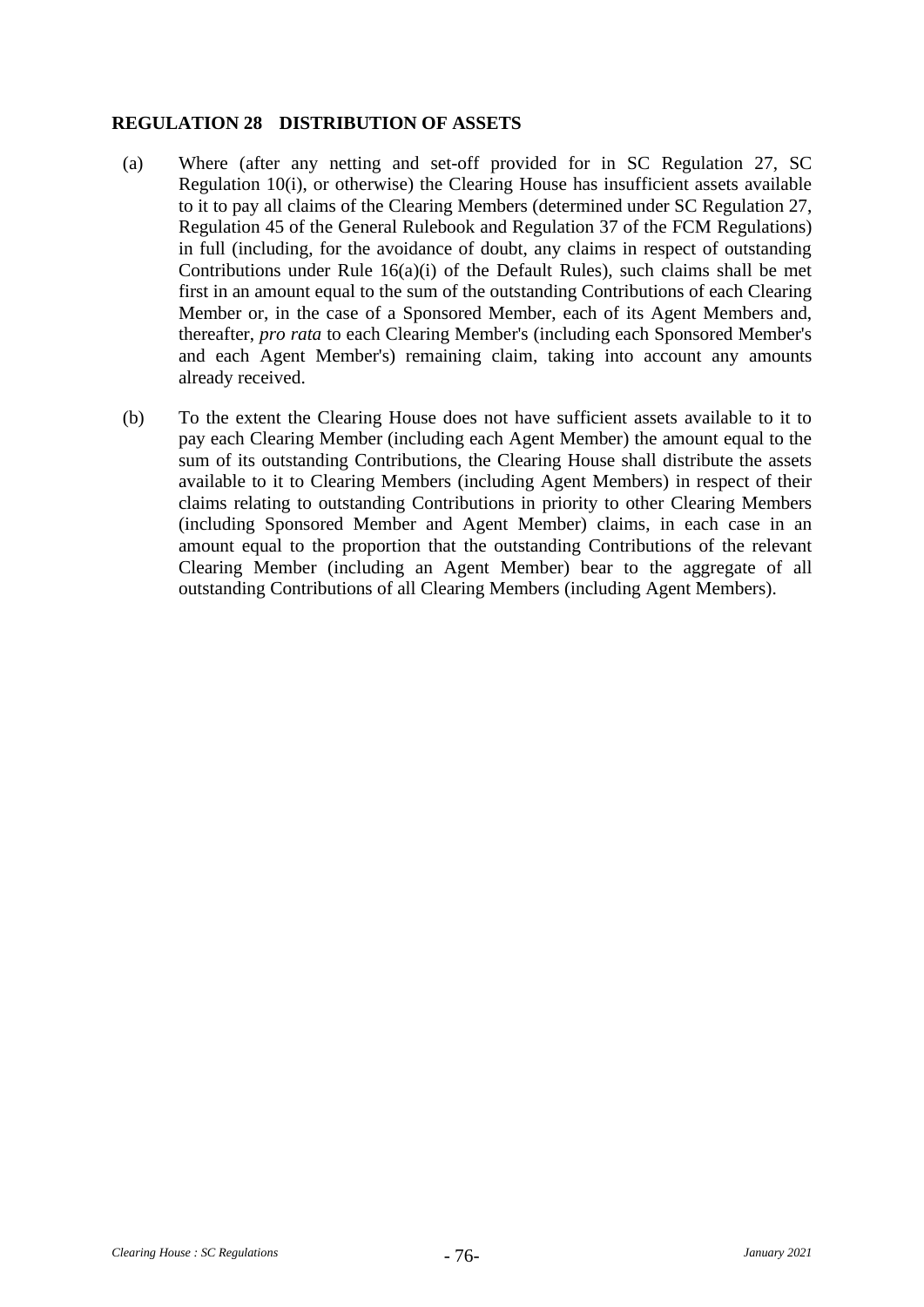## REGULATION 28 DISTRIBUTION OF ASSETS

(a) Where (after any netting and set-off provided for in SC Regulation 27, SC Regulation 10(i), or otherwise) the Clearing House has insufficient assets available to it to pay all claims of the Clearing Members (determined under SC Regulation 27, Regulation 45 of the General Rulebook and Regulation 37 of the FCM Regulations) in full (including, for the avoidance of doubt, any claims in respect of outstanding Contributions under Rule 16(a)(i) of the Default Rules), such claims shall be met first in an amount equal to the sum of the outstanding Contributions of each Clearing Member or, in the case of a Sponsored Member, each of its Agent Members and, thereafter, *pro rata* to each Clearing Member's (including each Sponsored Member's and each Agent Member's) remaining claim, taking into account any amounts already received.

(b) To the extent the Clearing House does not have sufficient assets available to it to pay each Clearing Member (including each Agent Member) the amount equal to the sum of its outstanding Contributions, the Clearing House shall distribute the assets available to it to Clearing Members (including Agent Members) in respect of their claims relating to outstanding Contributions in priority to other Clearing Members (including Sponsored Member and Agent Member) claims, in each case in an amount equal to the proportion that the outstanding Contributions of the relevant Clearing Member (including an Agent Member) bear to the aggregate of all outstanding Contributions of all Clearing Members (including Agent Members).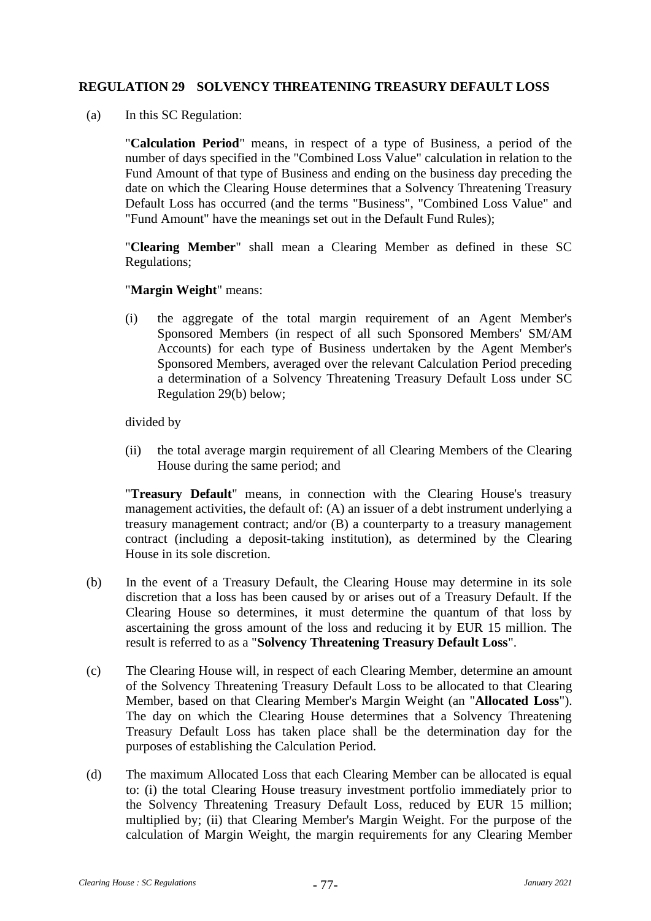## REGULATION 29 SOLVENCY THREATENING TREASURY DEFAULT LOSS

(a) In this SC Regulation:

"**Calculation Period**" means, in respect of a type of Business, a period of the number of days specified in the "Combined Loss Value" calculation in relation to the Fund Amount of that type of Business and ending on the business day preceding the date on which the Clearing House determines that a Solvency Threatening Treasury Default Loss has occurred (and the terms "Business", "Combined Loss Value" and "Fund Amount" have the meanings set out in the Default Fund Rules);

"**Clearing Member**" shall mean a Clearing Member as defined in these SC Regulations;

"**Margin Weight**" means:

(i) the aggregate of the total margin requirement of an Agent Member's Sponsored Members (in respect of all such Sponsored Members' SM/AM Accounts) for each type of Business undertaken by the Agent Member's Sponsored Members, averaged over the relevant Calculation Period preceding a determination of a Solvency Threatening Treasury Default Loss under SC Regulation 29(b) below;

divided by

(ii) the total average margin requirement of all Clearing Members of the Clearing House during the same period; and

"**Treasury Default**" means, in connection with the Clearing House's treasury management activities, the default of: (A) an issuer of a debt instrument underlying a treasury management contract; and/or (B) a counterparty to a treasury management contract (including a deposit-taking institution), as determined by the Clearing House in its sole discretion.

(b) In the event of a Treasury Default, the Clearing House may determine in its sole discretion that a loss has been caused by or arises out of a Treasury Default. If the Clearing House so determines, it must determine the quantum of that loss by ascertaining the gross amount of the loss and reducing it by EUR 15 million. The result is referred to as a "**Solvency Threatening Treasury Default Loss**".

(c) The Clearing House will, in respect of each Clearing Member, determine an amount of the Solvency Threatening Treasury Default Loss to be allocated to that Clearing Member, based on that Clearing Member's Margin Weight (an "**Allocated Loss**"). The day on which the Clearing House determines that a Solvency Threatening Treasury Default Loss has taken place shall be the determination day for the purposes of establishing the Calculation Period.

(d) The maximum Allocated Loss that each Clearing Member can be allocated is equal to: (i) the total Clearing House treasury investment portfolio immediately prior to the Solvency Threatening Treasury Default Loss, reduced by EUR 15 million; multiplied by; (ii) that Clearing Member's Margin Weight. For the purpose of the calculation of Margin Weight, the margin requirements for any Clearing Member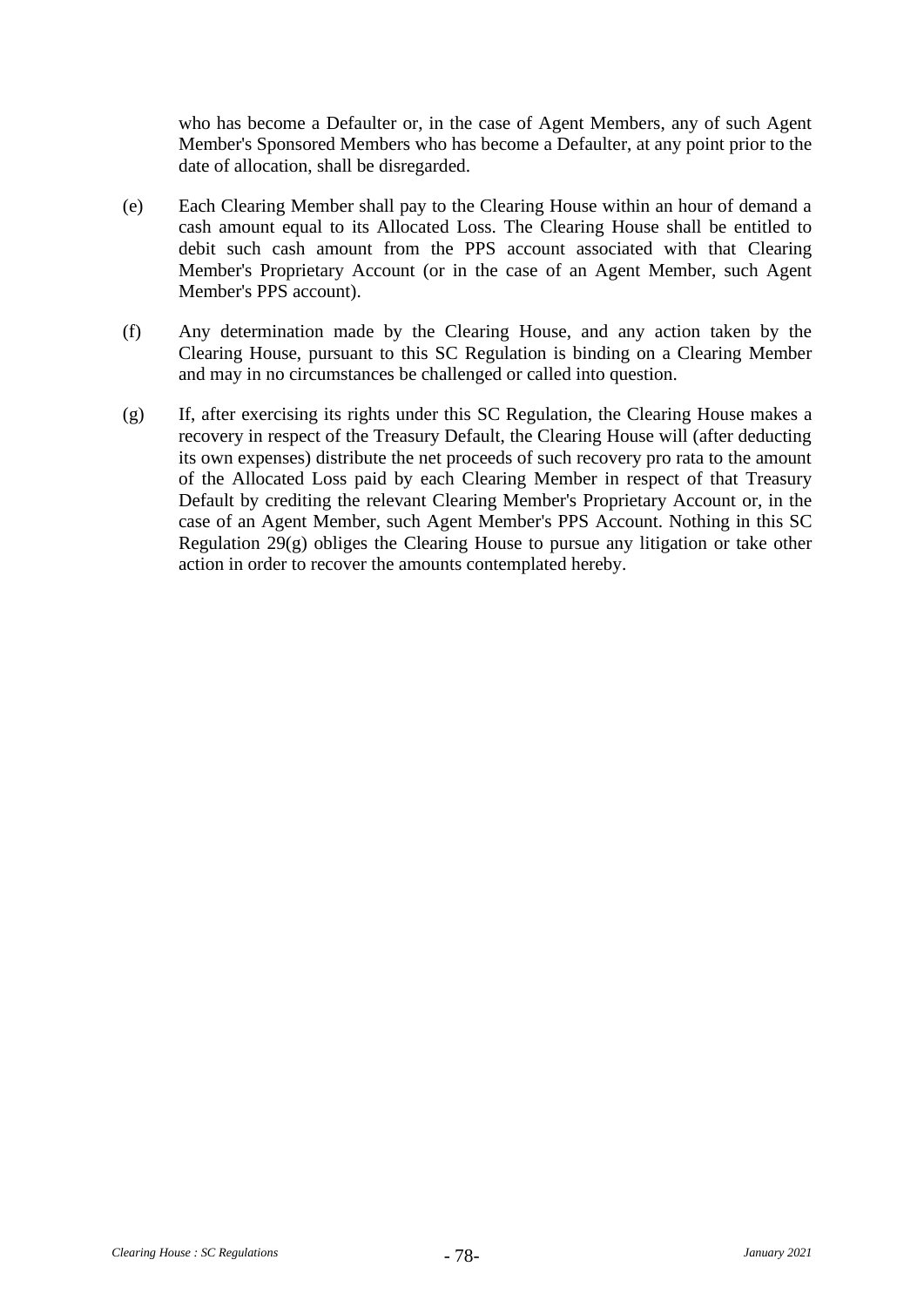who has become a Defaulter or, in the case of Agent Members, any of such Agent Member's Sponsored Members who has become a Defaulter, at any point prior to the date of allocation, shall be disregarded.

(e) Each Clearing Member shall pay to the Clearing House within an hour of demand a cash amount equal to its Allocated Loss. The Clearing House shall be entitled to debit such cash amount from the PPS account associated with that Clearing Member's Proprietary Account (or in the case of an Agent Member, such Agent Member's PPS account).

(f) Any determination made by the Clearing House, and any action taken by the Clearing House, pursuant to this SC Regulation is binding on a Clearing Member and may in no circumstances be challenged or called into question.

(g) If, after exercising its rights under this SC Regulation, the Clearing House makes a recovery in respect of the Treasury Default, the Clearing House will (after deducting its own expenses) distribute the net proceeds of such recovery pro rata to the amount of the Allocated Loss paid by each Clearing Member in respect of that Treasury Default by crediting the relevant Clearing Member's Proprietary Account or, in the case of an Agent Member, such Agent Member's PPS Account. Nothing in this SC Regulation 29(g) obliges the Clearing House to pursue any litigation or take other action in order to recover the amounts contemplated hereby.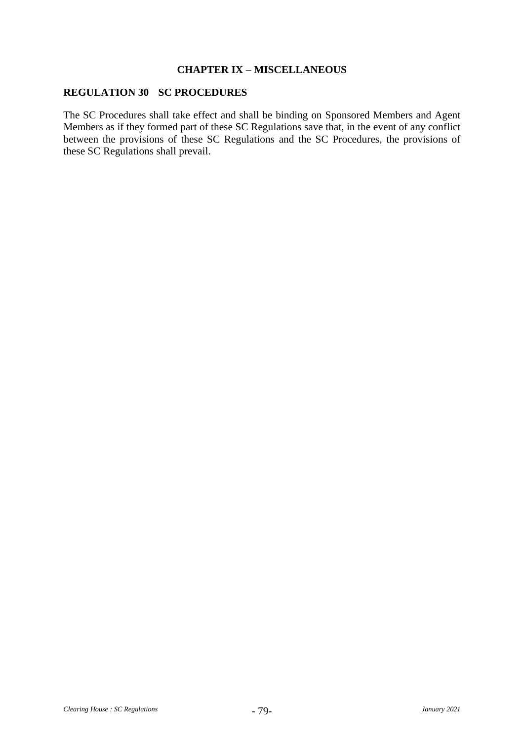# CHAPTER IX – MISCELLANEOUS

## REGULATION 30 SC PROCEDURES

The SC Procedures shall take effect and shall be binding on Sponsored Members and Agent Members as if they formed part of these SC Regulations save that, in the event of any conflict between the provisions of these SC Regulations and the SC Procedures, the provisions of these SC Regulations shall prevail.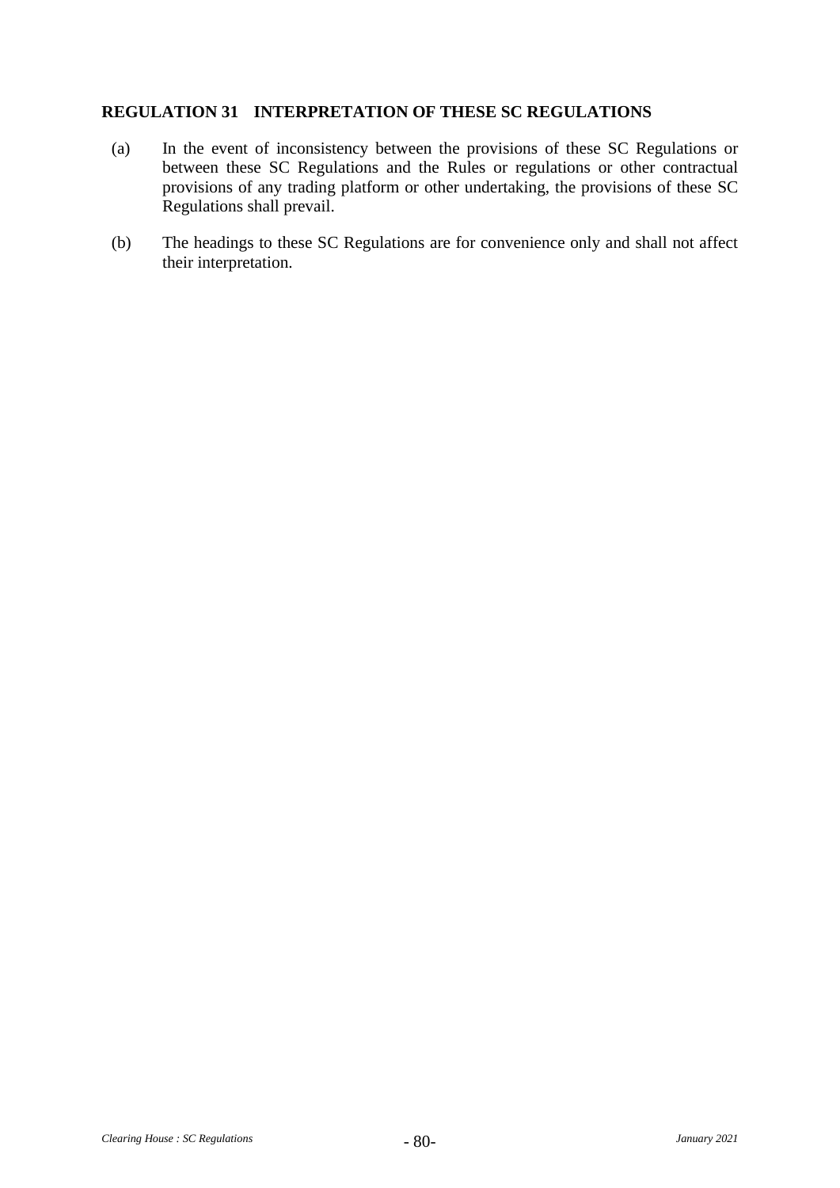## REGULATION 31 INTERPRETATION OF THESE SC REGULATIONS

(a) In the event of inconsistency between the provisions of these SC Regulations or between these SC Regulations and the Rules or regulations or other contractual provisions of any trading platform or other undertaking, the provisions of these SC Regulations shall prevail.

(b) The headings to these SC Regulations are for convenience only and shall not affect their interpretation.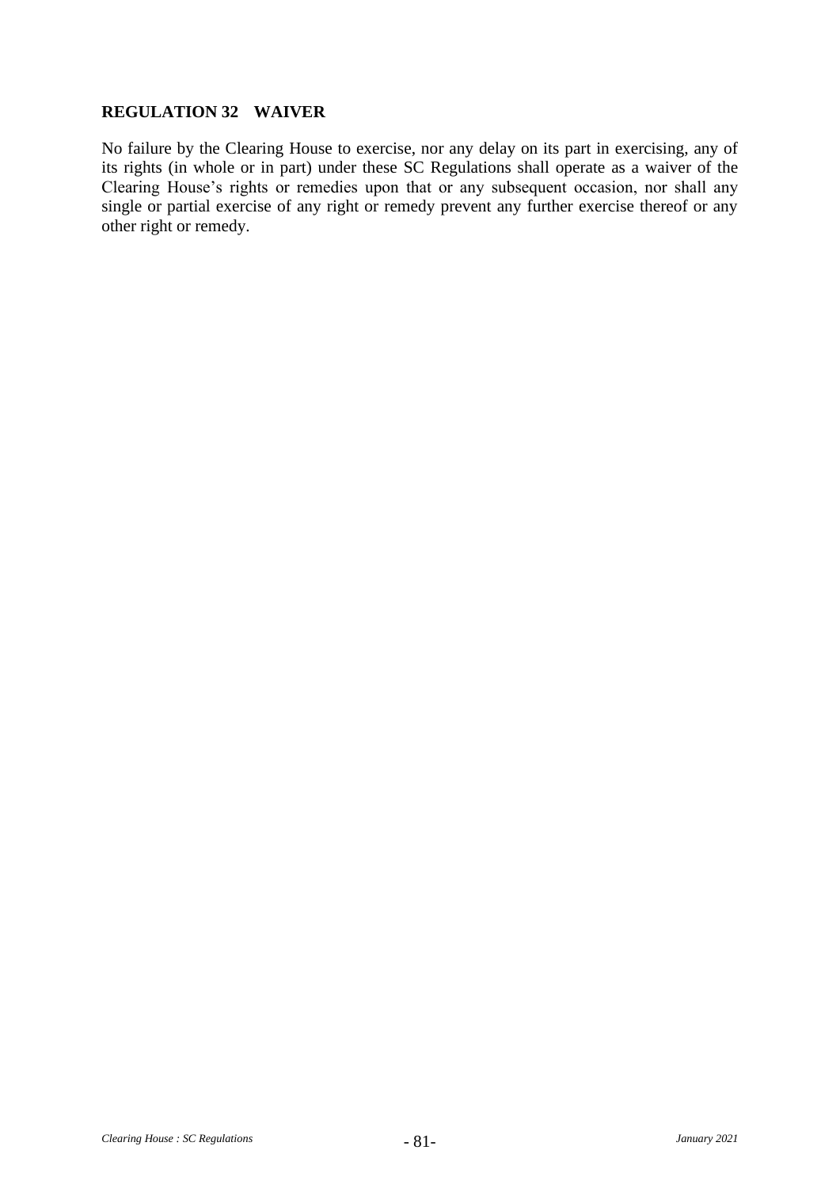## REGULATION 32 WAIVER

No failure by the Clearing House to exercise, nor any delay on its part in exercising, any of its rights (in whole or in part) under these SC Regulations shall operate as a waiver of the Clearing House's rights or remedies upon that or any subsequent occasion, nor shall any single or partial exercise of any right or remedy prevent any further exercise thereof or any other right or remedy.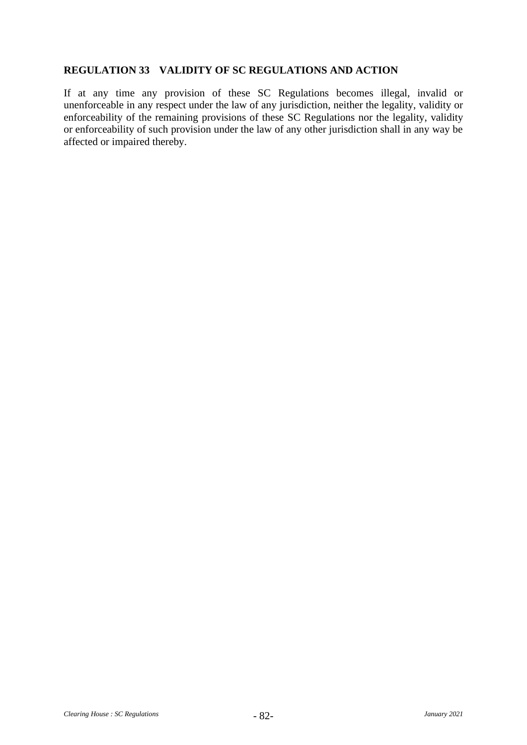## REGULATION 33 VALIDITY OF SC REGULATIONS AND ACTION

If at any time any provision of these SC Regulations becomes illegal, invalid or unenforceable in any respect under the law of any jurisdiction, neither the legality, validity or enforceability of the remaining provisions of these SC Regulations nor the legality, validity or enforceability of such provision under the law of any other jurisdiction shall in any way be affected or impaired thereby.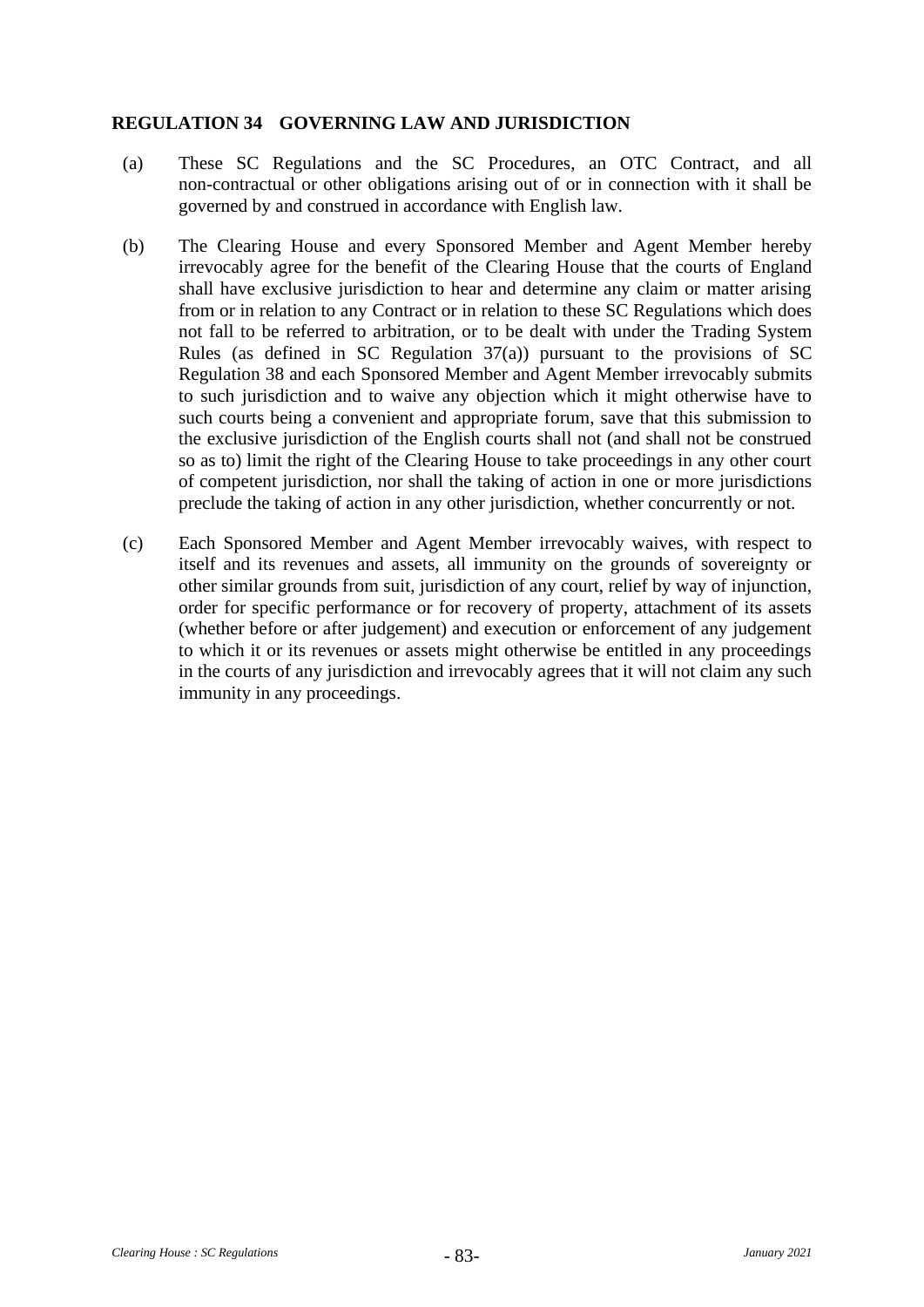## REGULATION 34 GOVERNING LAW AND JURISDICTION

(a) These SC Regulations and the SC Procedures, an OTC Contract, and all non-contractual or other obligations arising out of or in connection with it shall be governed by and construed in accordance with English law.

(b) The Clearing House and every Sponsored Member and Agent Member hereby irrevocably agree for the benefit of the Clearing House that the courts of England shall have exclusive jurisdiction to hear and determine any claim or matter arising from or in relation to any Contract or in relation to these SC Regulations which does not fall to be referred to arbitration, or to be dealt with under the Trading System Rules (as defined in SC Regulation 37(a)) pursuant to the provisions of SC Regulation 38 and each Sponsored Member and Agent Member irrevocably submits to such jurisdiction and to waive any objection which it might otherwise have to such courts being a convenient and appropriate forum, save that this submission to the exclusive jurisdiction of the English courts shall not (and shall not be construed so as to) limit the right of the Clearing House to take proceedings in any other court of competent jurisdiction, nor shall the taking of action in one or more jurisdictions preclude the taking of action in any other jurisdiction, whether concurrently or not.

(c) Each Sponsored Member and Agent Member irrevocably waives, with respect to itself and its revenues and assets, all immunity on the grounds of sovereignty or other similar grounds from suit, jurisdiction of any court, relief by way of injunction, order for specific performance or for recovery of property, attachment of its assets (whether before or after judgement) and execution or enforcement of any judgement to which it or its revenues or assets might otherwise be entitled in any proceedings in the courts of any jurisdiction and irrevocably agrees that it will not claim any such immunity in any proceedings.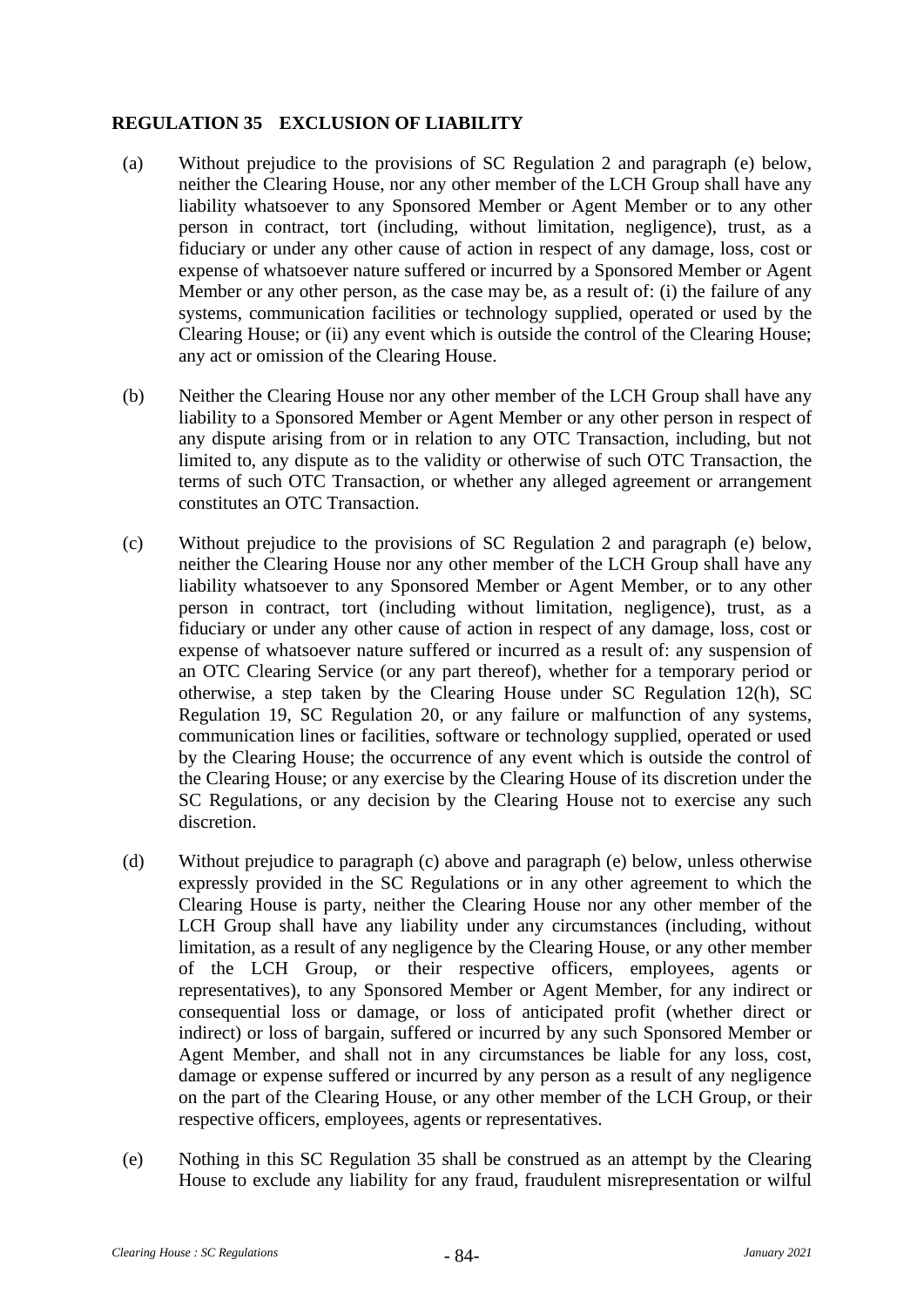## REGULATION 35 EXCLUSION OF LIABILITY

(a) Without prejudice to the provisions of SC Regulation 2 and paragraph (e) below, neither the Clearing House, nor any other member of the LCH Group shall have any liability whatsoever to any Sponsored Member or Agent Member or to any other person in contract, tort (including, without limitation, negligence), trust, as a fiduciary or under any other cause of action in respect of any damage, loss, cost or expense of whatsoever nature suffered or incurred by a Sponsored Member or Agent Member or any other person, as the case may be, as a result of: (i) the failure of any systems, communication facilities or technology supplied, operated or used by the Clearing House; or (ii) any event which is outside the control of the Clearing House; any act or omission of the Clearing House.

(b) Neither the Clearing House nor any other member of the LCH Group shall have any liability to a Sponsored Member or Agent Member or any other person in respect of any dispute arising from or in relation to any OTC Transaction, including, but not limited to, any dispute as to the validity or otherwise of such OTC Transaction, the terms of such OTC Transaction, or whether any alleged agreement or arrangement constitutes an OTC Transaction.

(c) Without prejudice to the provisions of SC Regulation 2 and paragraph (e) below, neither the Clearing House nor any other member of the LCH Group shall have any liability whatsoever to any Sponsored Member or Agent Member, or to any other person in contract, tort (including without limitation, negligence), trust, as a fiduciary or under any other cause of action in respect of any damage, loss, cost or expense of whatsoever nature suffered or incurred as a result of: any suspension of an OTC Clearing Service (or any part thereof), whether for a temporary period or otherwise, a step taken by the Clearing House under SC Regulation 12(h), SC Regulation 19, SC Regulation 20, or any failure or malfunction of any systems, communication lines or facilities, software or technology supplied, operated or used by the Clearing House; the occurrence of any event which is outside the control of the Clearing House; or any exercise by the Clearing House of its discretion under the SC Regulations, or any decision by the Clearing House not to exercise any such discretion.

(d) Without prejudice to paragraph (c) above and paragraph (e) below, unless otherwise expressly provided in the SC Regulations or in any other agreement to which the Clearing House is party, neither the Clearing House nor any other member of the LCH Group shall have any liability under any circumstances (including, without limitation, as a result of any negligence by the Clearing House, or any other member of the LCH Group, or their respective officers, employees, agents or representatives), to any Sponsored Member or Agent Member, for any indirect or consequential loss or damage, or loss of anticipated profit (whether direct or indirect) or loss of bargain, suffered or incurred by any such Sponsored Member or Agent Member, and shall not in any circumstances be liable for any loss, cost, damage or expense suffered or incurred by any person as a result of any negligence on the part of the Clearing House, or any other member of the LCH Group, or their respective officers, employees, agents or representatives.

(e) Nothing in this SC Regulation 35 shall be construed as an attempt by the Clearing House to exclude any liability for any fraud, fraudulent misrepresentation or wilful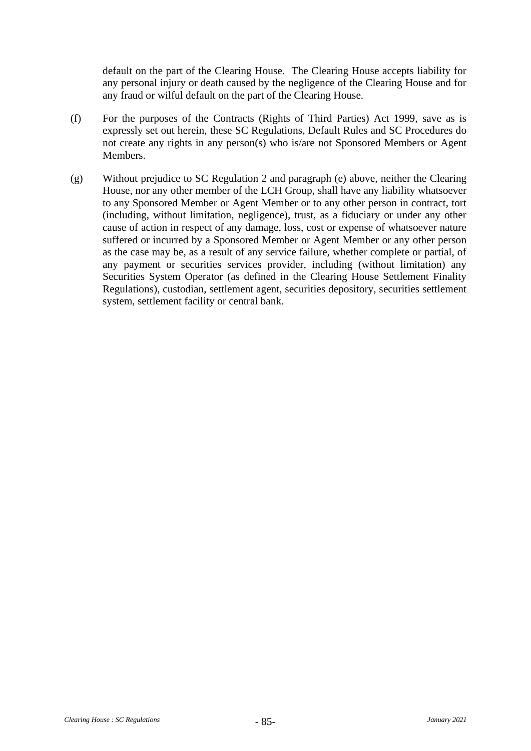default on the part of the Clearing House. The Clearing House accepts liability for any personal injury or death caused by the negligence of the Clearing House and for any fraud or wilful default on the part of the Clearing House.

(f) For the purposes of the Contracts (Rights of Third Parties) Act 1999, save as is expressly set out herein, these SC Regulations, Default Rules and SC Procedures do not create any rights in any person(s) who is/are not Sponsored Members or Agent Members.

(g) Without prejudice to SC Regulation 2 and paragraph (e) above, neither the Clearing House, nor any other member of the LCH Group, shall have any liability whatsoever to any Sponsored Member or Agent Member or to any other person in contract, tort (including, without limitation, negligence), trust, as a fiduciary or under any other cause of action in respect of any damage, loss, cost or expense of whatsoever nature suffered or incurred by a Sponsored Member or Agent Member or any other person as the case may be, as a result of any service failure, whether complete or partial, of any payment or securities services provider, including (without limitation) any Securities System Operator (as defined in the Clearing House Settlement Finality Regulations), custodian, settlement agent, securities depository, securities settlement system, settlement facility or central bank.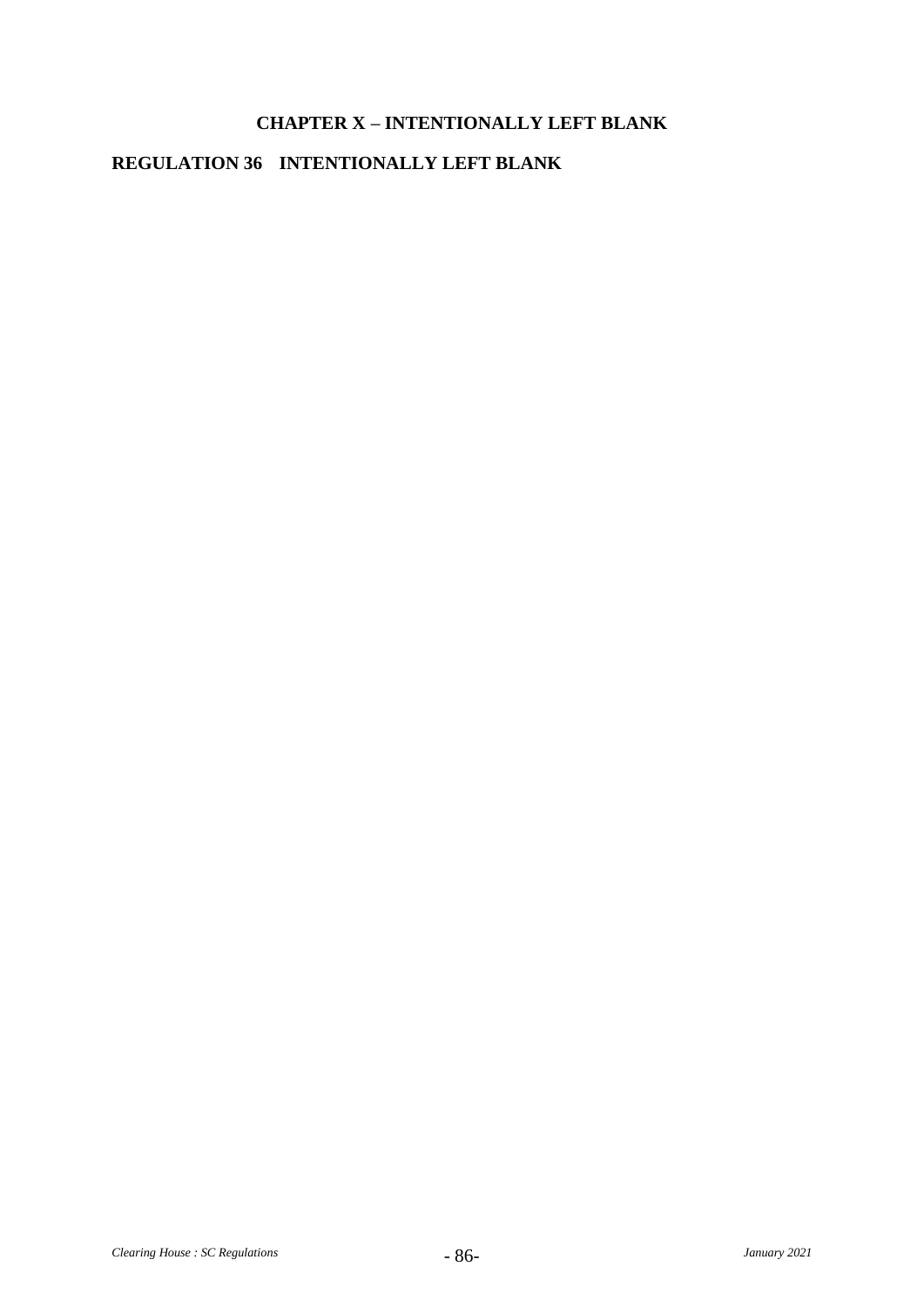## CHAPTER X – INTENTIONALLY LEFT BLANK

### REGULATION 36 INTENTIONALLY LEFT BLANK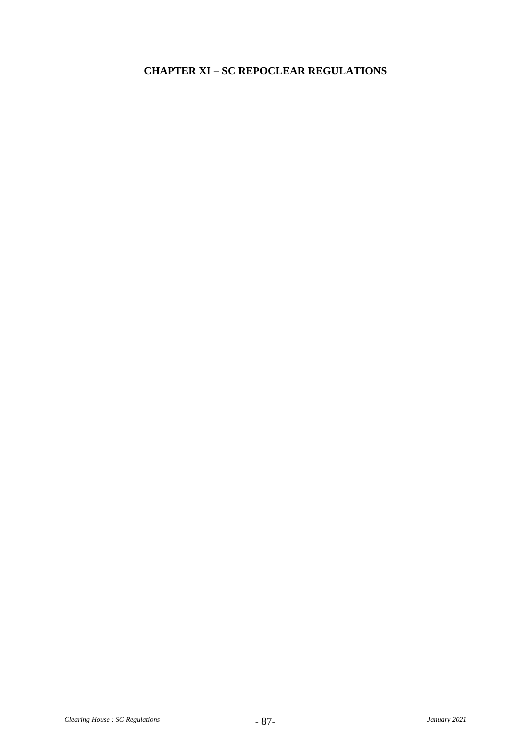# CHAPTER XI – SC REPOCLEAR REGULATIONS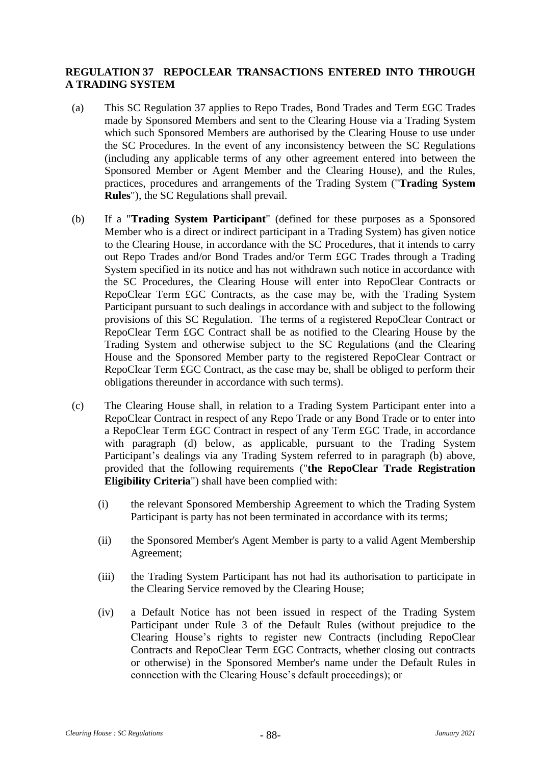## REGULATION 37 REPOCLEAR TRANSACTIONS ENTERED INTO THROUGH A TRADING SYSTEM

(a) This SC Regulation 37 applies to Repo Trades, Bond Trades and Term £GC Trades made by Sponsored Members and sent to the Clearing House via a Trading System which such Sponsored Members are authorised by the Clearing House to use under the SC Procedures. In the event of any inconsistency between the SC Regulations (including any applicable terms of any other agreement entered into between the Sponsored Member or Agent Member and the Clearing House), and the Rules, practices, procedures and arrangements of the Trading System ("**Trading System Rules**"), the SC Regulations shall prevail.

(b) If a "**Trading System Participant**" (defined for these purposes as a Sponsored Member who is a direct or indirect participant in a Trading System) has given notice to the Clearing House, in accordance with the SC Procedures, that it intends to carry out Repo Trades and/or Bond Trades and/or Term £GC Trades through a Trading System specified in its notice and has not withdrawn such notice in accordance with the SC Procedures, the Clearing House will enter into RepoClear Contracts or RepoClear Term £GC Contracts, as the case may be, with the Trading System Participant pursuant to such dealings in accordance with and subject to the following provisions of this SC Regulation. The terms of a registered RepoClear Contract or RepoClear Term £GC Contract shall be as notified to the Clearing House by the Trading System and otherwise subject to the SC Regulations (and the Clearing House and the Sponsored Member party to the registered RepoClear Contract or RepoClear Term £GC Contract, as the case may be, shall be obliged to perform their obligations thereunder in accordance with such terms).

(c) The Clearing House shall, in relation to a Trading System Participant enter into a RepoClear Contract in respect of any Repo Trade or any Bond Trade or to enter into a RepoClear Term £GC Contract in respect of any Term £GC Trade, in accordance with paragraph (d) below, as applicable, pursuant to the Trading System Participant's dealings via any Trading System referred to in paragraph (b) above, provided that the following requirements ("**the RepoClear Trade Registration Eligibility Criteria**") shall have been complied with:

   (i) the relevant Sponsored Membership Agreement to which the Trading System Participant is party has not been terminated in accordance with its terms;

   (ii) the Sponsored Member's Agent Member is party to a valid Agent Membership Agreement;

   (iii) the Trading System Participant has not had its authorisation to participate in the Clearing Service removed by the Clearing House;

   (iv) a Default Notice has not been issued in respect of the Trading System Participant under Rule 3 of the Default Rules (without prejudice to the Clearing House's rights to register new Contracts (including RepoClear Contracts and RepoClear Term £GC Contracts, whether closing out contracts or otherwise) in the Sponsored Member's name under the Default Rules in connection with the Clearing House's default proceedings); or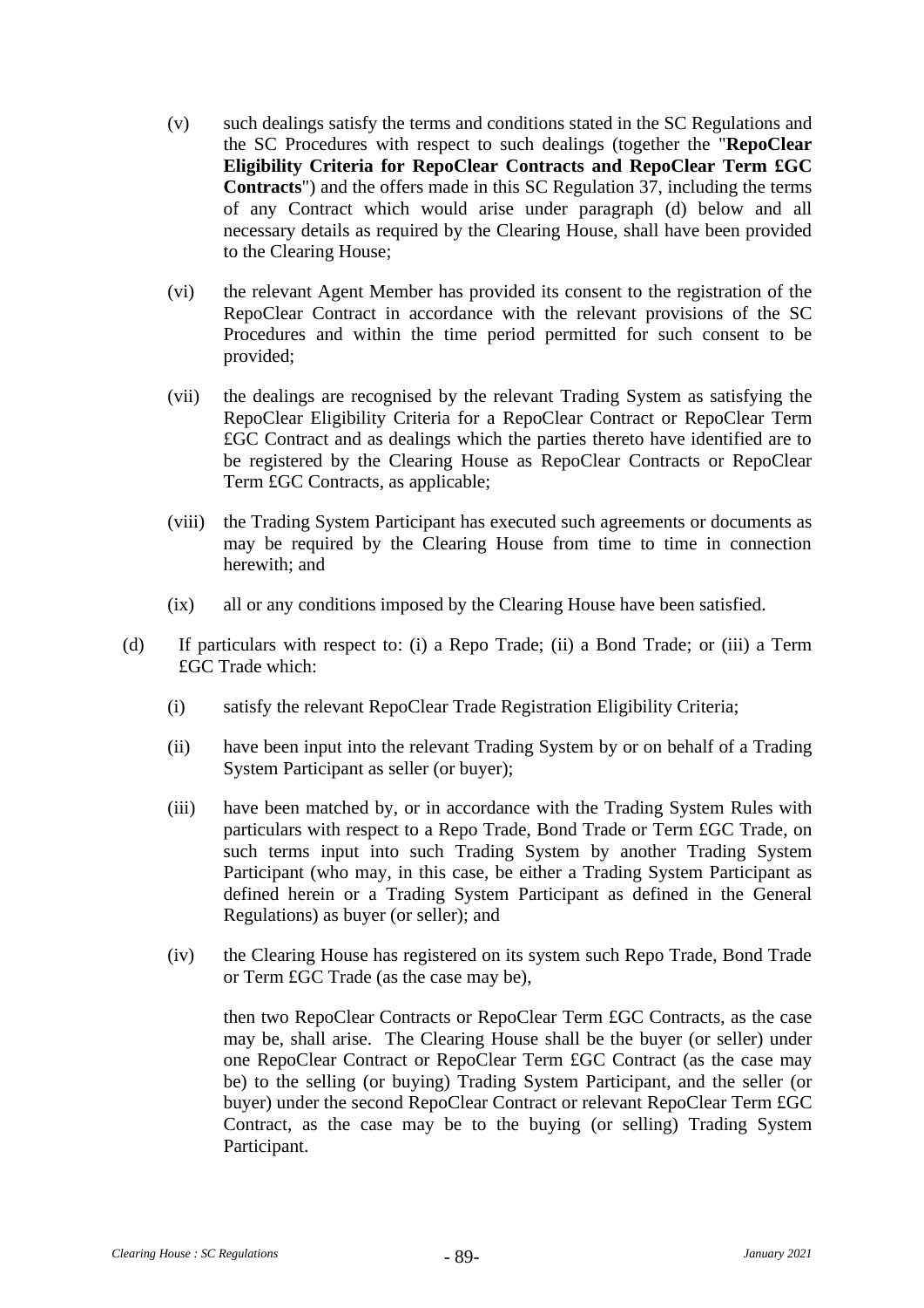(v) such dealings satisfy the terms and conditions stated in the SC Regulations and the SC Procedures with respect to such dealings (together the "**RepoClear Eligibility Criteria for RepoClear Contracts and RepoClear Term £GC Contracts**") and the offers made in this SC Regulation 37, including the terms of any Contract which would arise under paragraph (d) below and all necessary details as required by the Clearing House, shall have been provided to the Clearing House;

(vi) the relevant Agent Member has provided its consent to the registration of the RepoClear Contract in accordance with the relevant provisions of the SC Procedures and within the time period permitted for such consent to be provided;

(vii) the dealings are recognised by the relevant Trading System as satisfying the RepoClear Eligibility Criteria for a RepoClear Contract or RepoClear Term £GC Contract and as dealings which the parties thereto have identified are to be registered by the Clearing House as RepoClear Contracts or RepoClear Term £GC Contracts, as applicable;

(viii) the Trading System Participant has executed such agreements or documents as may be required by the Clearing House from time to time in connection herewith; and

(ix) all or any conditions imposed by the Clearing House have been satisfied.

(d) If particulars with respect to: (i) a Repo Trade; (ii) a Bond Trade; or (iii) a Term £GC Trade which:

(i) satisfy the relevant RepoClear Trade Registration Eligibility Criteria;

(ii) have been input into the relevant Trading System by or on behalf of a Trading System Participant as seller (or buyer);

(iii) have been matched by, or in accordance with the Trading System Rules with particulars with respect to a Repo Trade, Bond Trade or Term £GC Trade, on such terms input into such Trading System by another Trading System Participant (who may, in this case, be either a Trading System Participant as defined herein or a Trading System Participant as defined in the General Regulations) as buyer (or seller); and

(iv) the Clearing House has registered on its system such Repo Trade, Bond Trade or Term £GC Trade (as the case may be),

then two RepoClear Contracts or RepoClear Term £GC Contracts, as the case may be, shall arise. The Clearing House shall be the buyer (or seller) under one RepoClear Contract or RepoClear Term £GC Contract (as the case may be) to the selling (or buying) Trading System Participant, and the seller (or buyer) under the second RepoClear Contract or relevant RepoClear Term £GC Contract, as the case may be to the buying (or selling) Trading System Participant.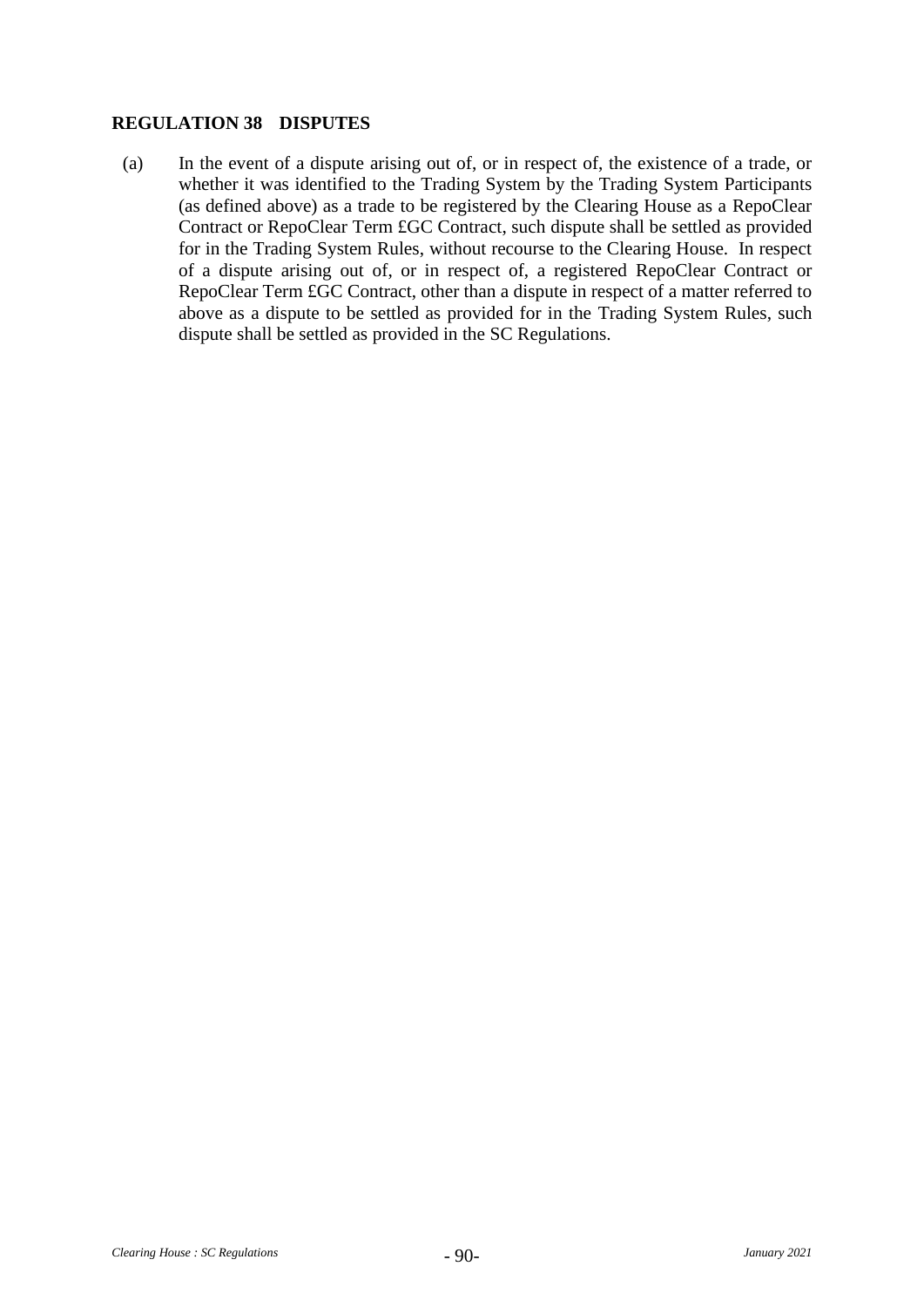## REGULATION 38 DISPUTES

(a) In the event of a dispute arising out of, or in respect of, the existence of a trade, or whether it was identified to the Trading System by the Trading System Participants (as defined above) as a trade to be registered by the Clearing House as a RepoClear Contract or RepoClear Term £GC Contract, such dispute shall be settled as provided for in the Trading System Rules, without recourse to the Clearing House. In respect of a dispute arising out of, or in respect of, a registered RepoClear Contract or RepoClear Term £GC Contract, other than a dispute in respect of a matter referred to above as a dispute to be settled as provided for in the Trading System Rules, such dispute shall be settled as provided in the SC Regulations.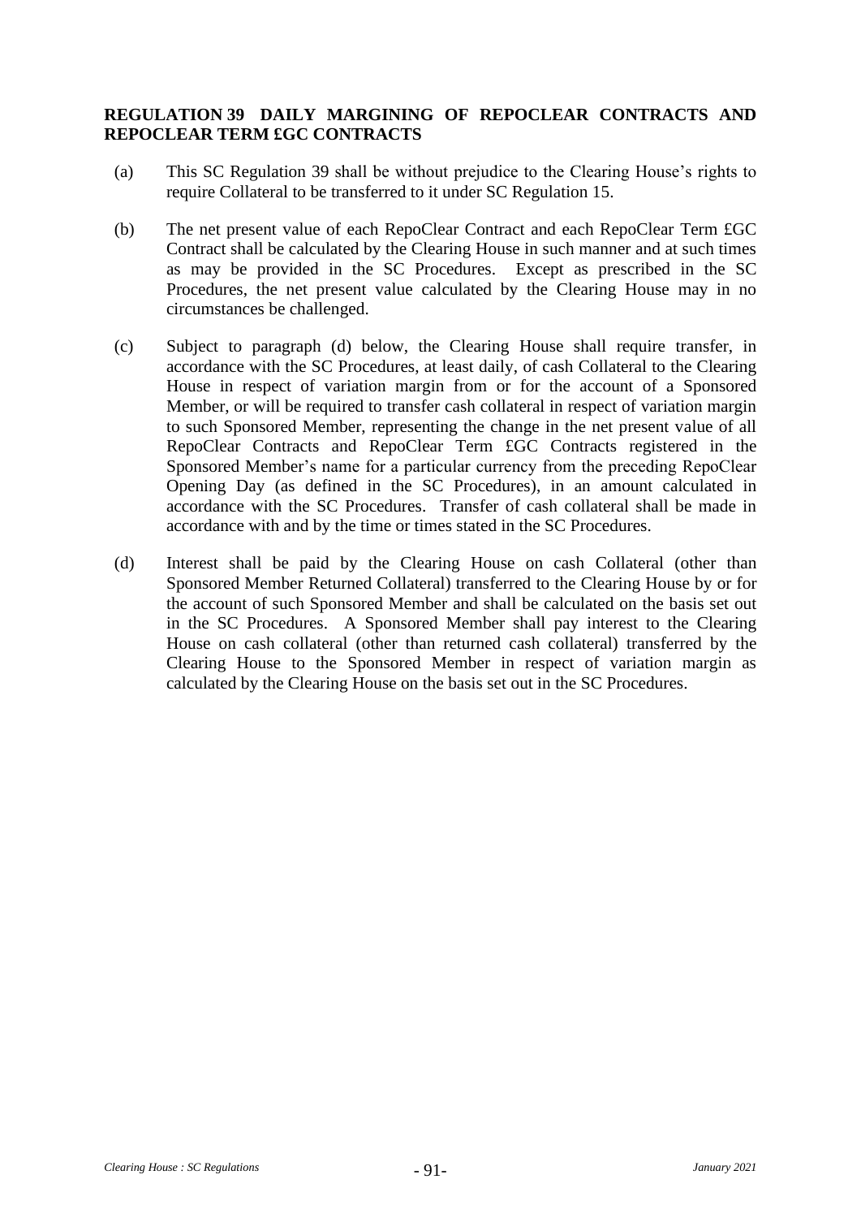## REGULATION 39 DAILY MARGINING OF REPOCLEAR CONTRACTS AND REPOCLEAR TERM £GC CONTRACTS

(a) This SC Regulation 39 shall be without prejudice to the Clearing House's rights to require Collateral to be transferred to it under SC Regulation 15.

(b) The net present value of each RepoClear Contract and each RepoClear Term £GC Contract shall be calculated by the Clearing House in such manner and at such times as may be provided in the SC Procedures. Except as prescribed in the SC Procedures, the net present value calculated by the Clearing House may in no circumstances be challenged.

(c) Subject to paragraph (d) below, the Clearing House shall require transfer, in accordance with the SC Procedures, at least daily, of cash Collateral to the Clearing House in respect of variation margin from or for the account of a Sponsored Member, or will be required to transfer cash collateral in respect of variation margin to such Sponsored Member, representing the change in the net present value of all RepoClear Contracts and RepoClear Term £GC Contracts registered in the Sponsored Member's name for a particular currency from the preceding RepoClear Opening Day (as defined in the SC Procedures), in an amount calculated in accordance with the SC Procedures. Transfer of cash collateral shall be made in accordance with and by the time or times stated in the SC Procedures.

(d) Interest shall be paid by the Clearing House on cash Collateral (other than Sponsored Member Returned Collateral) transferred to the Clearing House by or for the account of such Sponsored Member and shall be calculated on the basis set out in the SC Procedures. A Sponsored Member shall pay interest to the Clearing House on cash collateral (other than returned cash collateral) transferred by the Clearing House to the Sponsored Member in respect of variation margin as calculated by the Clearing House on the basis set out in the SC Procedures.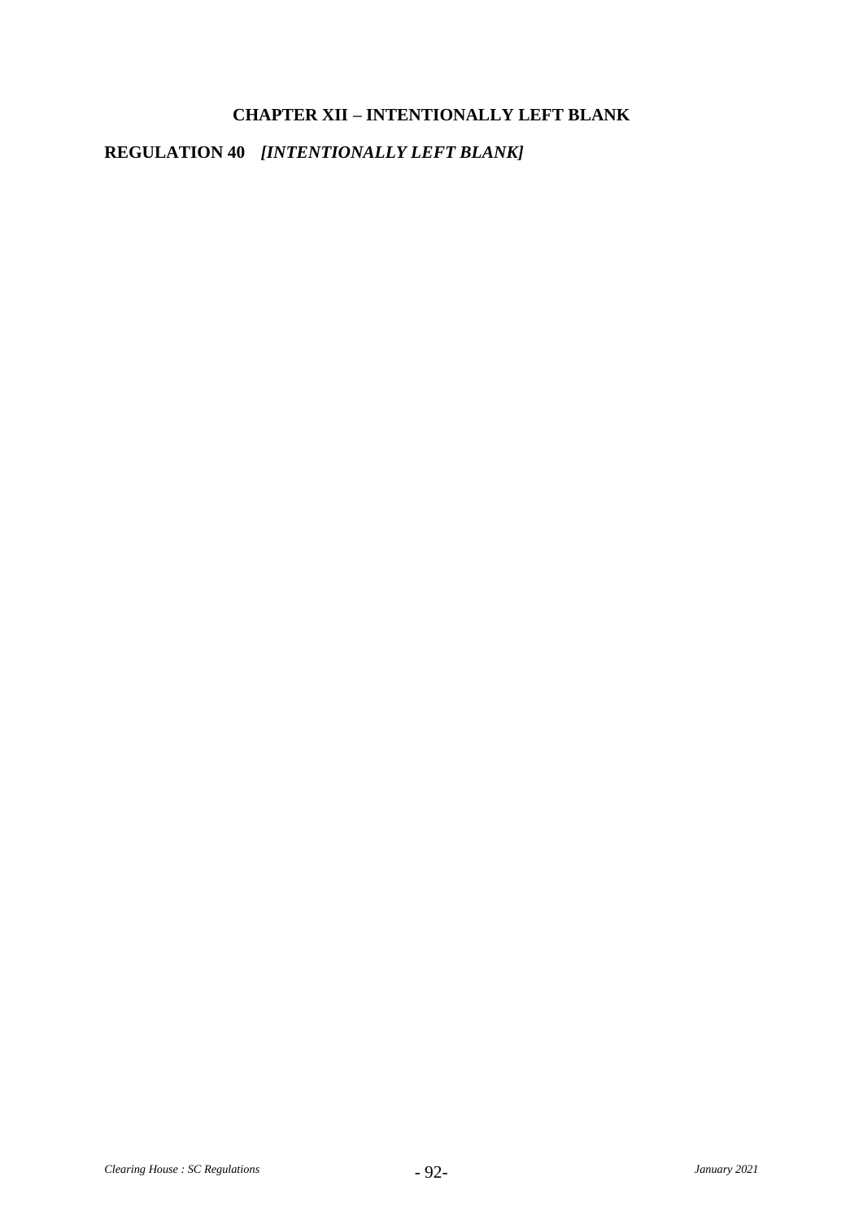## CHAPTER XII – INTENTIONALLY LEFT BLANK

**REGULATION 40** ***[INTENTIONALLY LEFT BLANK]***